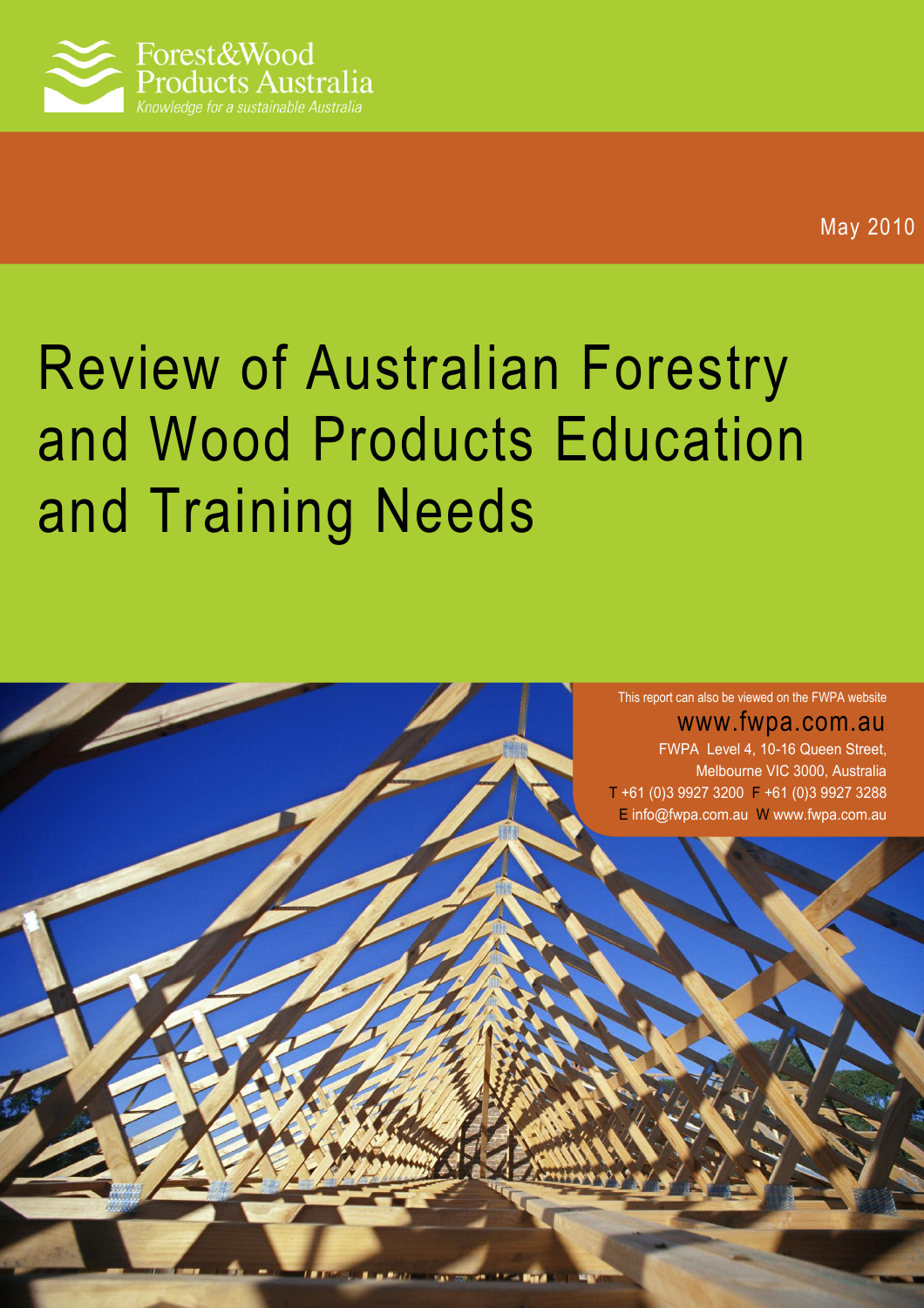Forest&Wood Products Australia

*Knowledge for a sustainable Australia*

May 2010

# Review of Australian Forestry and Wood Products Education and Training Needs

This report can also be viewed on the FWPA website

www.fwpa.com.au

FWPA Level 4, 10-16 Queen Street, Melbourne VIC 3000, Australia

T +61 (0)3 9927 3200 F +61 (0)3 9927 3288

E info@fwpa.com.au W www.fwpa.com.au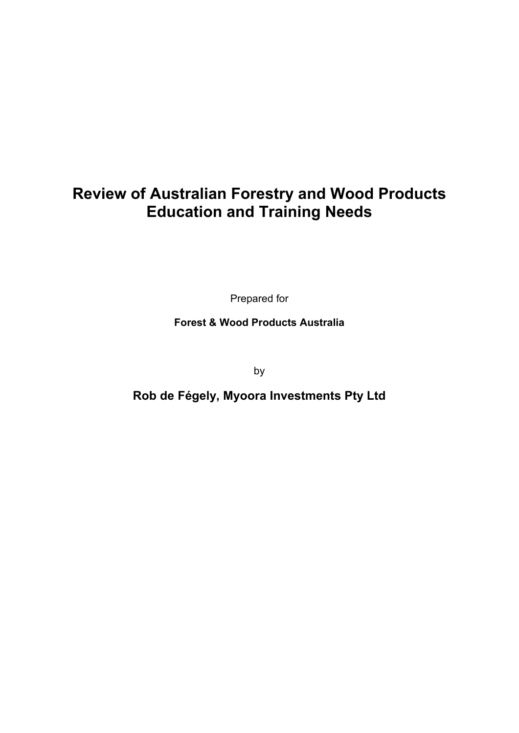# Review of Australian Forestry and Wood Products Education and Training Needs

Prepared for

**Forest & Wood Products Australia**

by

**Rob de Fégely, Myoora Investments Pty Ltd**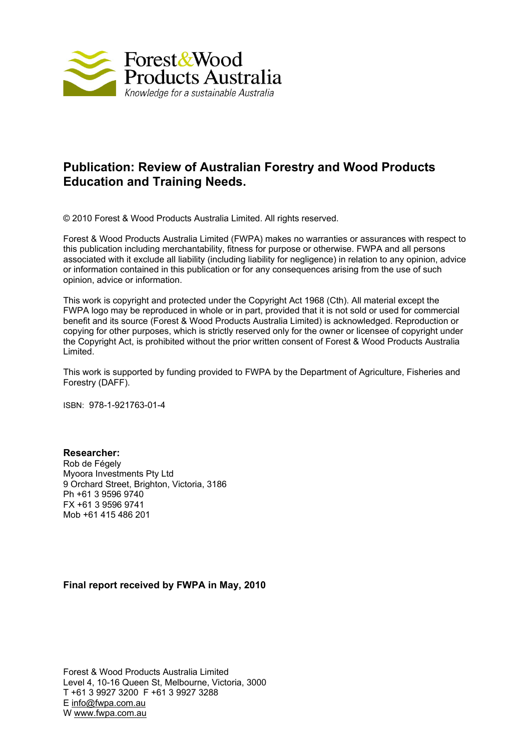Forest & Wood Products Australia

*Knowledge for a sustainable Australia*

## Publication: Review of Australian Forestry and Wood Products Education and Training Needs.

© 2010 Forest & Wood Products Australia Limited. All rights reserved.

Forest & Wood Products Australia Limited (FWPA) makes no warranties or assurances with respect to this publication including merchantability, fitness for purpose or otherwise. FWPA and all persons associated with it exclude all liability (including liability for negligence) in relation to any opinion, advice or information contained in this publication or for any consequences arising from the use of such opinion, advice or information.

This work is copyright and protected under the Copyright Act 1968 (Cth). All material except the FWPA logo may be reproduced in whole or in part, provided that it is not sold or used for commercial benefit and its source (Forest & Wood Products Australia Limited) is acknowledged. Reproduction or copying for other purposes, which is strictly reserved only for the owner or licensee of copyright under the Copyright Act, is prohibited without the prior written consent of Forest & Wood Products Australia Limited.

This work is supported by funding provided to FWPA by the Department of Agriculture, Fisheries and Forestry (DAFF).

ISBN: 978-1-921763-01-4

**Researcher:**
Rob de Fégely
Myoora Investments Pty Ltd
9 Orchard Street, Brighton, Victoria, 3186
Ph +61 3 9596 9740
FX +61 3 9596 9741
Mob +61 415 486 201

**Final report received by FWPA in May, 2010**

Forest & Wood Products Australia Limited
Level 4, 10-16 Queen St, Melbourne, Victoria, 3000
T +61 3 9927 3200 F +61 3 9927 3288
E info@fwpa.com.au
W www.fwpa.com.au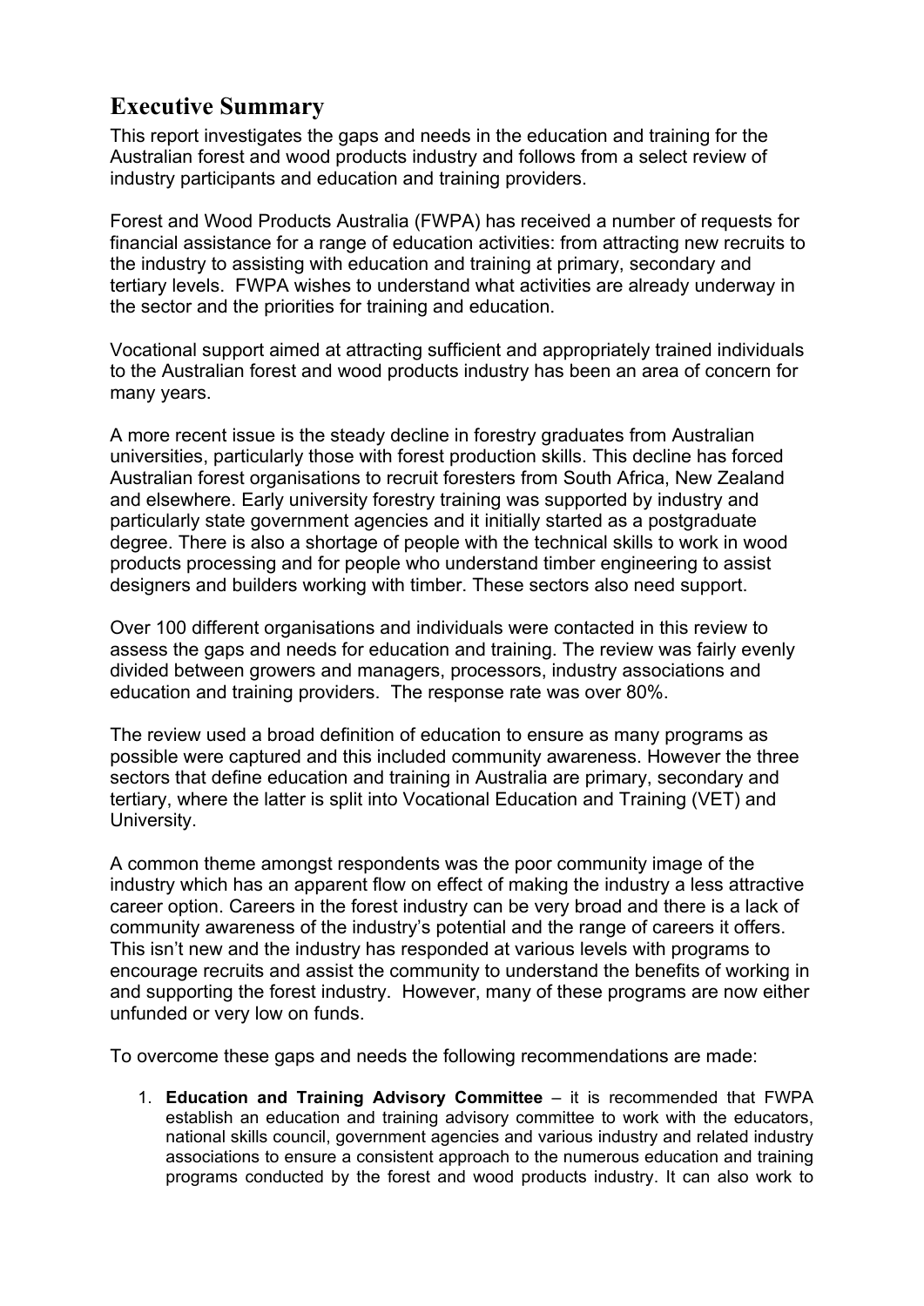## Executive Summary

This report investigates the gaps and needs in the education and training for the Australian forest and wood products industry and follows from a select review of industry participants and education and training providers.

Forest and Wood Products Australia (FWPA) has received a number of requests for financial assistance for a range of education activities: from attracting new recruits to the industry to assisting with education and training at primary, secondary and tertiary levels. FWPA wishes to understand what activities are already underway in the sector and the priorities for training and education.

Vocational support aimed at attracting sufficient and appropriately trained individuals to the Australian forest and wood products industry has been an area of concern for many years.

A more recent issue is the steady decline in forestry graduates from Australian universities, particularly those with forest production skills. This decline has forced Australian forest organisations to recruit foresters from South Africa, New Zealand and elsewhere. Early university forestry training was supported by industry and particularly state government agencies and it initially started as a postgraduate degree. There is also a shortage of people with the technical skills to work in wood products processing and for people who understand timber engineering to assist designers and builders working with timber. These sectors also need support.

Over 100 different organisations and individuals were contacted in this review to assess the gaps and needs for education and training. The review was fairly evenly divided between growers and managers, processors, industry associations and education and training providers. The response rate was over 80%.

The review used a broad definition of education to ensure as many programs as possible were captured and this included community awareness. However the three sectors that define education and training in Australia are primary, secondary and tertiary, where the latter is split into Vocational Education and Training (VET) and University.

A common theme amongst respondents was the poor community image of the industry which has an apparent flow on effect of making the industry a less attractive career option. Careers in the forest industry can be very broad and there is a lack of community awareness of the industry's potential and the range of careers it offers. This isn't new and the industry has responded at various levels with programs to encourage recruits and assist the community to understand the benefits of working in and supporting the forest industry. However, many of these programs are now either unfunded or very low on funds.

To overcome these gaps and needs the following recommendations are made:

1. **Education and Training Advisory Committee** – it is recommended that FWPA establish an education and training advisory committee to work with the educators, national skills council, government agencies and various industry and related industry associations to ensure a consistent approach to the numerous education and training programs conducted by the forest and wood products industry. It can also work to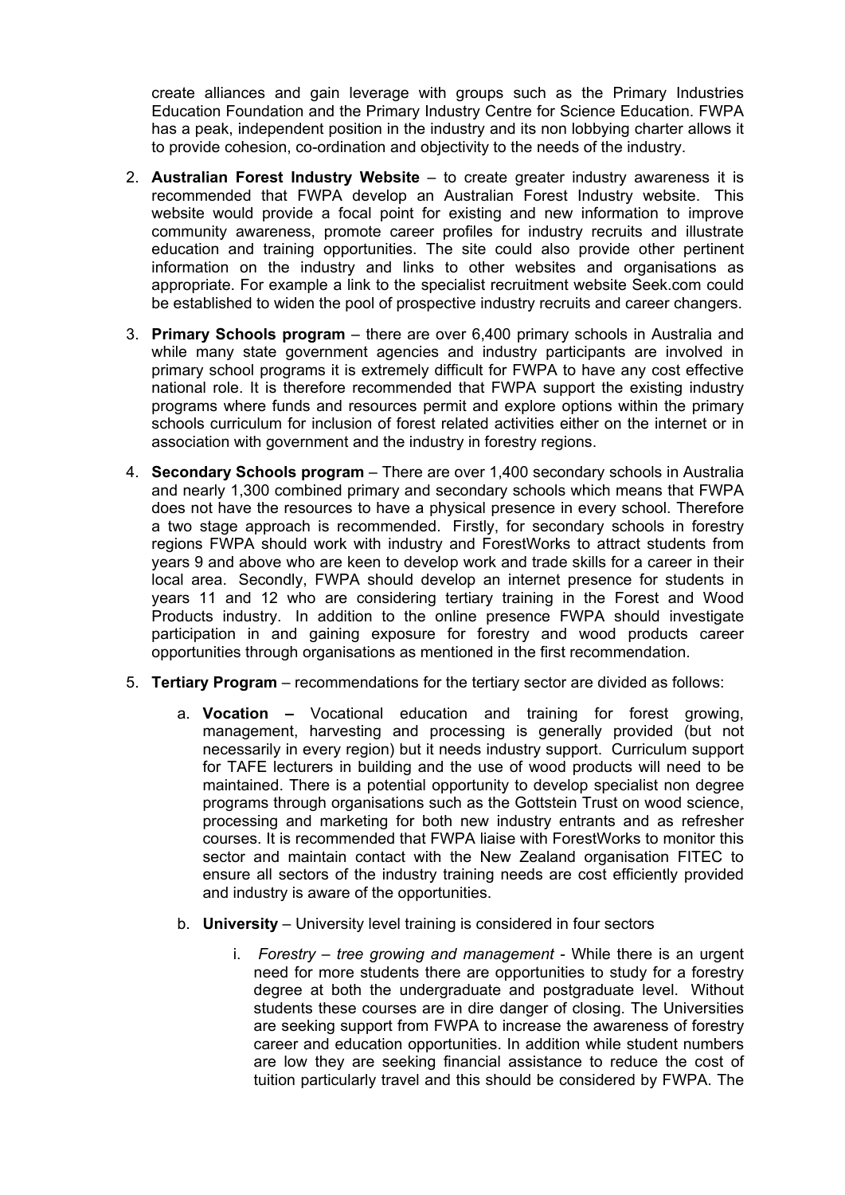create alliances and gain leverage with groups such as the Primary Industries Education Foundation and the Primary Industry Centre for Science Education. FWPA has a peak, independent position in the industry and its non lobbying charter allows it to provide cohesion, co-ordination and objectivity to the needs of the industry.

2. **Australian Forest Industry Website** – to create greater industry awareness it is recommended that FWPA develop an Australian Forest Industry website. This website would provide a focal point for existing and new information to improve community awareness, promote career profiles for industry recruits and illustrate education and training opportunities. The site could also provide other pertinent information on the industry and links to other websites and organisations as appropriate. For example a link to the specialist recruitment website Seek.com could be established to widen the pool of prospective industry recruits and career changers.

3. **Primary Schools program** – there are over 6,400 primary schools in Australia and while many state government agencies and industry participants are involved in primary school programs it is extremely difficult for FWPA to have any cost effective national role. It is therefore recommended that FWPA support the existing industry programs where funds and resources permit and explore options within the primary schools curriculum for inclusion of forest related activities either on the internet or in association with government and the industry in forestry regions.

4. **Secondary Schools program** – There are over 1,400 secondary schools in Australia and nearly 1,300 combined primary and secondary schools which means that FWPA does not have the resources to have a physical presence in every school. Therefore a two stage approach is recommended. Firstly, for secondary schools in forestry regions FWPA should work with industry and ForestWorks to attract students from years 9 and above who are keen to develop work and trade skills for a career in their local area. Secondly, FWPA should develop an internet presence for students in years 11 and 12 who are considering tertiary training in the Forest and Wood Products industry. In addition to the online presence FWPA should investigate participation in and gaining exposure for forestry and wood products career opportunities through organisations as mentioned in the first recommendation.

5. **Tertiary Program** – recommendations for the tertiary sector are divided as follows:

   a. **Vocation –** Vocational education and training for forest growing, management, harvesting and processing is generally provided (but not necessarily in every region) but it needs industry support. Curriculum support for TAFE lecturers in building and the use of wood products will need to be maintained. There is a potential opportunity to develop specialist non degree programs through organisations such as the Gottstein Trust on wood science, processing and marketing for both new industry entrants and as refresher courses. It is recommended that FWPA liaise with ForestWorks to monitor this sector and maintain contact with the New Zealand organisation FITEC to ensure all sectors of the industry training needs are cost efficiently provided and industry is aware of the opportunities.

   b. **University** – University level training is considered in four sectors

      i. *Forestry – tree growing and management* - While there is an urgent need for more students there are opportunities to study for a forestry degree at both the undergraduate and postgraduate level. Without students these courses are in dire danger of closing. The Universities are seeking support from FWPA to increase the awareness of forestry career and education opportunities. In addition while student numbers are low they are seeking financial assistance to reduce the cost of tuition particularly travel and this should be considered by FWPA. The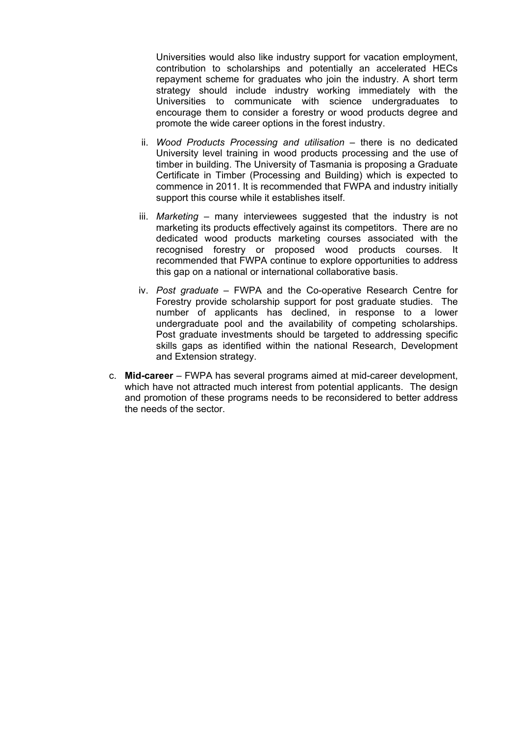Universities would also like industry support for vacation employment, contribution to scholarships and potentially an accelerated HECs repayment scheme for graduates who join the industry. A short term strategy should include industry working immediately with the Universities to communicate with science undergraduates to encourage them to consider a forestry or wood products degree and promote the wide career options in the forest industry.

ii. *Wood Products Processing and utilisation* – there is no dedicated University level training in wood products processing and the use of timber in building. The University of Tasmania is proposing a Graduate Certificate in Timber (Processing and Building) which is expected to commence in 2011. It is recommended that FWPA and industry initially support this course while it establishes itself.

iii. *Marketing* – many interviewees suggested that the industry is not marketing its products effectively against its competitors. There are no dedicated wood products marketing courses associated with the recognised forestry or proposed wood products courses. It recommended that FWPA continue to explore opportunities to address this gap on a national or international collaborative basis.

iv. *Post graduate* – FWPA and the Co-operative Research Centre for Forestry provide scholarship support for post graduate studies. The number of applicants has declined, in response to a lower undergraduate pool and the availability of competing scholarships. Post graduate investments should be targeted to addressing specific skills gaps as identified within the national Research, Development and Extension strategy.

c. **Mid-career** – FWPA has several programs aimed at mid-career development, which have not attracted much interest from potential applicants. The design and promotion of these programs needs to be reconsidered to better address the needs of the sector.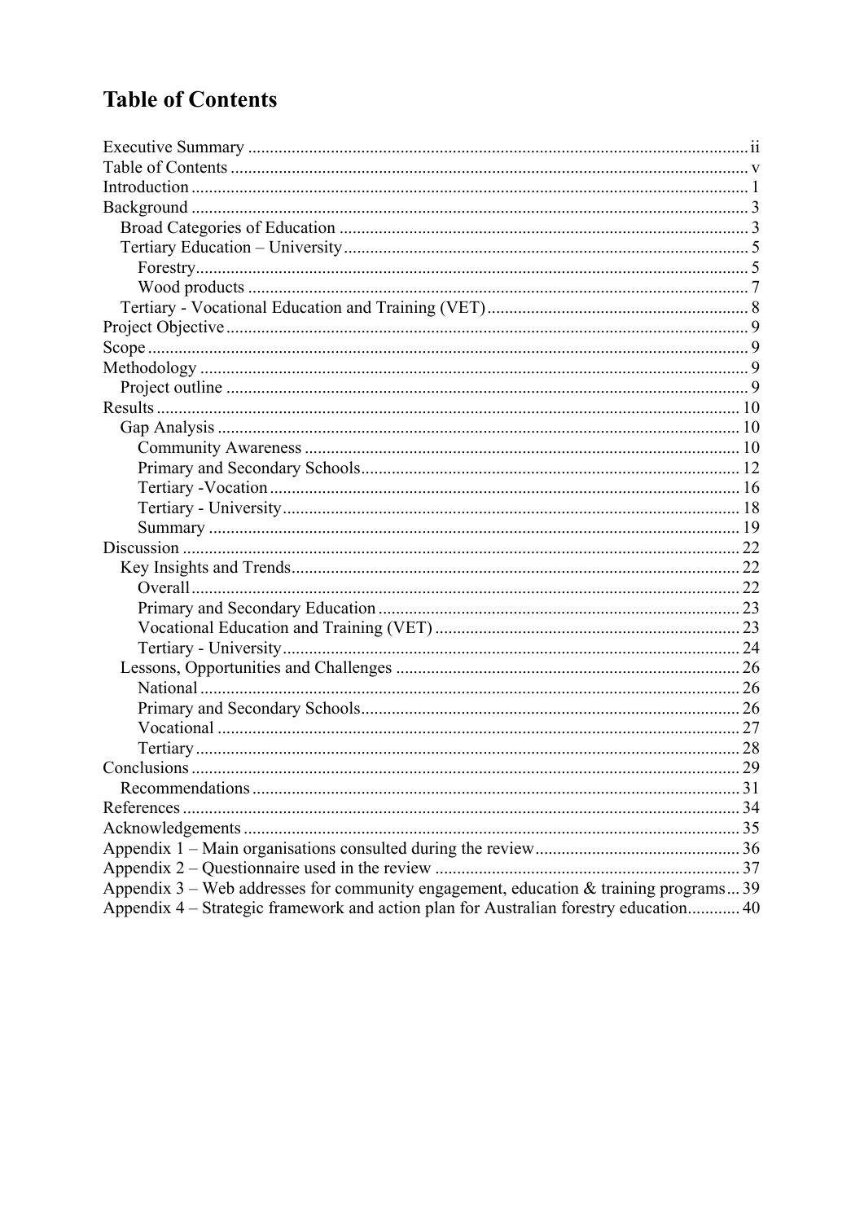# Table of Contents

Executive Summary .................................................................................................... ii
Table of Contents ....................................................................................................... v
Introduction ............................................................................................................... 1
Background ............................................................................................................... 3
  Broad Categories of Education ............................................................................... 3
  Tertiary Education – University ............................................................................... 5
    Forestry .................................................................................................................. 5
    Wood products ....................................................................................................... 7
  Tertiary - Vocational Education and Training (VET) ............................................... 8
Project Objective ........................................................................................................ 9
Scope ......................................................................................................................... 9
Methodology .............................................................................................................. 9
  Project outline .......................................................................................................... 9
Results ....................................................................................................................... 10
  Gap Analysis ............................................................................................................ 10
    Community Awareness .......................................................................................... 10
    Primary and Secondary Schools ............................................................................ 12
    Tertiary -Vocation .................................................................................................. 16
    Tertiary - University ............................................................................................... 18
    Summary ................................................................................................................ 19
Discussion ................................................................................................................. 22
  Key Insights and Trends .......................................................................................... 22
    Overall .................................................................................................................... 22
    Primary and Secondary Education ........................................................................ 23
    Vocational Education and Training (VET) ............................................................ 23
    Tertiary - University ............................................................................................... 24
  Lessons, Opportunities and Challenges ................................................................... 26
    National .................................................................................................................. 26
    Primary and Secondary Schools ............................................................................ 26
    Vocational .............................................................................................................. 27
    Tertiary ................................................................................................................... 28
Conclusions ............................................................................................................... 29
  Recommendations .................................................................................................... 31
References ................................................................................................................. 34
Acknowledgements ................................................................................................... 35
Appendix 1 – Main organisations consulted during the review ................................ 36
Appendix 2 – Questionnaire used in the review ........................................................ 37
Appendix 3 – Web addresses for community engagement, education & training programs ... 39
Appendix 4 – Strategic framework and action plan for Australian forestry education ............ 40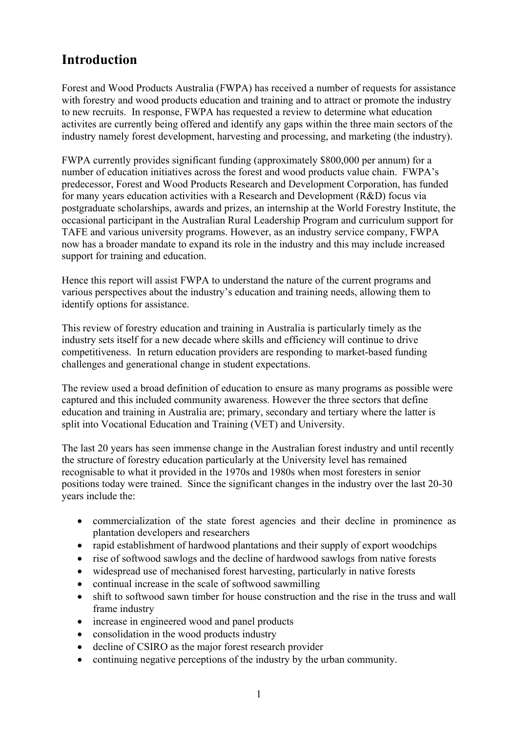# Introduction

Forest and Wood Products Australia (FWPA) has received a number of requests for assistance with forestry and wood products education and training and to attract or promote the industry to new recruits. In response, FWPA has requested a review to determine what education activites are currently being offered and identify any gaps within the three main sectors of the industry namely forest development, harvesting and processing, and marketing (the industry).

FWPA currently provides significant funding (approximately $800,000 per annum) for a number of education initiatives across the forest and wood products value chain. FWPA's predecessor, Forest and Wood Products Research and Development Corporation, has funded for many years education activities with a Research and Development (R&D) focus via postgraduate scholarships, awards and prizes, an internship at the World Forestry Institute, the occasional participant in the Australian Rural Leadership Program and curriculum support for TAFE and various university programs. However, as an industry service company, FWPA now has a broader mandate to expand its role in the industry and this may include increased support for training and education.

Hence this report will assist FWPA to understand the nature of the current programs and various perspectives about the industry's education and training needs, allowing them to identify options for assistance.

This review of forestry education and training in Australia is particularly timely as the industry sets itself for a new decade where skills and efficiency will continue to drive competitiveness. In return education providers are responding to market-based funding challenges and generational change in student expectations.

The review used a broad definition of education to ensure as many programs as possible were captured and this included community awareness. However the three sectors that define education and training in Australia are; primary, secondary and tertiary where the latter is split into Vocational Education and Training (VET) and University.

The last 20 years has seen immense change in the Australian forest industry and until recently the structure of forestry education particularly at the University level has remained recognisable to what it provided in the 1970s and 1980s when most foresters in senior positions today were trained. Since the significant changes in the industry over the last 20-30 years include the:

- commercialization of the state forest agencies and their decline in prominence as plantation developers and researchers
- rapid establishment of hardwood plantations and their supply of export woodchips
- rise of softwood sawlogs and the decline of hardwood sawlogs from native forests
- widespread use of mechanised forest harvesting, particularly in native forests
- continual increase in the scale of softwood sawmilling
- shift to softwood sawn timber for house construction and the rise in the truss and wall frame industry
- increase in engineered wood and panel products
- consolidation in the wood products industry
- decline of CSIRO as the major forest research provider
- continuing negative perceptions of the industry by the urban community.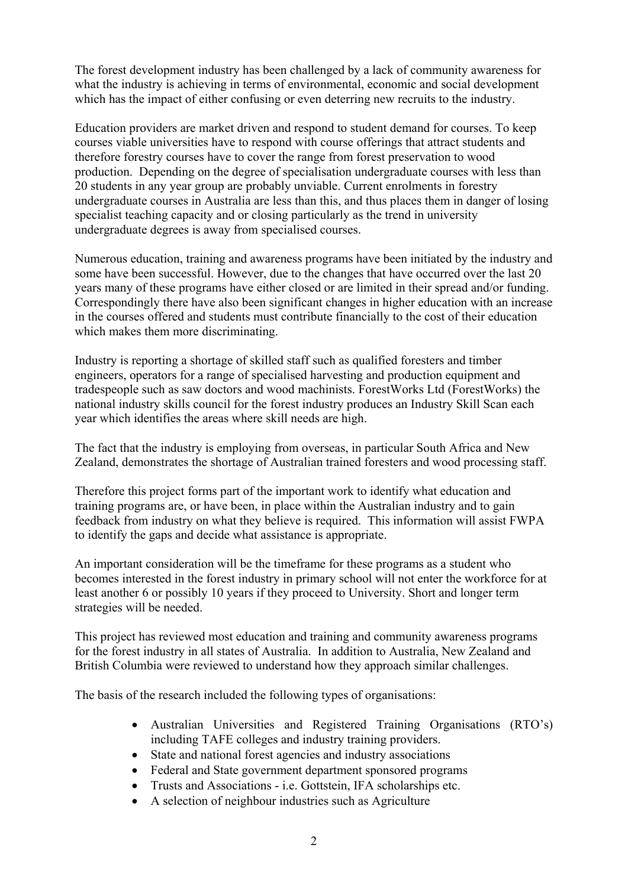The forest development industry has been challenged by a lack of community awareness for what the industry is achieving in terms of environmental, economic and social development which has the impact of either confusing or even deterring new recruits to the industry.

Education providers are market driven and respond to student demand for courses. To keep courses viable universities have to respond with course offerings that attract students and therefore forestry courses have to cover the range from forest preservation to wood production. Depending on the degree of specialisation undergraduate courses with less than 20 students in any year group are probably unviable. Current enrolments in forestry undergraduate courses in Australia are less than this, and thus places them in danger of losing specialist teaching capacity and or closing particularly as the trend in university undergraduate degrees is away from specialised courses.

Numerous education, training and awareness programs have been initiated by the industry and some have been successful. However, due to the changes that have occurred over the last 20 years many of these programs have either closed or are limited in their spread and/or funding. Correspondingly there have also been significant changes in higher education with an increase in the courses offered and students must contribute financially to the cost of their education which makes them more discriminating.

Industry is reporting a shortage of skilled staff such as qualified foresters and timber engineers, operators for a range of specialised harvesting and production equipment and tradespeople such as saw doctors and wood machinists. ForestWorks Ltd (ForestWorks) the national industry skills council for the forest industry produces an Industry Skill Scan each year which identifies the areas where skill needs are high.

The fact that the industry is employing from overseas, in particular South Africa and New Zealand, demonstrates the shortage of Australian trained foresters and wood processing staff.

Therefore this project forms part of the important work to identify what education and training programs are, or have been, in place within the Australian industry and to gain feedback from industry on what they believe is required. This information will assist FWPA to identify the gaps and decide what assistance is appropriate.

An important consideration will be the timeframe for these programs as a student who becomes interested in the forest industry in primary school will not enter the workforce for at least another 6 or possibly 10 years if they proceed to University. Short and longer term strategies will be needed.

This project has reviewed most education and training and community awareness programs for the forest industry in all states of Australia. In addition to Australia, New Zealand and British Columbia were reviewed to understand how they approach similar challenges.

The basis of the research included the following types of organisations:

- Australian Universities and Registered Training Organisations (RTO's) including TAFE colleges and industry training providers.
- State and national forest agencies and industry associations
- Federal and State government department sponsored programs
- Trusts and Associations - i.e. Gottstein, IFA scholarships etc.
- A selection of neighbour industries such as Agriculture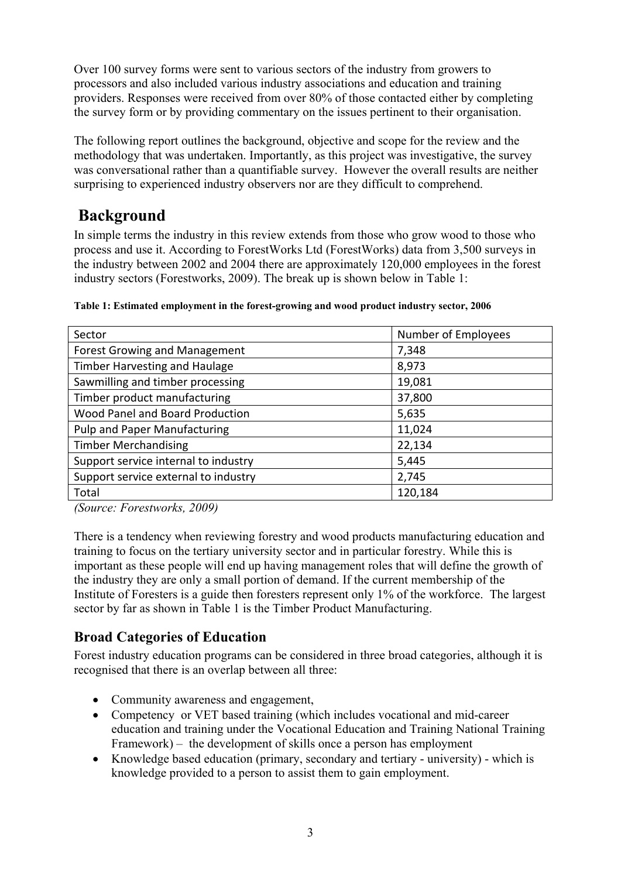Over 100 survey forms were sent to various sectors of the industry from growers to processors and also included various industry associations and education and training providers. Responses were received from over 80% of those contacted either by completing the survey form or by providing commentary on the issues pertinent to their organisation.

The following report outlines the background, objective and scope for the review and the methodology that was undertaken. Importantly, as this project was investigative, the survey was conversational rather than a quantifiable survey. However the overall results are neither surprising to experienced industry observers nor are they difficult to comprehend.

## Background

In simple terms the industry in this review extends from those who grow wood to those who process and use it. According to ForestWorks Ltd (ForestWorks) data from 3,500 surveys in the industry between 2002 and 2004 there are approximately 120,000 employees in the forest industry sectors (Forestworks, 2009). The break up is shown below in Table 1:

**Table 1: Estimated employment in the forest-growing and wood product industry sector, 2006**

| Sector | Number of Employees |
|---|---|
| Forest Growing and Management | 7,348 |
| Timber Harvesting and Haulage | 8,973 |
| Sawmilling and timber processing | 19,081 |
| Timber product manufacturing | 37,800 |
| Wood Panel and Board Production | 5,635 |
| Pulp and Paper Manufacturing | 11,024 |
| Timber Merchandising | 22,134 |
| Support service internal to industry | 5,445 |
| Support service external to industry | 2,745 |
| Total | 120,184 |

*(Source: Forestworks, 2009)*

There is a tendency when reviewing forestry and wood products manufacturing education and training to focus on the tertiary university sector and in particular forestry. While this is important as these people will end up having management roles that will define the growth of the industry they are only a small portion of demand. If the current membership of the Institute of Foresters is a guide then foresters represent only 1% of the workforce. The largest sector by far as shown in Table 1 is the Timber Product Manufacturing.

### Broad Categories of Education

Forest industry education programs can be considered in three broad categories, although it is recognised that there is an overlap between all three:

- Community awareness and engagement,
- Competency or VET based training (which includes vocational and mid-career education and training under the Vocational Education and Training National Training Framework) – the development of skills once a person has employment
- Knowledge based education (primary, secondary and tertiary - university) - which is knowledge provided to a person to assist them to gain employment.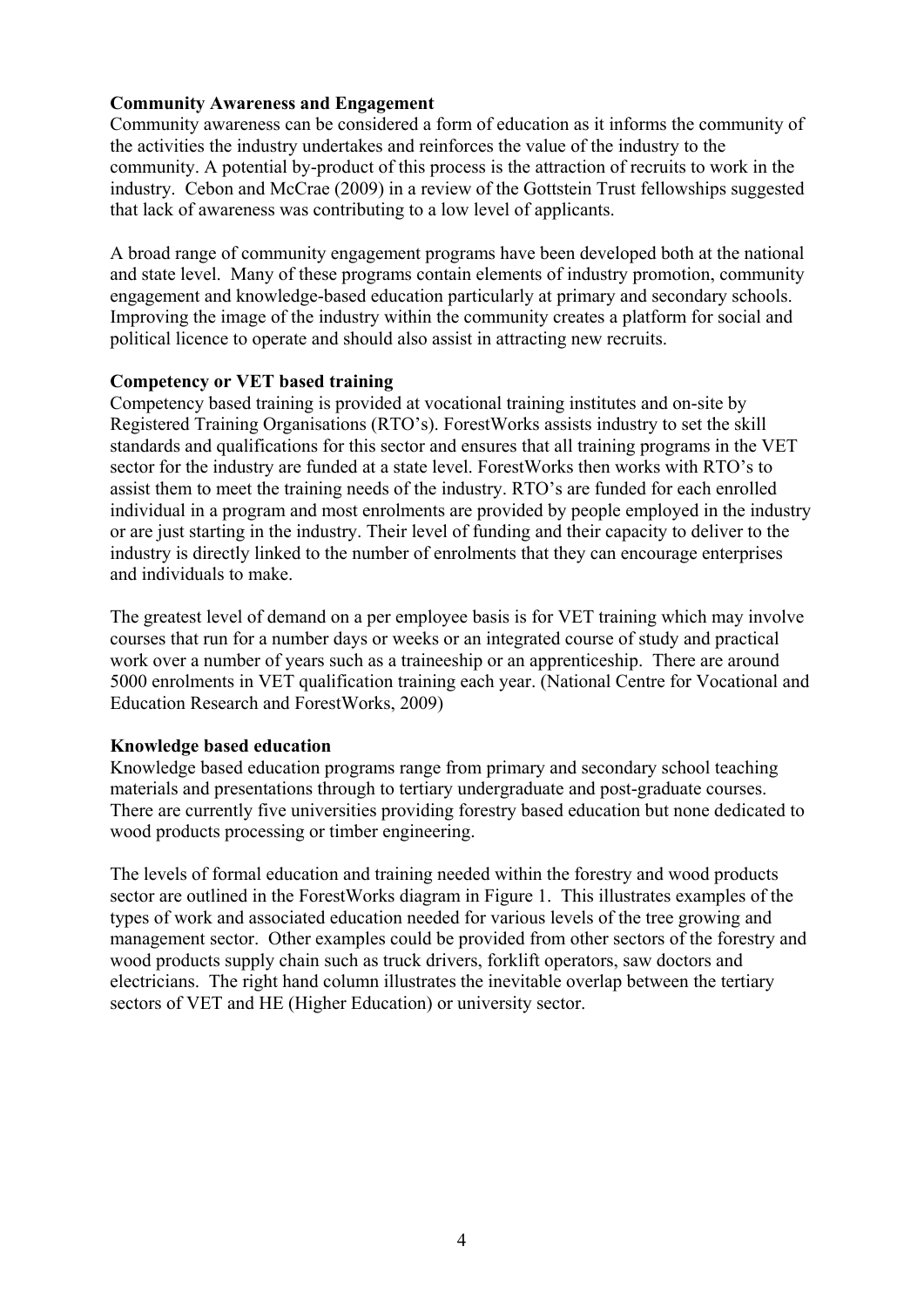**Community Awareness and Engagement**

Community awareness can be considered a form of education as it informs the community of the activities the industry undertakes and reinforces the value of the industry to the community. A potential by-product of this process is the attraction of recruits to work in the industry. Cebon and McCrae (2009) in a review of the Gottstein Trust fellowships suggested that lack of awareness was contributing to a low level of applicants.

A broad range of community engagement programs have been developed both at the national and state level. Many of these programs contain elements of industry promotion, community engagement and knowledge-based education particularly at primary and secondary schools. Improving the image of the industry within the community creates a platform for social and political licence to operate and should also assist in attracting new recruits.

**Competency or VET based training**

Competency based training is provided at vocational training institutes and on-site by Registered Training Organisations (RTO's). ForestWorks assists industry to set the skill standards and qualifications for this sector and ensures that all training programs in the VET sector for the industry are funded at a state level. ForestWorks then works with RTO's to assist them to meet the training needs of the industry. RTO's are funded for each enrolled individual in a program and most enrolments are provided by people employed in the industry or are just starting in the industry. Their level of funding and their capacity to deliver to the industry is directly linked to the number of enrolments that they can encourage enterprises and individuals to make.

The greatest level of demand on a per employee basis is for VET training which may involve courses that run for a number days or weeks or an integrated course of study and practical work over a number of years such as a traineeship or an apprenticeship. There are around 5000 enrolments in VET qualification training each year. (National Centre for Vocational and Education Research and ForestWorks, 2009)

**Knowledge based education**

Knowledge based education programs range from primary and secondary school teaching materials and presentations through to tertiary undergraduate and post-graduate courses. There are currently five universities providing forestry based education but none dedicated to wood products processing or timber engineering.

The levels of formal education and training needed within the forestry and wood products sector are outlined in the ForestWorks diagram in Figure 1. This illustrates examples of the types of work and associated education needed for various levels of the tree growing and management sector. Other examples could be provided from other sectors of the forestry and wood products supply chain such as truck drivers, forklift operators, saw doctors and electricians. The right hand column illustrates the inevitable overlap between the tertiary sectors of VET and HE (Higher Education) or university sector.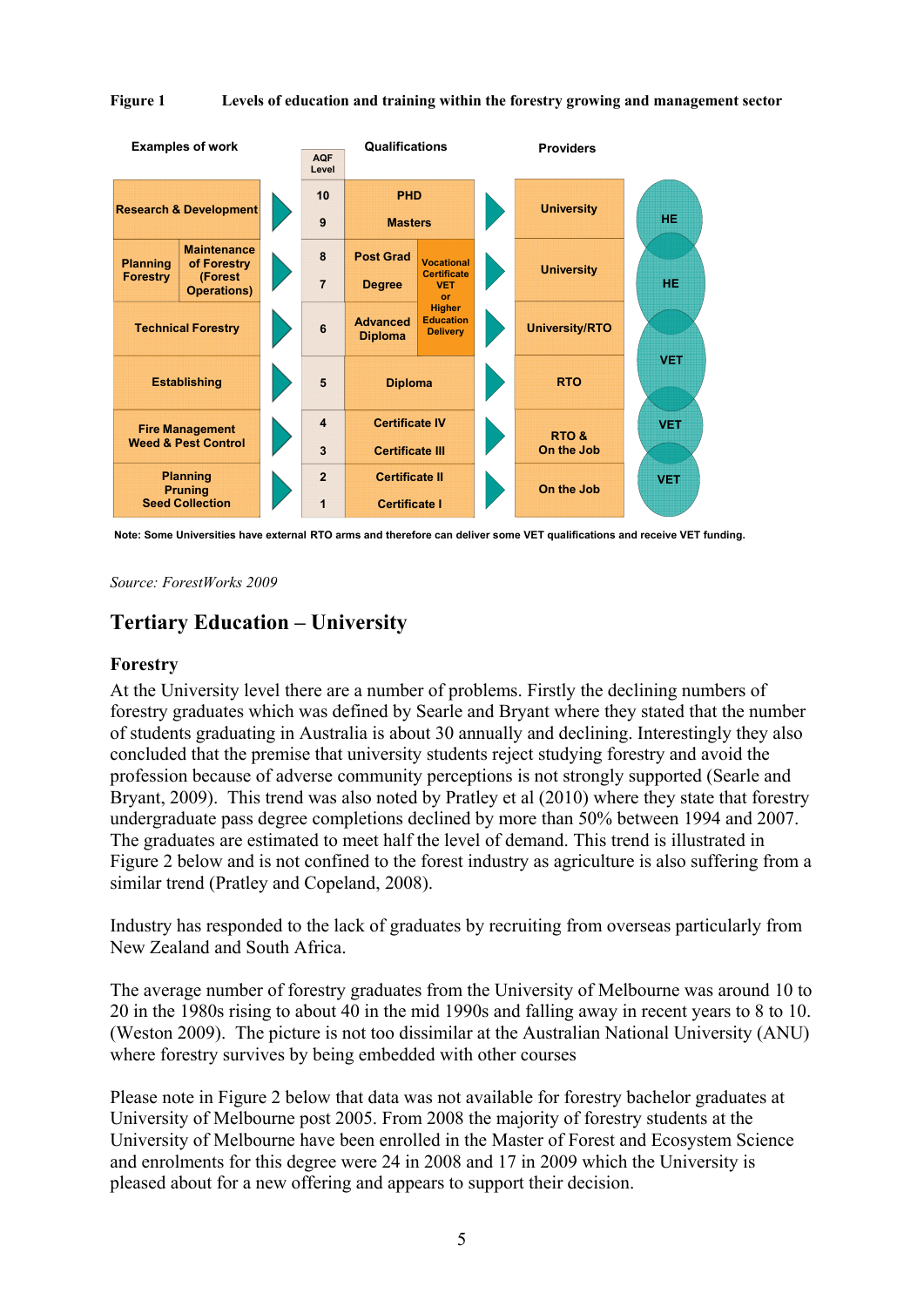**Figure 1 Levels of education and training within the forestry growing and management sector**

| Examples of work | | AQF Level | Qualifications | | Providers | |
|---|---|---|---|---|---|---|
| Research & Development | | 10 | PHD | | University | HE |
| | | 9 | Masters | | | |
| Planning Forestry | Maintenance of Forestry (Forest Operations) | 8 | Post Grad | Vocational Certificate VET or Higher Education Delivery | University | HE |
| | | 7 | Degree | | | |
| Technical Forestry | | 6 | Advanced Diploma | | University/RTO | VET |
| Establishing | | 5 | Diploma | | RTO | |
| Fire Management Weed & Pest Control | | 4 | Certificate IV | | RTO & On the Job | VET |
| | | 3 | Certificate III | | | |
| Planning Pruning Seed Collection | | 2 | Certificate II | | On the Job | VET |
| | | 1 | Certificate I | | | |

Note: Some Universities have external RTO arms and therefore can deliver some VET qualifications and receive VET funding.

*Source: ForestWorks 2009*

## Tertiary Education – University

### Forestry

At the University level there are a number of problems. Firstly the declining numbers of forestry graduates which was defined by Searle and Bryant where they stated that the number of students graduating in Australia is about 30 annually and declining. Interestingly they also concluded that the premise that university students reject studying forestry and avoid the profession because of adverse community perceptions is not strongly supported (Searle and Bryant, 2009). This trend was also noted by Pratley et al (2010) where they state that forestry undergraduate pass degree completions declined by more than 50% between 1994 and 2007. The graduates are estimated to meet half the level of demand. This trend is illustrated in Figure 2 below and is not confined to the forest industry as agriculture is also suffering from a similar trend (Pratley and Copeland, 2008).

Industry has responded to the lack of graduates by recruiting from overseas particularly from New Zealand and South Africa.

The average number of forestry graduates from the University of Melbourne was around 10 to 20 in the 1980s rising to about 40 in the mid 1990s and falling away in recent years to 8 to 10. (Weston 2009). The picture is not too dissimilar at the Australian National University (ANU) where forestry survives by being embedded with other courses

Please note in Figure 2 below that data was not available for forestry bachelor graduates at University of Melbourne post 2005. From 2008 the majority of forestry students at the University of Melbourne have been enrolled in the Master of Forest and Ecosystem Science and enrolments for this degree were 24 in 2008 and 17 in 2009 which the University is pleased about for a new offering and appears to support their decision.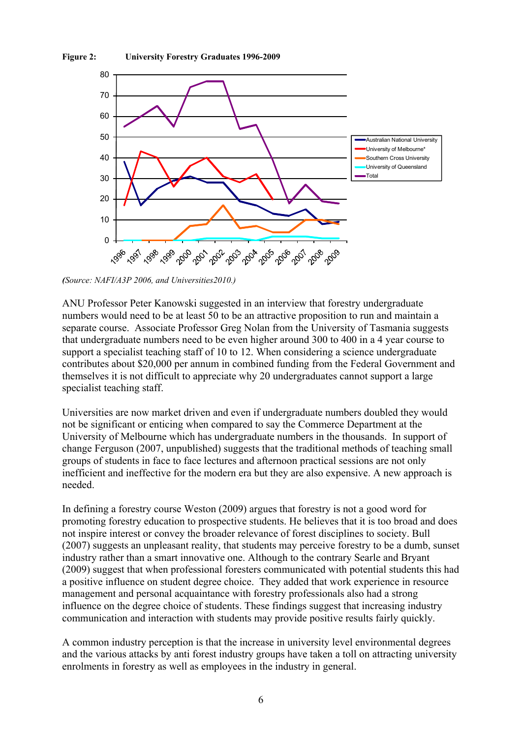**Figure 2: University Forestry Graduates 1996-2009**

*(Source: NAFI/A3P 2006, and Universities2010.)*

ANU Professor Peter Kanowski suggested in an interview that forestry undergraduate numbers would need to be at least 50 to be an attractive proposition to run and maintain a separate course. Associate Professor Greg Nolan from the University of Tasmania suggests that undergraduate numbers need to be even higher around 300 to 400 in a 4 year course to support a specialist teaching staff of 10 to 12. When considering a science undergraduate contributes about $20,000 per annum in combined funding from the Federal Government and themselves it is not difficult to appreciate why 20 undergraduates cannot support a large specialist teaching staff.

Universities are now market driven and even if undergraduate numbers doubled they would not be significant or enticing when compared to say the Commerce Department at the University of Melbourne which has undergraduate numbers in the thousands. In support of change Ferguson (2007, unpublished) suggests that the traditional methods of teaching small groups of students in face to face lectures and afternoon practical sessions are not only inefficient and ineffective for the modern era but they are also expensive. A new approach is needed.

In defining a forestry course Weston (2009) argues that forestry is not a good word for promoting forestry education to prospective students. He believes that it is too broad and does not inspire interest or convey the broader relevance of forest disciplines to society. Bull (2007) suggests an unpleasant reality, that students may perceive forestry to be a dumb, sunset industry rather than a smart innovative one. Although to the contrary Searle and Bryant (2009) suggest that when professional foresters communicated with potential students this had a positive influence on student degree choice. They added that work experience in resource management and personal acquaintance with forestry professionals also had a strong influence on the degree choice of students. These findings suggest that increasing industry communication and interaction with students may provide positive results fairly quickly.

A common industry perception is that the increase in university level environmental degrees and the various attacks by anti forest industry groups have taken a toll on attracting university enrolments in forestry as well as employees in the industry in general.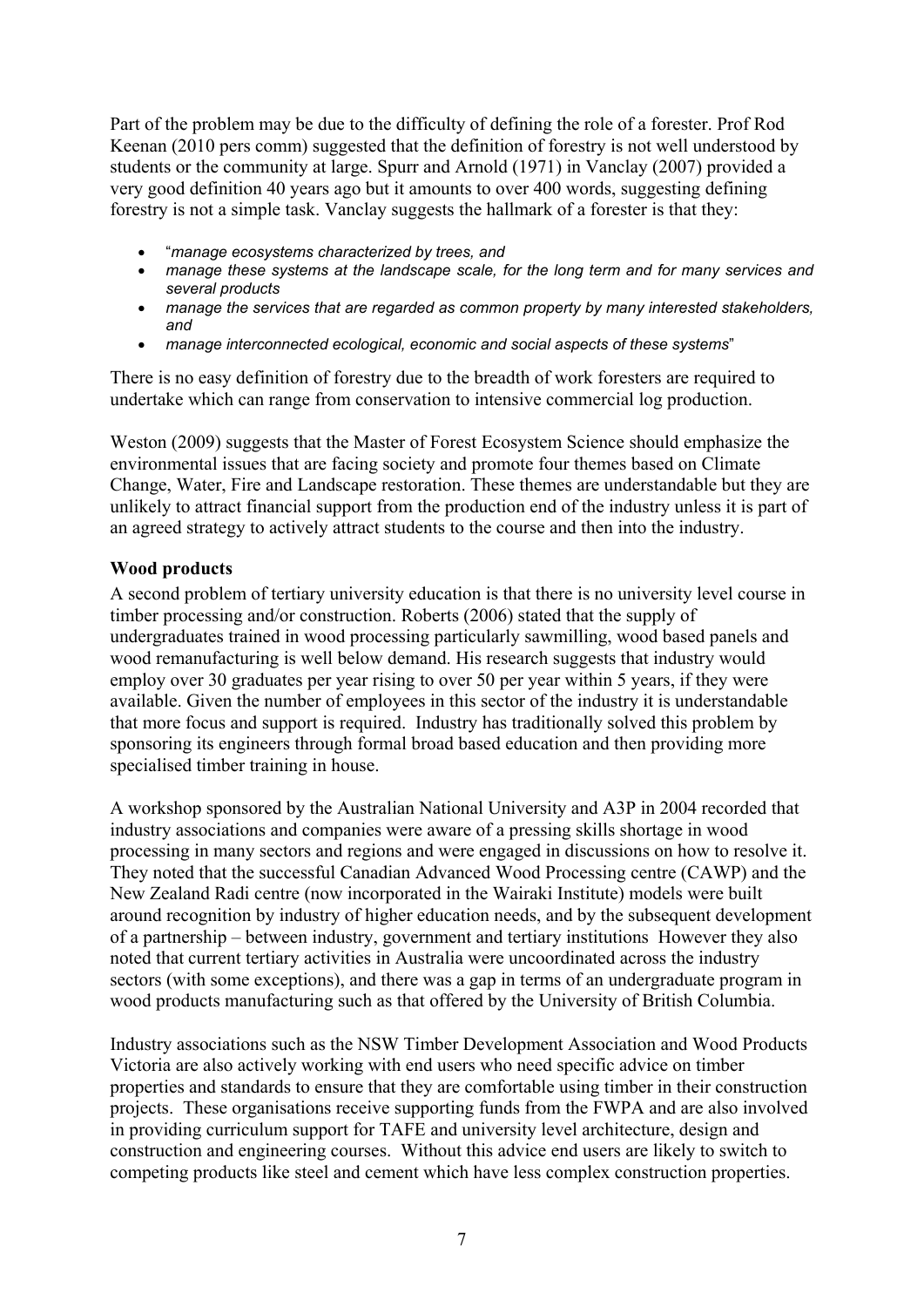Part of the problem may be due to the difficulty of defining the role of a forester. Prof Rod Keenan (2010 pers comm) suggested that the definition of forestry is not well understood by students or the community at large. Spurr and Arnold (1971) in Vanclay (2007) provided a very good definition 40 years ago but it amounts to over 400 words, suggesting defining forestry is not a simple task. Vanclay suggests the hallmark of a forester is that they:

- "*manage ecosystems characterized by trees, and*
- *manage these systems at the landscape scale, for the long term and for many services and several products*
- *manage the services that are regarded as common property by many interested stakeholders, and*
- *manage interconnected ecological, economic and social aspects of these systems*"

There is no easy definition of forestry due to the breadth of work foresters are required to undertake which can range from conservation to intensive commercial log production.

Weston (2009) suggests that the Master of Forest Ecosystem Science should emphasize the environmental issues that are facing society and promote four themes based on Climate Change, Water, Fire and Landscape restoration. These themes are understandable but they are unlikely to attract financial support from the production end of the industry unless it is part of an agreed strategy to actively attract students to the course and then into the industry.

**Wood products**

A second problem of tertiary university education is that there is no university level course in timber processing and/or construction. Roberts (2006) stated that the supply of undergraduates trained in wood processing particularly sawmilling, wood based panels and wood remanufacturing is well below demand. His research suggests that industry would employ over 30 graduates per year rising to over 50 per year within 5 years, if they were available. Given the number of employees in this sector of the industry it is understandable that more focus and support is required. Industry has traditionally solved this problem by sponsoring its engineers through formal broad based education and then providing more specialised timber training in house.

A workshop sponsored by the Australian National University and A3P in 2004 recorded that industry associations and companies were aware of a pressing skills shortage in wood processing in many sectors and regions and were engaged in discussions on how to resolve it. They noted that the successful Canadian Advanced Wood Processing centre (CAWP) and the New Zealand Radi centre (now incorporated in the Wairaki Institute) models were built around recognition by industry of higher education needs, and by the subsequent development of a partnership – between industry, government and tertiary institutions However they also noted that current tertiary activities in Australia were uncoordinated across the industry sectors (with some exceptions), and there was a gap in terms of an undergraduate program in wood products manufacturing such as that offered by the University of British Columbia.

Industry associations such as the NSW Timber Development Association and Wood Products Victoria are also actively working with end users who need specific advice on timber properties and standards to ensure that they are comfortable using timber in their construction projects. These organisations receive supporting funds from the FWPA and are also involved in providing curriculum support for TAFE and university level architecture, design and construction and engineering courses. Without this advice end users are likely to switch to competing products like steel and cement which have less complex construction properties.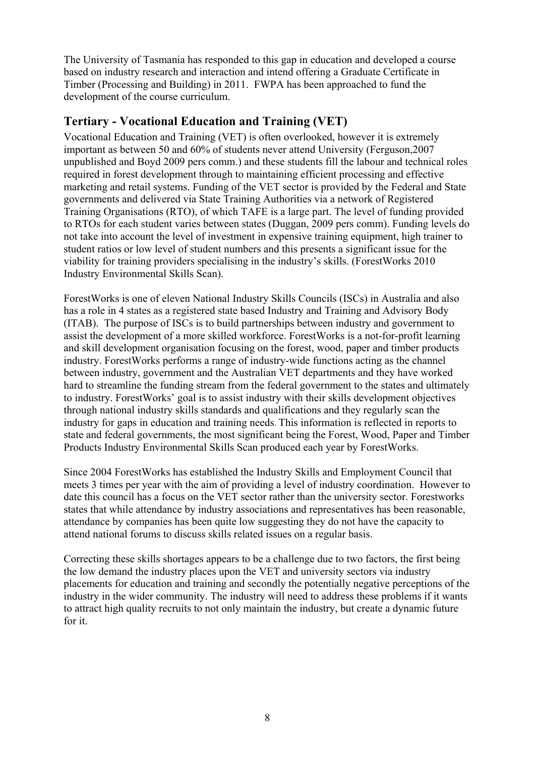The University of Tasmania has responded to this gap in education and developed a course based on industry research and interaction and intend offering a Graduate Certificate in Timber (Processing and Building) in 2011. FWPA has been approached to fund the development of the course curriculum.

## Tertiary - Vocational Education and Training (VET)

Vocational Education and Training (VET) is often overlooked, however it is extremely important as between 50 and 60% of students never attend University (Ferguson,2007 unpublished and Boyd 2009 pers comm.) and these students fill the labour and technical roles required in forest development through to maintaining efficient processing and effective marketing and retail systems. Funding of the VET sector is provided by the Federal and State governments and delivered via State Training Authorities via a network of Registered Training Organisations (RTO), of which TAFE is a large part. The level of funding provided to RTOs for each student varies between states (Duggan, 2009 pers comm). Funding levels do not take into account the level of investment in expensive training equipment, high trainer to student ratios or low level of student numbers and this presents a significant issue for the viability for training providers specialising in the industry's skills. (ForestWorks 2010 Industry Environmental Skills Scan).

ForestWorks is one of eleven National Industry Skills Councils (ISCs) in Australia and also has a role in 4 states as a registered state based Industry and Training and Advisory Body (ITAB). The purpose of ISCs is to build partnerships between industry and government to assist the development of a more skilled workforce. ForestWorks is a not-for-profit learning and skill development organisation focusing on the forest, wood, paper and timber products industry. ForestWorks performs a range of industry-wide functions acting as the channel between industry, government and the Australian VET departments and they have worked hard to streamline the funding stream from the federal government to the states and ultimately to industry. ForestWorks' goal is to assist industry with their skills development objectives through national industry skills standards and qualifications and they regularly scan the industry for gaps in education and training needs. This information is reflected in reports to state and federal governments, the most significant being the Forest, Wood, Paper and Timber Products Industry Environmental Skills Scan produced each year by ForestWorks.

Since 2004 ForestWorks has established the Industry Skills and Employment Council that meets 3 times per year with the aim of providing a level of industry coordination. However to date this council has a focus on the VET sector rather than the university sector. Forestworks states that while attendance by industry associations and representatives has been reasonable, attendance by companies has been quite low suggesting they do not have the capacity to attend national forums to discuss skills related issues on a regular basis.

Correcting these skills shortages appears to be a challenge due to two factors, the first being the low demand the industry places upon the VET and university sectors via industry placements for education and training and secondly the potentially negative perceptions of the industry in the wider community. The industry will need to address these problems if it wants to attract high quality recruits to not only maintain the industry, but create a dynamic future for it.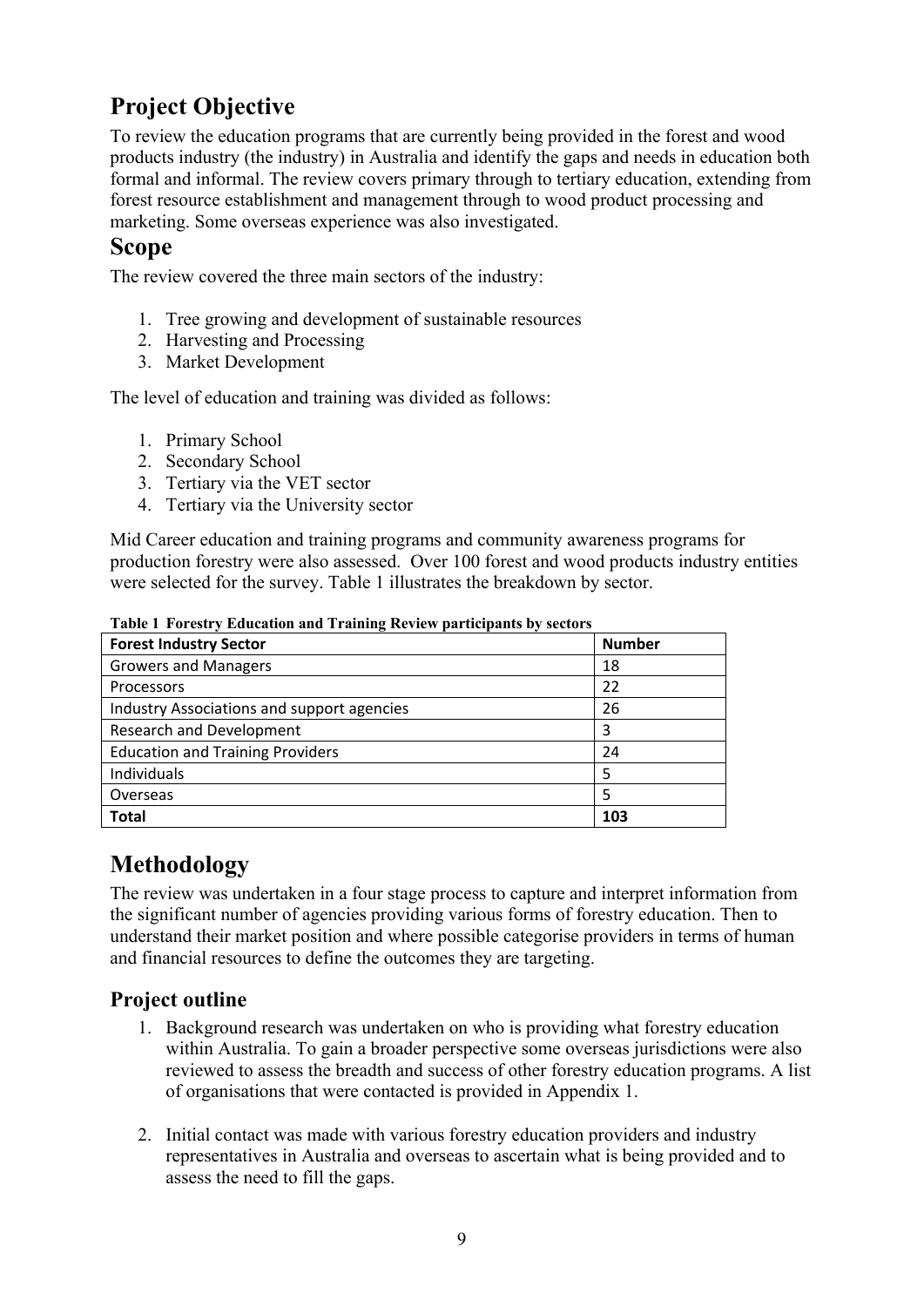## Project Objective

To review the education programs that are currently being provided in the forest and wood products industry (the industry) in Australia and identify the gaps and needs in education both formal and informal. The review covers primary through to tertiary education, extending from forest resource establishment and management through to wood product processing and marketing. Some overseas experience was also investigated.

## Scope

The review covered the three main sectors of the industry:

1. Tree growing and development of sustainable resources
2. Harvesting and Processing
3. Market Development

The level of education and training was divided as follows:

1. Primary School
2. Secondary School
3. Tertiary via the VET sector
4. Tertiary via the University sector

Mid Career education and training programs and community awareness programs for production forestry were also assessed. Over 100 forest and wood products industry entities were selected for the survey. Table 1 illustrates the breakdown by sector.

**Table 1 Forestry Education and Training Review participants by sectors**

| Forest Industry Sector | Number |
|---|---|
| Growers and Managers | 18 |
| Processors | 22 |
| Industry Associations and support agencies | 26 |
| Research and Development | 3 |
| Education and Training Providers | 24 |
| Individuals | 5 |
| Overseas | 5 |
| **Total** | **103** |

## Methodology

The review was undertaken in a four stage process to capture and interpret information from the significant number of agencies providing various forms of forestry education. Then to understand their market position and where possible categorise providers in terms of human and financial resources to define the outcomes they are targeting.

### Project outline

1. Background research was undertaken on who is providing what forestry education within Australia. To gain a broader perspective some overseas jurisdictions were also reviewed to assess the breadth and success of other forestry education programs. A list of organisations that were contacted is provided in Appendix 1.

2. Initial contact was made with various forestry education providers and industry representatives in Australia and overseas to ascertain what is being provided and to assess the need to fill the gaps.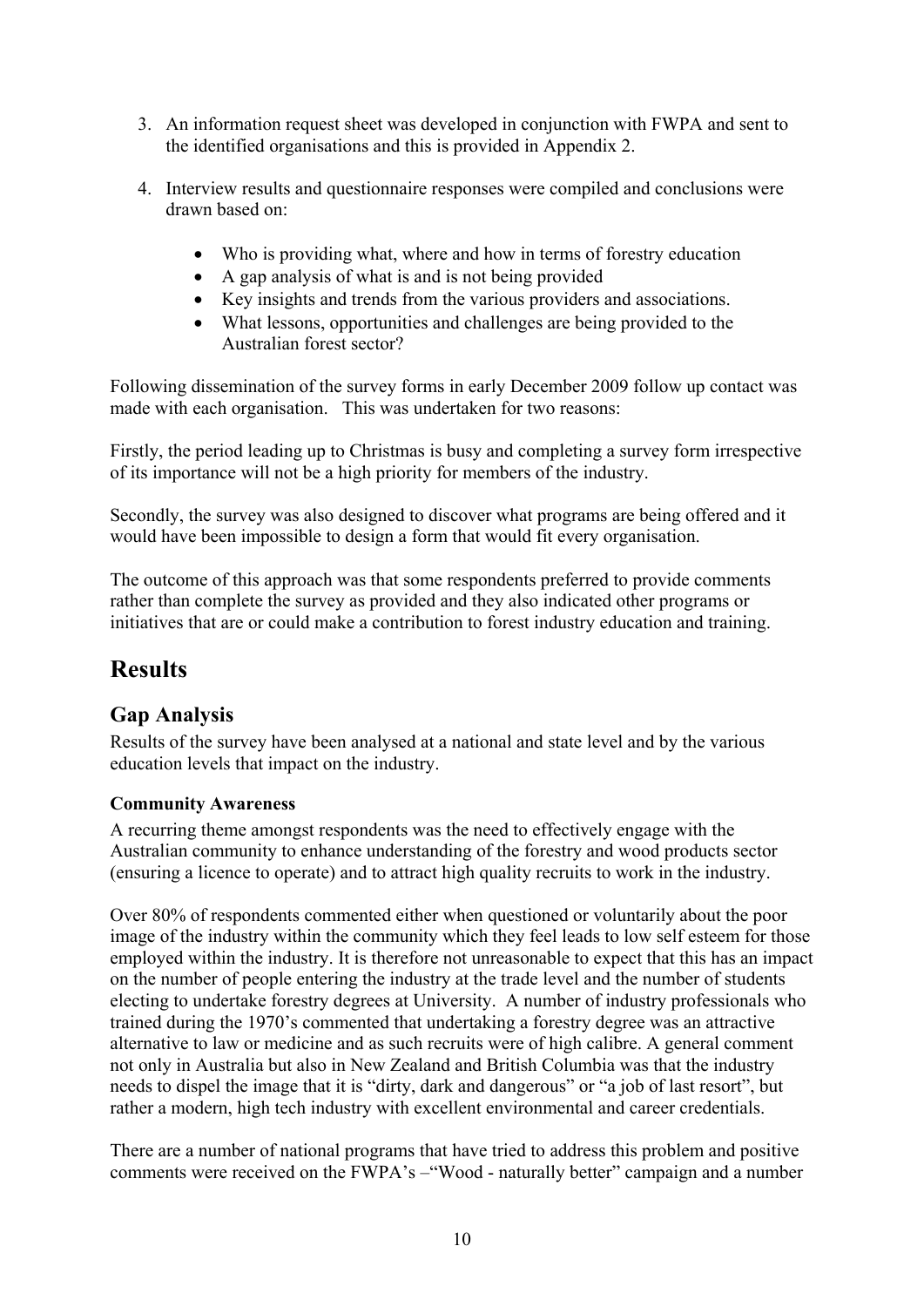3. An information request sheet was developed in conjunction with FWPA and sent to the identified organisations and this is provided in Appendix 2.

4. Interview results and questionnaire responses were compiled and conclusions were drawn based on:

   - Who is providing what, where and how in terms of forestry education
   - A gap analysis of what is and is not being provided
   - Key insights and trends from the various providers and associations.
   - What lessons, opportunities and challenges are being provided to the Australian forest sector?

Following dissemination of the survey forms in early December 2009 follow up contact was made with each organisation. This was undertaken for two reasons:

Firstly, the period leading up to Christmas is busy and completing a survey form irrespective of its importance will not be a high priority for members of the industry.

Secondly, the survey was also designed to discover what programs are being offered and it would have been impossible to design a form that would fit every organisation.

The outcome of this approach was that some respondents preferred to provide comments rather than complete the survey as provided and they also indicated other programs or initiatives that are or could make a contribution to forest industry education and training.

# Results

## Gap Analysis

Results of the survey have been analysed at a national and state level and by the various education levels that impact on the industry.

### Community Awareness

A recurring theme amongst respondents was the need to effectively engage with the Australian community to enhance understanding of the forestry and wood products sector (ensuring a licence to operate) and to attract high quality recruits to work in the industry.

Over 80% of respondents commented either when questioned or voluntarily about the poor image of the industry within the community which they feel leads to low self esteem for those employed within the industry. It is therefore not unreasonable to expect that this has an impact on the number of people entering the industry at the trade level and the number of students electing to undertake forestry degrees at University. A number of industry professionals who trained during the 1970's commented that undertaking a forestry degree was an attractive alternative to law or medicine and as such recruits were of high calibre. A general comment not only in Australia but also in New Zealand and British Columbia was that the industry needs to dispel the image that it is "dirty, dark and dangerous" or "a job of last resort", but rather a modern, high tech industry with excellent environmental and career credentials.

There are a number of national programs that have tried to address this problem and positive comments were received on the FWPA's –"Wood - naturally better" campaign and a number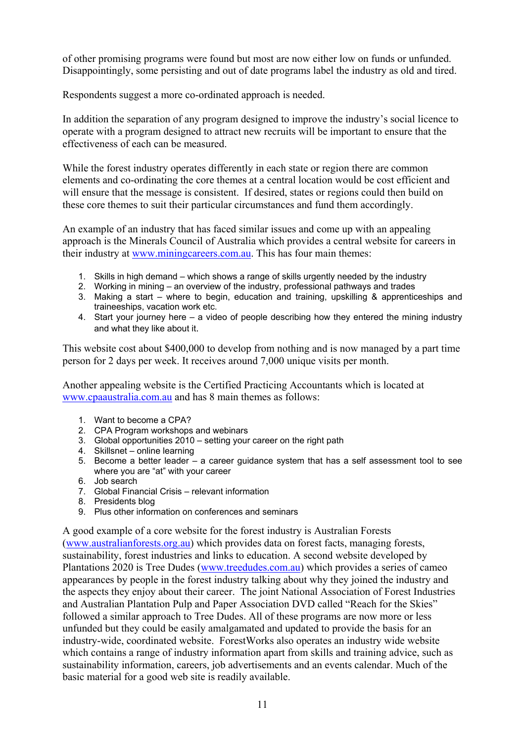of other promising programs were found but most are now either low on funds or unfunded. Disappointingly, some persisting and out of date programs label the industry as old and tired.

Respondents suggest a more co-ordinated approach is needed.

In addition the separation of any program designed to improve the industry's social licence to operate with a program designed to attract new recruits will be important to ensure that the effectiveness of each can be measured.

While the forest industry operates differently in each state or region there are common elements and co-ordinating the core themes at a central location would be cost efficient and will ensure that the message is consistent. If desired, states or regions could then build on these core themes to suit their particular circumstances and fund them accordingly.

An example of an industry that has faced similar issues and come up with an appealing approach is the Minerals Council of Australia which provides a central website for careers in their industry at www.miningcareers.com.au. This has four main themes:

1. Skills in high demand – which shows a range of skills urgently needed by the industry
2. Working in mining – an overview of the industry, professional pathways and trades
3. Making a start – where to begin, education and training, upskilling & apprenticeships and traineeships, vacation work etc.
4. Start your journey here – a video of people describing how they entered the mining industry and what they like about it.

This website cost about $400,000 to develop from nothing and is now managed by a part time person for 2 days per week. It receives around 7,000 unique visits per month.

Another appealing website is the Certified Practicing Accountants which is located at www.cpaaustralia.com.au and has 8 main themes as follows:

1. Want to become a CPA?
2. CPA Program workshops and webinars
3. Global opportunities 2010 – setting your career on the right path
4. Skillsnet – online learning
5. Become a better leader – a career guidance system that has a self assessment tool to see where you are "at" with your career
6. Job search
7. Global Financial Crisis – relevant information
8. Presidents blog
9. Plus other information on conferences and seminars

A good example of a core website for the forest industry is Australian Forests (www.australianforests.org.au) which provides data on forest facts, managing forests, sustainability, forest industries and links to education. A second website developed by Plantations 2020 is Tree Dudes (www.treedudes.com.au) which provides a series of cameo appearances by people in the forest industry talking about why they joined the industry and the aspects they enjoy about their career. The joint National Association of Forest Industries and Australian Plantation Pulp and Paper Association DVD called "Reach for the Skies" followed a similar approach to Tree Dudes. All of these programs are now more or less unfunded but they could be easily amalgamated and updated to provide the basis for an industry-wide, coordinated website. ForestWorks also operates an industry wide website which contains a range of industry information apart from skills and training advice, such as sustainability information, careers, job advertisements and an events calendar. Much of the basic material for a good web site is readily available.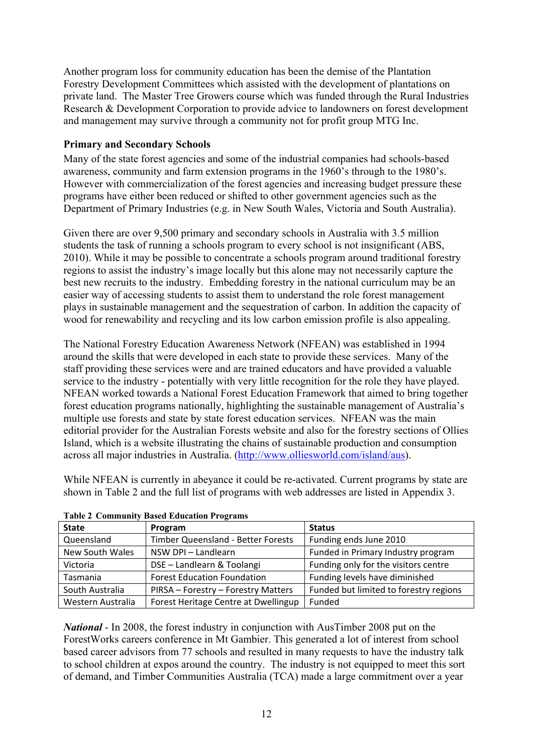Another program loss for community education has been the demise of the Plantation Forestry Development Committees which assisted with the development of plantations on private land. The Master Tree Growers course which was funded through the Rural Industries Research & Development Corporation to provide advice to landowners on forest development and management may survive through a community not for profit group MTG Inc.

### Primary and Secondary Schools

Many of the state forest agencies and some of the industrial companies had schools-based awareness, community and farm extension programs in the 1960's through to the 1980's. However with commercialization of the forest agencies and increasing budget pressure these programs have either been reduced or shifted to other government agencies such as the Department of Primary Industries (e.g. in New South Wales, Victoria and South Australia).

Given there are over 9,500 primary and secondary schools in Australia with 3.5 million students the task of running a schools program to every school is not insignificant (ABS, 2010). While it may be possible to concentrate a schools program around traditional forestry regions to assist the industry's image locally but this alone may not necessarily capture the best new recruits to the industry. Embedding forestry in the national curriculum may be an easier way of accessing students to assist them to understand the role forest management plays in sustainable management and the sequestration of carbon. In addition the capacity of wood for renewability and recycling and its low carbon emission profile is also appealing.

The National Forestry Education Awareness Network (NFEAN) was established in 1994 around the skills that were developed in each state to provide these services. Many of the staff providing these services were and are trained educators and have provided a valuable service to the industry - potentially with very little recognition for the role they have played. NFEAN worked towards a National Forest Education Framework that aimed to bring together forest education programs nationally, highlighting the sustainable management of Australia's multiple use forests and state by state forest education services. NFEAN was the main editorial provider for the Australian Forests website and also for the forestry sections of Ollies Island, which is a website illustrating the chains of sustainable production and consumption across all major industries in Australia. (http://www.olliesworld.com/island/aus).

While NFEAN is currently in abeyance it could be re-activated. Current programs by state are shown in Table 2 and the full list of programs with web addresses are listed in Appendix 3.

**Table 2 Community Based Education Programs**

| State | Program | Status |
|---|---|---|
| Queensland | Timber Queensland - Better Forests | Funding ends June 2010 |
| New South Wales | NSW DPI – Landlearn | Funded in Primary Industry program |
| Victoria | DSE – Landlearn & Toolangi | Funding only for the visitors centre |
| Tasmania | Forest Education Foundation | Funding levels have diminished |
| South Australia | PIRSA – Forestry – Forestry Matters | Funded but limited to forestry regions |
| Western Australia | Forest Heritage Centre at Dwellingup | Funded |

***National*** - In 2008, the forest industry in conjunction with AusTimber 2008 put on the ForestWorks careers conference in Mt Gambier. This generated a lot of interest from school based career advisors from 77 schools and resulted in many requests to have the industry talk to school children at expos around the country. The industry is not equipped to meet this sort of demand, and Timber Communities Australia (TCA) made a large commitment over a year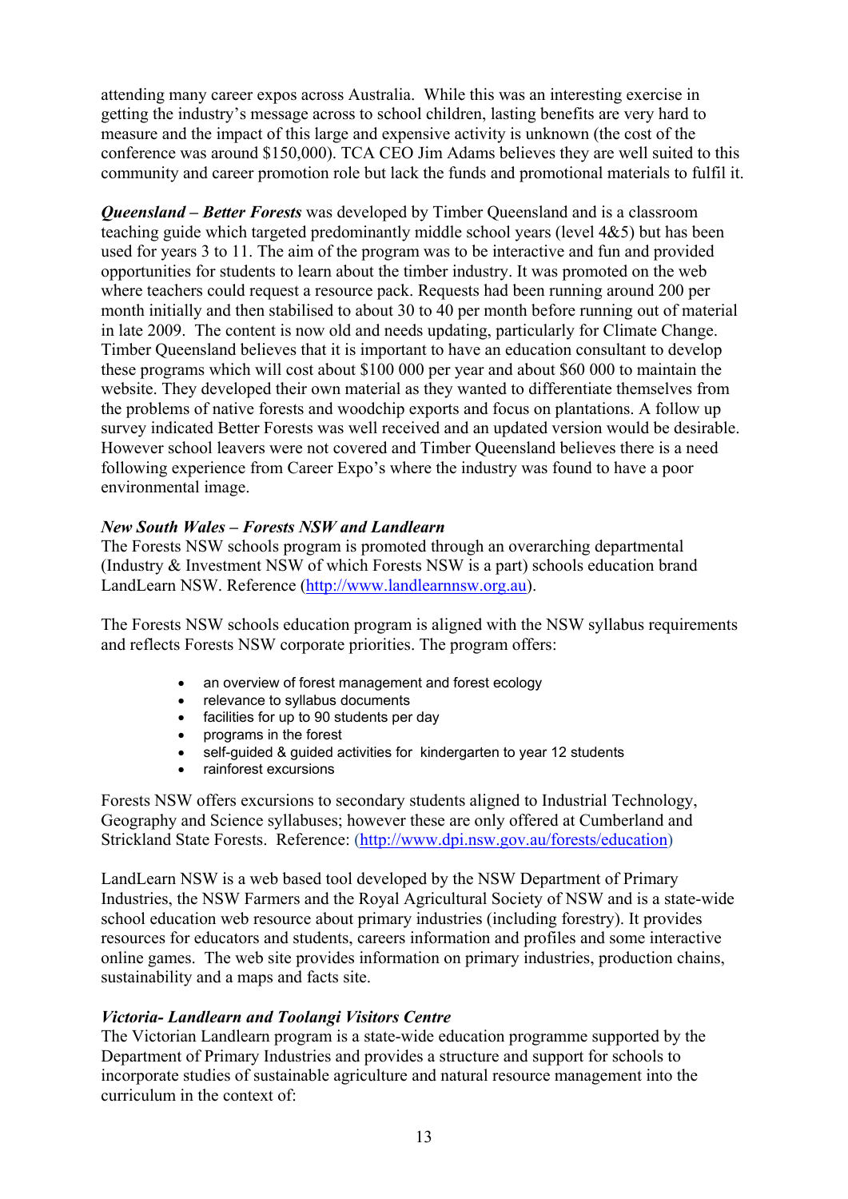attending many career expos across Australia. While this was an interesting exercise in getting the industry's message across to school children, lasting benefits are very hard to measure and the impact of this large and expensive activity is unknown (the cost of the conference was around $150,000). TCA CEO Jim Adams believes they are well suited to this community and career promotion role but lack the funds and promotional materials to fulfil it.

***Queensland – Better Forests*** was developed by Timber Queensland and is a classroom teaching guide which targeted predominantly middle school years (level 4&5) but has been used for years 3 to 11. The aim of the program was to be interactive and fun and provided opportunities for students to learn about the timber industry. It was promoted on the web where teachers could request a resource pack. Requests had been running around 200 per month initially and then stabilised to about 30 to 40 per month before running out of material in late 2009. The content is now old and needs updating, particularly for Climate Change. Timber Queensland believes that it is important to have an education consultant to develop these programs which will cost about $100 000 per year and about $60 000 to maintain the website. They developed their own material as they wanted to differentiate themselves from the problems of native forests and woodchip exports and focus on plantations. A follow up survey indicated Better Forests was well received and an updated version would be desirable. However school leavers were not covered and Timber Queensland believes there is a need following experience from Career Expo's where the industry was found to have a poor environmental image.

***New South Wales – Forests NSW and Landlearn***

The Forests NSW schools program is promoted through an overarching departmental (Industry & Investment NSW of which Forests NSW is a part) schools education brand LandLearn NSW. Reference (http://www.landlearnnsw.org.au).

The Forests NSW schools education program is aligned with the NSW syllabus requirements and reflects Forests NSW corporate priorities. The program offers:

- an overview of forest management and forest ecology
- relevance to syllabus documents
- facilities for up to 90 students per day
- programs in the forest
- self-guided & guided activities for kindergarten to year 12 students
- rainforest excursions

Forests NSW offers excursions to secondary students aligned to Industrial Technology, Geography and Science syllabuses; however these are only offered at Cumberland and Strickland State Forests. Reference: (http://www.dpi.nsw.gov.au/forests/education)

LandLearn NSW is a web based tool developed by the NSW Department of Primary Industries, the NSW Farmers and the Royal Agricultural Society of NSW and is a state-wide school education web resource about primary industries (including forestry). It provides resources for educators and students, careers information and profiles and some interactive online games. The web site provides information on primary industries, production chains, sustainability and a maps and facts site.

***Victoria- Landlearn and Toolangi Visitors Centre***

The Victorian Landlearn program is a state-wide education programme supported by the Department of Primary Industries and provides a structure and support for schools to incorporate studies of sustainable agriculture and natural resource management into the curriculum in the context of: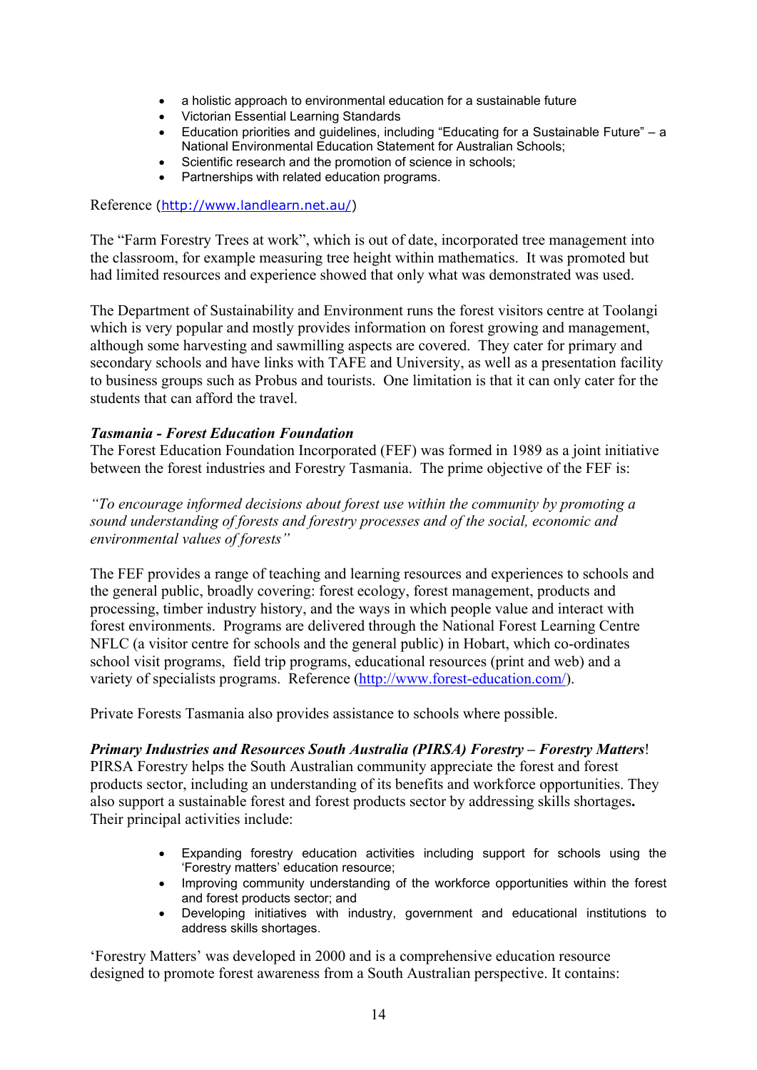- a holistic approach to environmental education for a sustainable future
- Victorian Essential Learning Standards
- Education priorities and guidelines, including "Educating for a Sustainable Future" – a National Environmental Education Statement for Australian Schools;
- Scientific research and the promotion of science in schools;
- Partnerships with related education programs.

Reference (http://www.landlearn.net.au/)

The "Farm Forestry Trees at work", which is out of date, incorporated tree management into the classroom, for example measuring tree height within mathematics. It was promoted but had limited resources and experience showed that only what was demonstrated was used.

The Department of Sustainability and Environment runs the forest visitors centre at Toolangi which is very popular and mostly provides information on forest growing and management, although some harvesting and sawmilling aspects are covered. They cater for primary and secondary schools and have links with TAFE and University, as well as a presentation facility to business groups such as Probus and tourists. One limitation is that it can only cater for the students that can afford the travel.

***Tasmania - Forest Education Foundation***

The Forest Education Foundation Incorporated (FEF) was formed in 1989 as a joint initiative between the forest industries and Forestry Tasmania. The prime objective of the FEF is:

*"To encourage informed decisions about forest use within the community by promoting a sound understanding of forests and forestry processes and of the social, economic and environmental values of forests"*

The FEF provides a range of teaching and learning resources and experiences to schools and the general public, broadly covering: forest ecology, forest management, products and processing, timber industry history, and the ways in which people value and interact with forest environments. Programs are delivered through the National Forest Learning Centre NFLC (a visitor centre for schools and the general public) in Hobart, which co-ordinates school visit programs, field trip programs, educational resources (print and web) and a variety of specialists programs. Reference (http://www.forest-education.com/).

Private Forests Tasmania also provides assistance to schools where possible.

***Primary Industries and Resources South Australia (PIRSA) Forestry – Forestry Matters*!**

PIRSA Forestry helps the South Australian community appreciate the forest and forest products sector, including an understanding of its benefits and workforce opportunities. They also support a sustainable forest and forest products sector by addressing skills shortages**.** Their principal activities include:

- Expanding forestry education activities including support for schools using the 'Forestry matters' education resource;
- Improving community understanding of the workforce opportunities within the forest and forest products sector; and
- Developing initiatives with industry, government and educational institutions to address skills shortages.

'Forestry Matters' was developed in 2000 and is a comprehensive education resource designed to promote forest awareness from a South Australian perspective. It contains: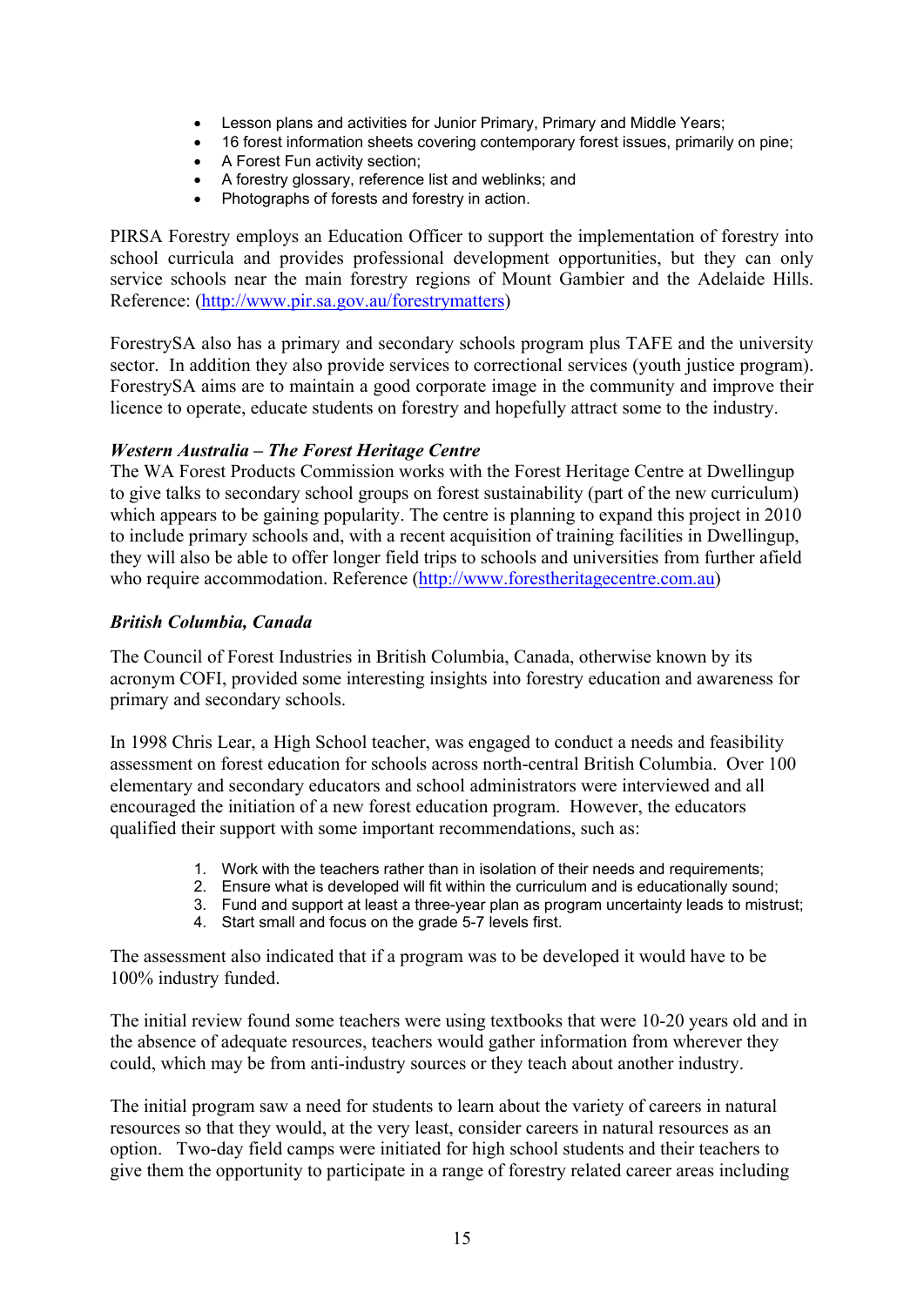- Lesson plans and activities for Junior Primary, Primary and Middle Years;
- 16 forest information sheets covering contemporary forest issues, primarily on pine;
- A Forest Fun activity section;
- A forestry glossary, reference list and weblinks; and
- Photographs of forests and forestry in action.

PIRSA Forestry employs an Education Officer to support the implementation of forestry into school curricula and provides professional development opportunities, but they can only service schools near the main forestry regions of Mount Gambier and the Adelaide Hills. Reference: (http://www.pir.sa.gov.au/forestrymatters)

ForestrySA also has a primary and secondary schools program plus TAFE and the university sector. In addition they also provide services to correctional services (youth justice program). ForestrySA aims are to maintain a good corporate image in the community and improve their licence to operate, educate students on forestry and hopefully attract some to the industry.

***Western Australia – The Forest Heritage Centre***

The WA Forest Products Commission works with the Forest Heritage Centre at Dwellingup to give talks to secondary school groups on forest sustainability (part of the new curriculum) which appears to be gaining popularity. The centre is planning to expand this project in 2010 to include primary schools and, with a recent acquisition of training facilities in Dwellingup, they will also be able to offer longer field trips to schools and universities from further afield who require accommodation. Reference (http://www.forestheritagecentre.com.au)

***British Columbia, Canada***

The Council of Forest Industries in British Columbia, Canada, otherwise known by its acronym COFI, provided some interesting insights into forestry education and awareness for primary and secondary schools.

In 1998 Chris Lear, a High School teacher, was engaged to conduct a needs and feasibility assessment on forest education for schools across north-central British Columbia. Over 100 elementary and secondary educators and school administrators were interviewed and all encouraged the initiation of a new forest education program. However, the educators qualified their support with some important recommendations, such as:

1. Work with the teachers rather than in isolation of their needs and requirements;
2. Ensure what is developed will fit within the curriculum and is educationally sound;
3. Fund and support at least a three-year plan as program uncertainty leads to mistrust;
4. Start small and focus on the grade 5-7 levels first.

The assessment also indicated that if a program was to be developed it would have to be 100% industry funded.

The initial review found some teachers were using textbooks that were 10-20 years old and in the absence of adequate resources, teachers would gather information from wherever they could, which may be from anti-industry sources or they teach about another industry.

The initial program saw a need for students to learn about the variety of careers in natural resources so that they would, at the very least, consider careers in natural resources as an option. Two-day field camps were initiated for high school students and their teachers to give them the opportunity to participate in a range of forestry related career areas including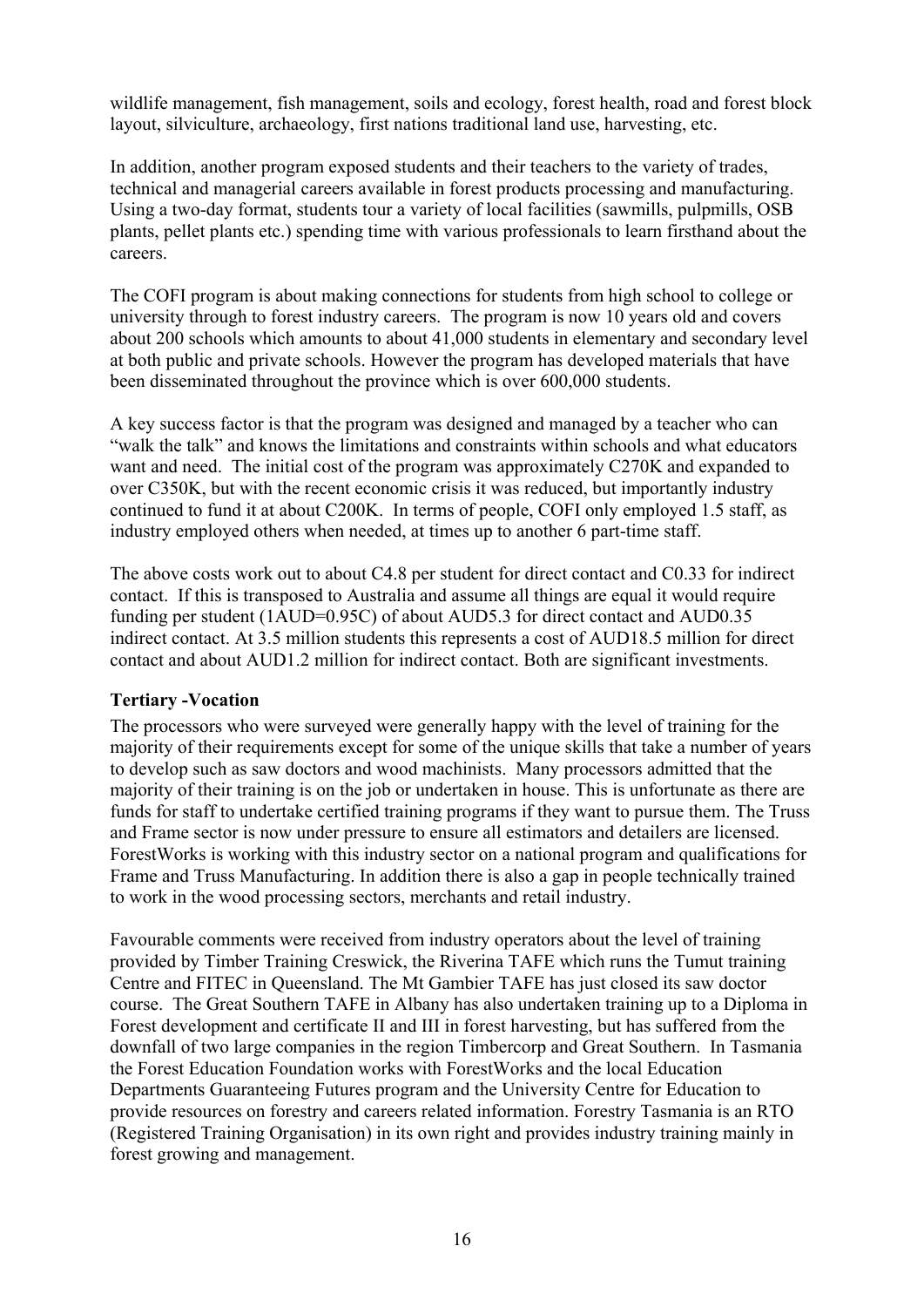wildlife management, fish management, soils and ecology, forest health, road and forest block layout, silviculture, archaeology, first nations traditional land use, harvesting, etc.

In addition, another program exposed students and their teachers to the variety of trades, technical and managerial careers available in forest products processing and manufacturing. Using a two-day format, students tour a variety of local facilities (sawmills, pulpmills, OSB plants, pellet plants etc.) spending time with various professionals to learn firsthand about the careers.

The COFI program is about making connections for students from high school to college or university through to forest industry careers. The program is now 10 years old and covers about 200 schools which amounts to about 41,000 students in elementary and secondary level at both public and private schools. However the program has developed materials that have been disseminated throughout the province which is over 600,000 students.

A key success factor is that the program was designed and managed by a teacher who can "walk the talk" and knows the limitations and constraints within schools and what educators want and need. The initial cost of the program was approximately C270K and expanded to over C350K, but with the recent economic crisis it was reduced, but importantly industry continued to fund it at about C200K. In terms of people, COFI only employed 1.5 staff, as industry employed others when needed, at times up to another 6 part-time staff.

The above costs work out to about C4.8 per student for direct contact and C0.33 for indirect contact. If this is transposed to Australia and assume all things are equal it would require funding per student (1AUD=0.95C) of about AUD5.3 for direct contact and AUD0.35 indirect contact. At 3.5 million students this represents a cost of AUD18.5 million for direct contact and about AUD1.2 million for indirect contact. Both are significant investments.

**Tertiary -Vocation**

The processors who were surveyed were generally happy with the level of training for the majority of their requirements except for some of the unique skills that take a number of years to develop such as saw doctors and wood machinists. Many processors admitted that the majority of their training is on the job or undertaken in house. This is unfortunate as there are funds for staff to undertake certified training programs if they want to pursue them. The Truss and Frame sector is now under pressure to ensure all estimators and detailers are licensed. ForestWorks is working with this industry sector on a national program and qualifications for Frame and Truss Manufacturing. In addition there is also a gap in people technically trained to work in the wood processing sectors, merchants and retail industry.

Favourable comments were received from industry operators about the level of training provided by Timber Training Creswick, the Riverina TAFE which runs the Tumut training Centre and FITEC in Queensland. The Mt Gambier TAFE has just closed its saw doctor course. The Great Southern TAFE in Albany has also undertaken training up to a Diploma in Forest development and certificate II and III in forest harvesting, but has suffered from the downfall of two large companies in the region Timbercorp and Great Southern. In Tasmania the Forest Education Foundation works with ForestWorks and the local Education Departments Guaranteeing Futures program and the University Centre for Education to provide resources on forestry and careers related information. Forestry Tasmania is an RTO (Registered Training Organisation) in its own right and provides industry training mainly in forest growing and management.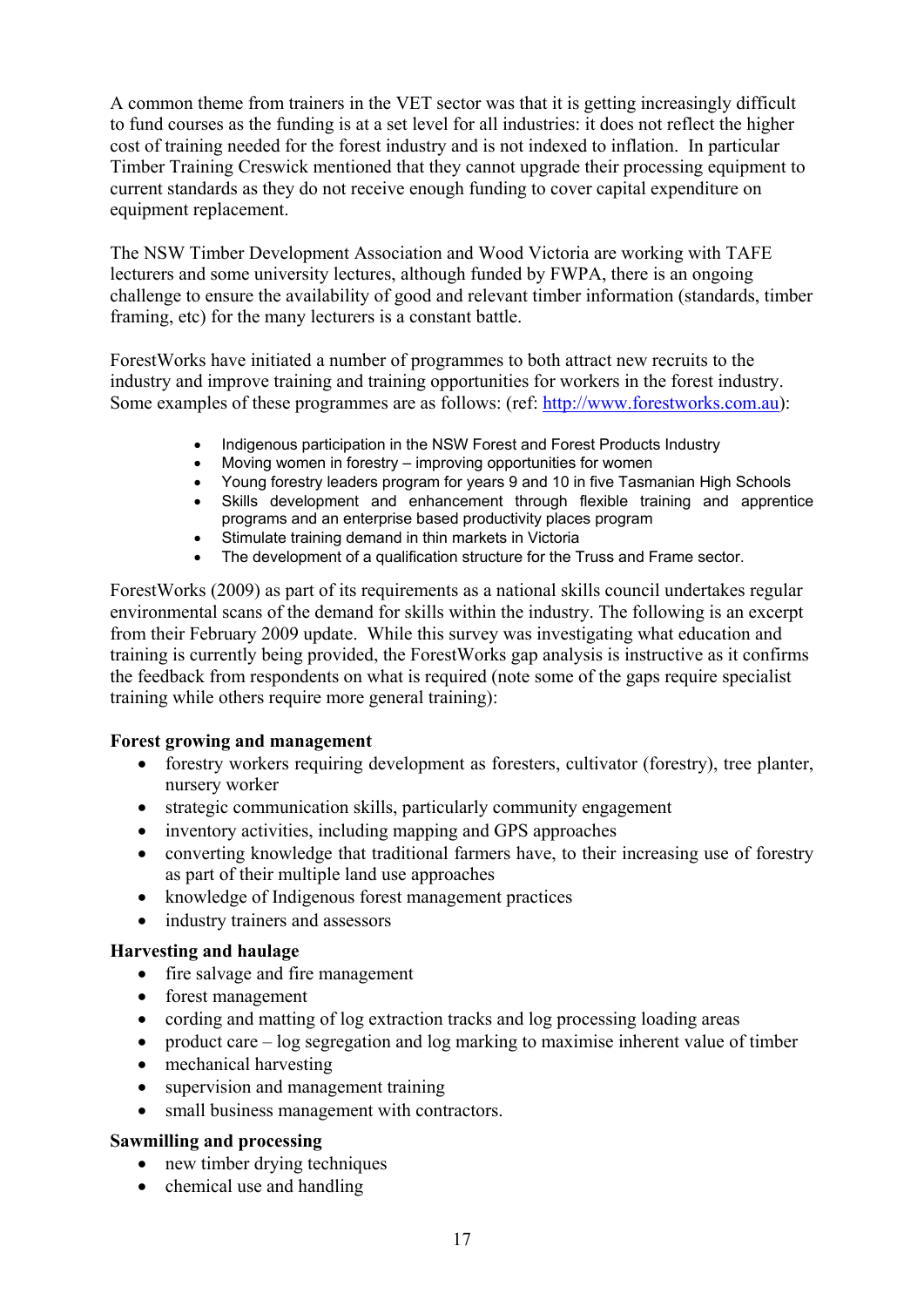A common theme from trainers in the VET sector was that it is getting increasingly difficult to fund courses as the funding is at a set level for all industries: it does not reflect the higher cost of training needed for the forest industry and is not indexed to inflation. In particular Timber Training Creswick mentioned that they cannot upgrade their processing equipment to current standards as they do not receive enough funding to cover capital expenditure on equipment replacement.

The NSW Timber Development Association and Wood Victoria are working with TAFE lecturers and some university lectures, although funded by FWPA, there is an ongoing challenge to ensure the availability of good and relevant timber information (standards, timber framing, etc) for the many lecturers is a constant battle.

ForestWorks have initiated a number of programmes to both attract new recruits to the industry and improve training and training opportunities for workers in the forest industry. Some examples of these programmes are as follows: (ref: http://www.forestworks.com.au):

- Indigenous participation in the NSW Forest and Forest Products Industry
- Moving women in forestry – improving opportunities for women
- Young forestry leaders program for years 9 and 10 in five Tasmanian High Schools
- Skills development and enhancement through flexible training and apprentice programs and an enterprise based productivity places program
- Stimulate training demand in thin markets in Victoria
- The development of a qualification structure for the Truss and Frame sector.

ForestWorks (2009) as part of its requirements as a national skills council undertakes regular environmental scans of the demand for skills within the industry. The following is an excerpt from their February 2009 update. While this survey was investigating what education and training is currently being provided, the ForestWorks gap analysis is instructive as it confirms the feedback from respondents on what is required (note some of the gaps require specialist training while others require more general training):

**Forest growing and management**

- forestry workers requiring development as foresters, cultivator (forestry), tree planter, nursery worker
- strategic communication skills, particularly community engagement
- inventory activities, including mapping and GPS approaches
- converting knowledge that traditional farmers have, to their increasing use of forestry as part of their multiple land use approaches
- knowledge of Indigenous forest management practices
- industry trainers and assessors

**Harvesting and haulage**

- fire salvage and fire management
- forest management
- cording and matting of log extraction tracks and log processing loading areas
- product care – log segregation and log marking to maximise inherent value of timber
- mechanical harvesting
- supervision and management training
- small business management with contractors.

**Sawmilling and processing**

- new timber drying techniques
- chemical use and handling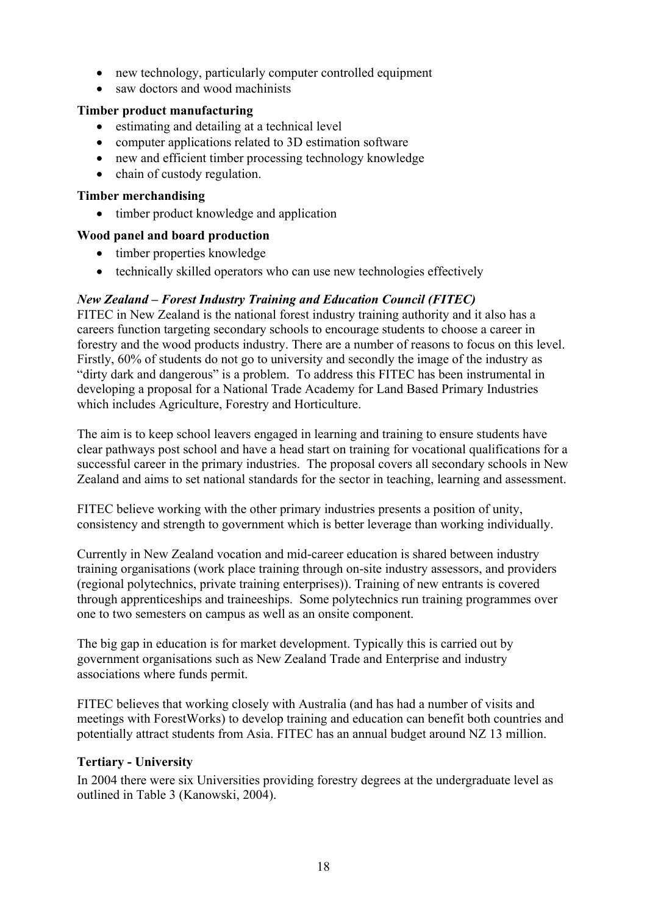- new technology, particularly computer controlled equipment
- saw doctors and wood machinists

**Timber product manufacturing**

- estimating and detailing at a technical level
- computer applications related to 3D estimation software
- new and efficient timber processing technology knowledge
- chain of custody regulation.

**Timber merchandising**

- timber product knowledge and application

**Wood panel and board production**

- timber properties knowledge
- technically skilled operators who can use new technologies effectively

***New Zealand – Forest Industry Training and Education Council (FITEC)***

FITEC in New Zealand is the national forest industry training authority and it also has a careers function targeting secondary schools to encourage students to choose a career in forestry and the wood products industry. There are a number of reasons to focus on this level. Firstly, 60% of students do not go to university and secondly the image of the industry as "dirty dark and dangerous" is a problem. To address this FITEC has been instrumental in developing a proposal for a National Trade Academy for Land Based Primary Industries which includes Agriculture, Forestry and Horticulture.

The aim is to keep school leavers engaged in learning and training to ensure students have clear pathways post school and have a head start on training for vocational qualifications for a successful career in the primary industries. The proposal covers all secondary schools in New Zealand and aims to set national standards for the sector in teaching, learning and assessment.

FITEC believe working with the other primary industries presents a position of unity, consistency and strength to government which is better leverage than working individually.

Currently in New Zealand vocation and mid-career education is shared between industry training organisations (work place training through on-site industry assessors, and providers (regional polytechnics, private training enterprises)). Training of new entrants is covered through apprenticeships and traineeships. Some polytechnics run training programmes over one to two semesters on campus as well as an onsite component.

The big gap in education is for market development. Typically this is carried out by government organisations such as New Zealand Trade and Enterprise and industry associations where funds permit.

FITEC believes that working closely with Australia (and has had a number of visits and meetings with ForestWorks) to develop training and education can benefit both countries and potentially attract students from Asia. FITEC has an annual budget around NZ 13 million.

**Tertiary - University**

In 2004 there were six Universities providing forestry degrees at the undergraduate level as outlined in Table 3 (Kanowski, 2004).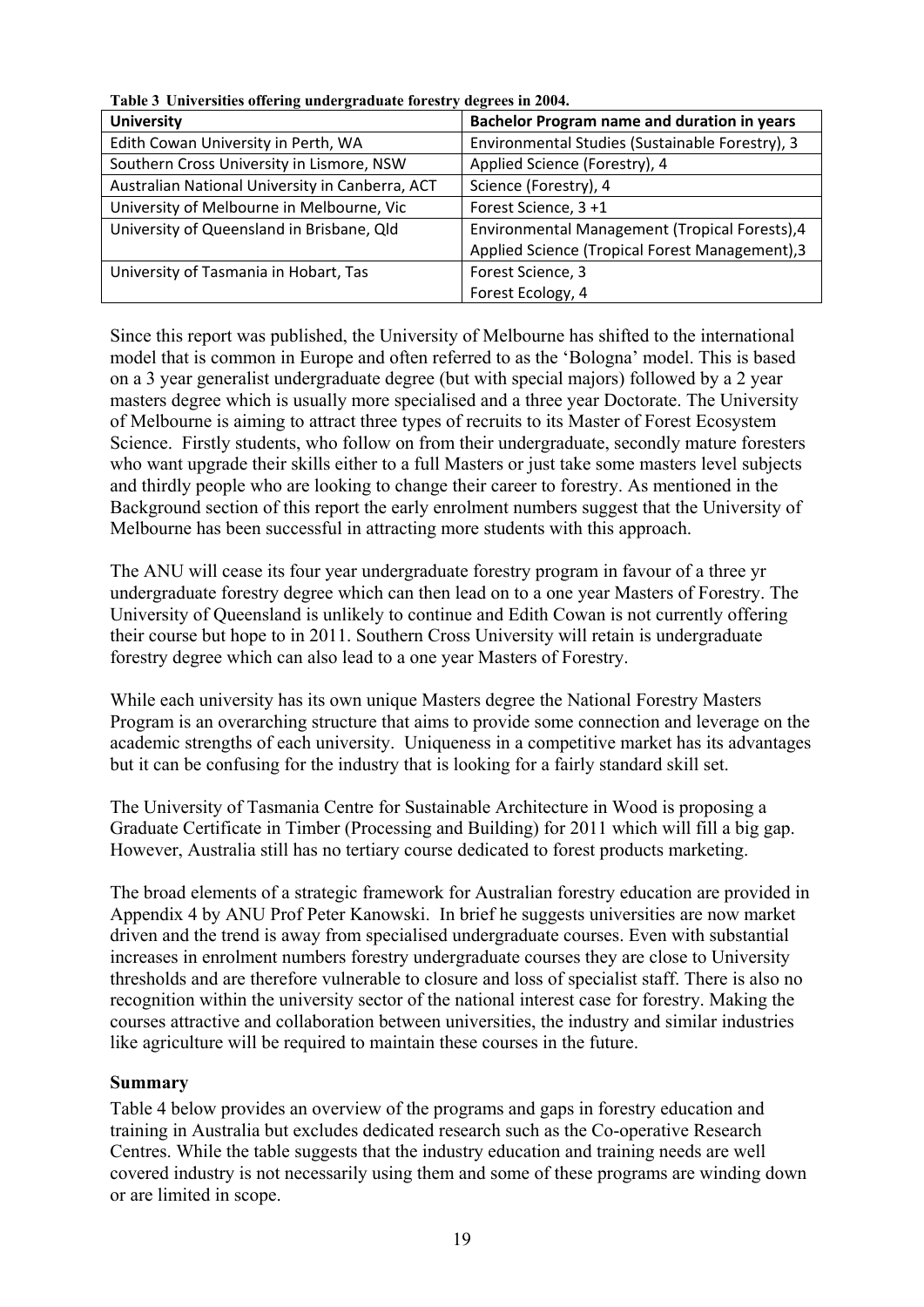**Table 3 Universities offering undergraduate forestry degrees in 2004.**

| University | Bachelor Program name and duration in years |
|---|---|
| Edith Cowan University in Perth, WA | Environmental Studies (Sustainable Forestry), 3 |
| Southern Cross University in Lismore, NSW | Applied Science (Forestry), 4 |
| Australian National University in Canberra, ACT | Science (Forestry), 4 |
| University of Melbourne in Melbourne, Vic | Forest Science, 3 +1 |
| University of Queensland in Brisbane, Qld | Environmental Management (Tropical Forests),4<br>Applied Science (Tropical Forest Management),3 |
| University of Tasmania in Hobart, Tas | Forest Science, 3<br>Forest Ecology, 4 |

Since this report was published, the University of Melbourne has shifted to the international model that is common in Europe and often referred to as the 'Bologna' model. This is based on a 3 year generalist undergraduate degree (but with special majors) followed by a 2 year masters degree which is usually more specialised and a three year Doctorate. The University of Melbourne is aiming to attract three types of recruits to its Master of Forest Ecosystem Science. Firstly students, who follow on from their undergraduate, secondly mature foresters who want upgrade their skills either to a full Masters or just take some masters level subjects and thirdly people who are looking to change their career to forestry. As mentioned in the Background section of this report the early enrolment numbers suggest that the University of Melbourne has been successful in attracting more students with this approach.

The ANU will cease its four year undergraduate forestry program in favour of a three yr undergraduate forestry degree which can then lead on to a one year Masters of Forestry. The University of Queensland is unlikely to continue and Edith Cowan is not currently offering their course but hope to in 2011. Southern Cross University will retain is undergraduate forestry degree which can also lead to a one year Masters of Forestry.

While each university has its own unique Masters degree the National Forestry Masters Program is an overarching structure that aims to provide some connection and leverage on the academic strengths of each university. Uniqueness in a competitive market has its advantages but it can be confusing for the industry that is looking for a fairly standard skill set.

The University of Tasmania Centre for Sustainable Architecture in Wood is proposing a Graduate Certificate in Timber (Processing and Building) for 2011 which will fill a big gap. However, Australia still has no tertiary course dedicated to forest products marketing.

The broad elements of a strategic framework for Australian forestry education are provided in Appendix 4 by ANU Prof Peter Kanowski. In brief he suggests universities are now market driven and the trend is away from specialised undergraduate courses. Even with substantial increases in enrolment numbers forestry undergraduate courses they are close to University thresholds and are therefore vulnerable to closure and loss of specialist staff. There is also no recognition within the university sector of the national interest case for forestry. Making the courses attractive and collaboration between universities, the industry and similar industries like agriculture will be required to maintain these courses in the future.

## Summary

Table 4 below provides an overview of the programs and gaps in forestry education and training in Australia but excludes dedicated research such as the Co-operative Research Centres. While the table suggests that the industry education and training needs are well covered industry is not necessarily using them and some of these programs are winding down or are limited in scope.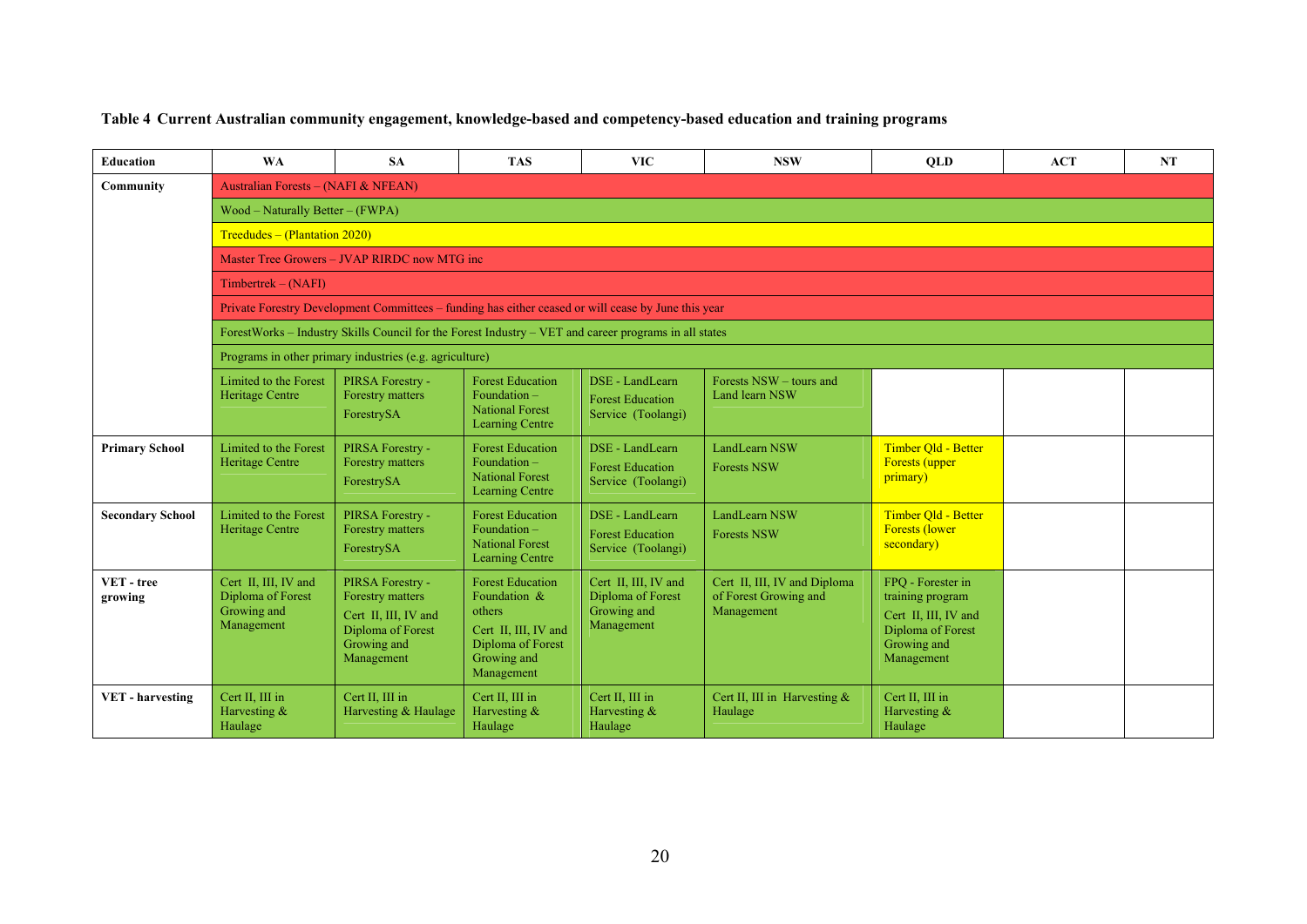**Table 4 Current Australian community engagement, knowledge-based and competency-based education and training programs**

| Education | WA | SA | TAS | VIC | NSW | QLD | ACT | NT |
|---|---|---|---|---|---|---|---|---|
| Community | Australian Forests – (NAFI & NFEAN) | | | | | | | |
| | Wood – Naturally Better – (FWPA) | | | | | | | |
| | Treedudes – (Plantation 2020) | | | | | | | |
| | Master Tree Growers – JVAP RIRDC now MTG inc | | | | | | | |
| | Timbertrek – (NAFI) | | | | | | | |
| | Private Forestry Development Committees – funding has either ceased or will cease by June this year | | | | | | | |
| | ForestWorks – Industry Skills Council for the Forest Industry – VET and career programs in all states | | | | | | | |
| | Programs in other primary industries (e.g. agriculture) | | | | | | | |
| | Limited to the Forest Heritage Centre | PIRSA Forestry - Forestry matters<br>ForestrySA | Forest Education Foundation – National Forest Learning Centre | DSE - LandLearn<br>Forest Education Service (Toolangi) | Forests NSW – tours and Land learn NSW | | | |
| Primary School | Limited to the Forest Heritage Centre | PIRSA Forestry - Forestry matters<br>ForestrySA | Forest Education Foundation – National Forest Learning Centre | DSE - LandLearn<br>Forest Education Service (Toolangi) | LandLearn NSW<br>Forests NSW | Timber Qld - Better Forests (upper primary) | | |
| Secondary School | Limited to the Forest Heritage Centre | PIRSA Forestry - Forestry matters<br>ForestrySA | Forest Education Foundation – National Forest Learning Centre | DSE - LandLearn<br>Forest Education Service (Toolangi) | LandLearn NSW<br>Forests NSW | Timber Qld - Better Forests (lower secondary) | | |
| VET - tree growing | Cert II, III, IV and Diploma of Forest Growing and Management | PIRSA Forestry - Forestry matters<br>Cert II, III, IV and Diploma of Forest Growing and Management | Forest Education Foundation & others<br>Cert II, III, IV and Diploma of Forest Growing and Management | Cert II, III, IV and Diploma of Forest Growing and Management | Cert II, III, IV and Diploma of Forest Growing and Management | FPQ - Forester in training program<br>Cert II, III, IV and Diploma of Forest Growing and Management | | |
| VET - harvesting | Cert II, III in Harvesting & Haulage | Cert II, III in Harvesting & Haulage | Cert II, III in Harvesting & Haulage | Cert II, III in Harvesting & Haulage | Cert II, III in Harvesting & Haulage | Cert II, III in Harvesting & Haulage | | |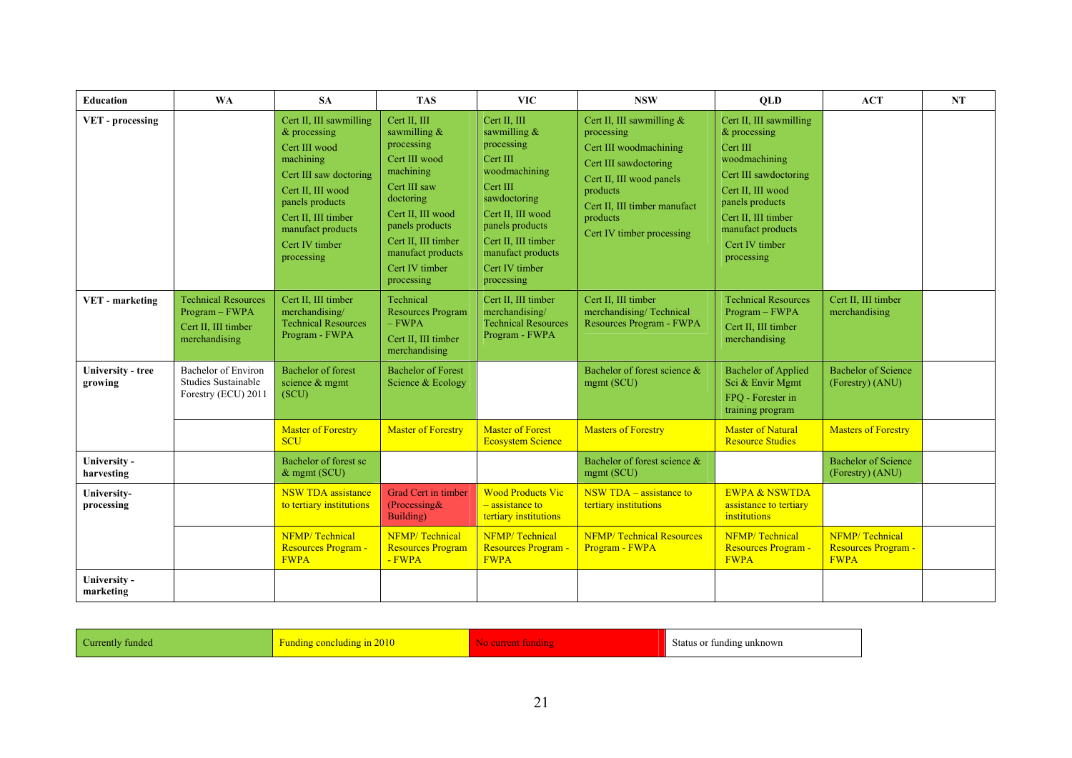| Education | WA | SA | TAS | VIC | NSW | QLD | ACT | NT |
|---|---|---|---|---|---|---|---|---|
| **VET - processing** | | Cert II, III sawmilling & processing<br>Cert III wood machining<br>Cert III saw doctoring<br>Cert II, III wood panels products<br>Cert II, III timber manufact products<br>Cert IV timber processing | Cert II, III sawmilling & processing<br>Cert III wood machining<br>Cert III saw doctoring<br>Cert II, III wood panels products<br>Cert II, III timber manufact products<br>Cert IV timber processing | Cert II, III sawmilling & processing<br>Cert III woodmachining<br>Cert III sawdoctoring<br>Cert II, III wood panels products<br>Cert II, III timber manufact products<br>Cert IV timber processing | Cert II, III sawmilling & processing<br>Cert III woodmachining<br>Cert III sawdoctoring<br>Cert II, III wood panels products<br>Cert II, III timber manufact products<br>Cert IV timber processing | Cert II, III sawmilling & processing<br>Cert III woodmachining<br>Cert III sawdoctoring<br>Cert II, III wood panels products<br>Cert II, III timber manufact products<br>Cert IV timber processing | | |
| **VET - marketing** | Technical Resources Program – FWPA<br>Cert II, III timber merchandising | Cert II, III timber merchandising/ Technical Resources Program - FWPA | Technical Resources Program – FWPA<br>Cert II, III timber merchandising | Cert II, III timber merchandising/ Technical Resources Program - FWPA | Cert II, III timber merchandising/ Technical Resources Program - FWPA | Technical Resources Program – FWPA<br>Cert II, III timber merchandising | Cert II, III timber merchandising | |
| **University - tree growing** | Bachelor of Environ Studies Sustainable Forestry (ECU) 2011 | Bachelor of forest science & mgmt (SCU) | Bachelor of Forest Science & Ecology | | Bachelor of forest science & mgmt (SCU) | Bachelor of Applied Sci & Envir Mgmt<br>FPQ - Forester in training program | Bachelor of Science (Forestry) (ANU) | |
| | | Master of Forestry SCU | Master of Forestry | Master of Forest Ecosystem Science | Masters of Forestry | Master of Natural Resource Studies | Masters of Forestry | |
| **University - harvesting** | | Bachelor of forest sc & mgmt (SCU) | | | Bachelor of forest science & mgmt (SCU) | | Bachelor of Science (Forestry) (ANU) | |
| **University- processing** | | NSW TDA assistance to tertiary institutions | Grad Cert in timber (Processing& Building) | Wood Products Vic – assistance to tertiary institutions | NSW TDA – assistance to tertiary institutions | EWPA & NSWTDA assistance to tertiary institutions | | |
| | | NFMP/ Technical Resources Program - FWPA | NFMP/ Technical Resources Program - FWPA | NFMP/ Technical Resources Program - FWPA | NFMP/ Technical Resources Program - FWPA | NFMP/ Technical Resources Program - FWPA | NFMP/ Technical Resources Program - FWPA | |
| **University - marketing** | | | | | | | | |

| Currently funded | Funding concluding in 2010 | No current funding | Status or funding unknown |
|---|---|---|---|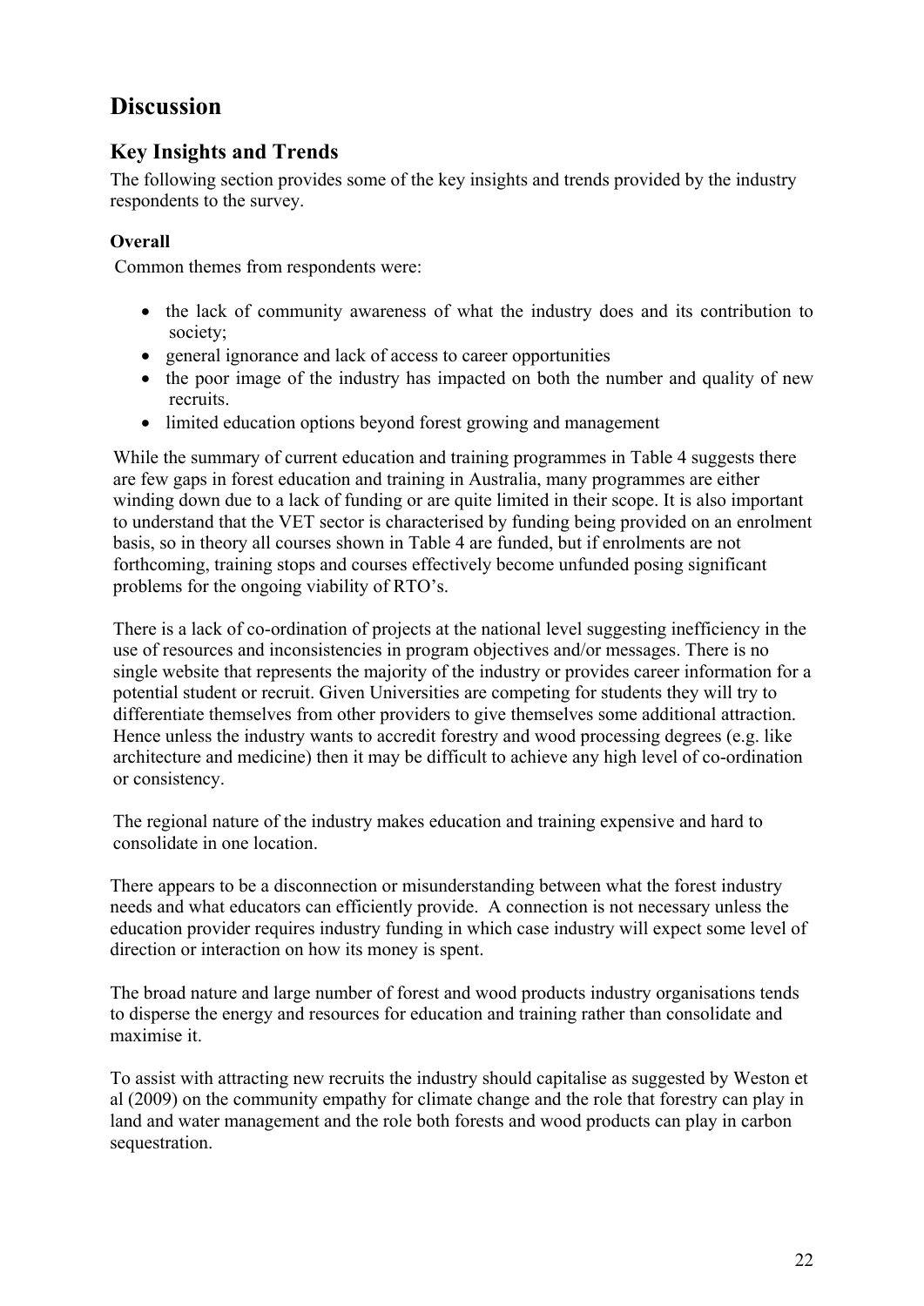# Discussion

## Key Insights and Trends

The following section provides some of the key insights and trends provided by the industry respondents to the survey.

### Overall

Common themes from respondents were:

- the lack of community awareness of what the industry does and its contribution to society;
- general ignorance and lack of access to career opportunities
- the poor image of the industry has impacted on both the number and quality of new recruits.
- limited education options beyond forest growing and management

While the summary of current education and training programmes in Table 4 suggests there are few gaps in forest education and training in Australia, many programmes are either winding down due to a lack of funding or are quite limited in their scope. It is also important to understand that the VET sector is characterised by funding being provided on an enrolment basis, so in theory all courses shown in Table 4 are funded, but if enrolments are not forthcoming, training stops and courses effectively become unfunded posing significant problems for the ongoing viability of RTO's.

There is a lack of co-ordination of projects at the national level suggesting inefficiency in the use of resources and inconsistencies in program objectives and/or messages. There is no single website that represents the majority of the industry or provides career information for a potential student or recruit. Given Universities are competing for students they will try to differentiate themselves from other providers to give themselves some additional attraction. Hence unless the industry wants to accredit forestry and wood processing degrees (e.g. like architecture and medicine) then it may be difficult to achieve any high level of co-ordination or consistency.

The regional nature of the industry makes education and training expensive and hard to consolidate in one location.

There appears to be a disconnection or misunderstanding between what the forest industry needs and what educators can efficiently provide. A connection is not necessary unless the education provider requires industry funding in which case industry will expect some level of direction or interaction on how its money is spent.

The broad nature and large number of forest and wood products industry organisations tends to disperse the energy and resources for education and training rather than consolidate and maximise it.

To assist with attracting new recruits the industry should capitalise as suggested by Weston et al (2009) on the community empathy for climate change and the role that forestry can play in land and water management and the role both forests and wood products can play in carbon sequestration.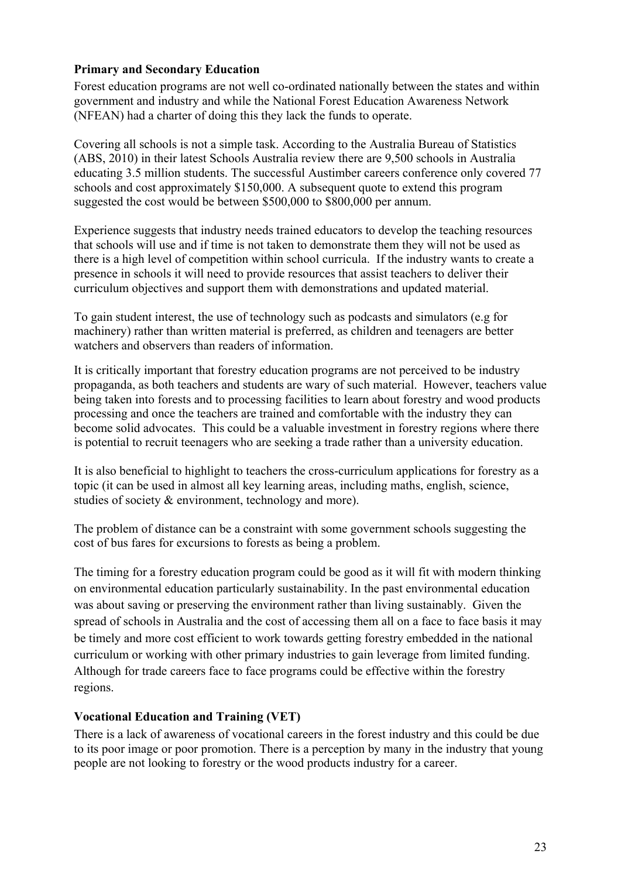**Primary and Secondary Education**

Forest education programs are not well co-ordinated nationally between the states and within government and industry and while the National Forest Education Awareness Network (NFEAN) had a charter of doing this they lack the funds to operate.

Covering all schools is not a simple task. According to the Australia Bureau of Statistics (ABS, 2010) in their latest Schools Australia review there are 9,500 schools in Australia educating 3.5 million students. The successful Austimber careers conference only covered 77 schools and cost approximately $150,000. A subsequent quote to extend this program suggested the cost would be between $500,000 to $800,000 per annum.

Experience suggests that industry needs trained educators to develop the teaching resources that schools will use and if time is not taken to demonstrate them they will not be used as there is a high level of competition within school curricula. If the industry wants to create a presence in schools it will need to provide resources that assist teachers to deliver their curriculum objectives and support them with demonstrations and updated material.

To gain student interest, the use of technology such as podcasts and simulators (e.g for machinery) rather than written material is preferred, as children and teenagers are better watchers and observers than readers of information.

It is critically important that forestry education programs are not perceived to be industry propaganda, as both teachers and students are wary of such material. However, teachers value being taken into forests and to processing facilities to learn about forestry and wood products processing and once the teachers are trained and comfortable with the industry they can become solid advocates. This could be a valuable investment in forestry regions where there is potential to recruit teenagers who are seeking a trade rather than a university education.

It is also beneficial to highlight to teachers the cross-curriculum applications for forestry as a topic (it can be used in almost all key learning areas, including maths, english, science, studies of society & environment, technology and more).

The problem of distance can be a constraint with some government schools suggesting the cost of bus fares for excursions to forests as being a problem.

The timing for a forestry education program could be good as it will fit with modern thinking on environmental education particularly sustainability. In the past environmental education was about saving or preserving the environment rather than living sustainably. Given the spread of schools in Australia and the cost of accessing them all on a face to face basis it may be timely and more cost efficient to work towards getting forestry embedded in the national curriculum or working with other primary industries to gain leverage from limited funding. Although for trade careers face to face programs could be effective within the forestry regions.

**Vocational Education and Training (VET)**

There is a lack of awareness of vocational careers in the forest industry and this could be due to its poor image or poor promotion. There is a perception by many in the industry that young people are not looking to forestry or the wood products industry for a career.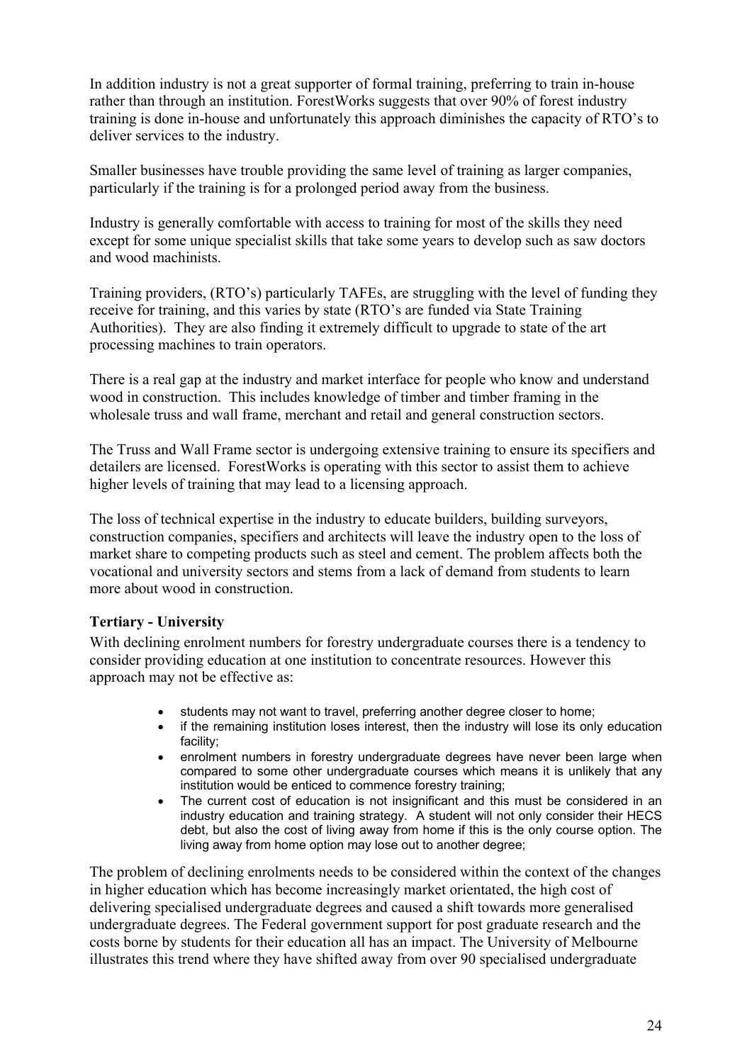In addition industry is not a great supporter of formal training, preferring to train in-house rather than through an institution. ForestWorks suggests that over 90% of forest industry training is done in-house and unfortunately this approach diminishes the capacity of RTO's to deliver services to the industry.

Smaller businesses have trouble providing the same level of training as larger companies, particularly if the training is for a prolonged period away from the business.

Industry is generally comfortable with access to training for most of the skills they need except for some unique specialist skills that take some years to develop such as saw doctors and wood machinists.

Training providers, (RTO's) particularly TAFEs, are struggling with the level of funding they receive for training, and this varies by state (RTO's are funded via State Training Authorities). They are also finding it extremely difficult to upgrade to state of the art processing machines to train operators.

There is a real gap at the industry and market interface for people who know and understand wood in construction. This includes knowledge of timber and timber framing in the wholesale truss and wall frame, merchant and retail and general construction sectors.

The Truss and Wall Frame sector is undergoing extensive training to ensure its specifiers and detailers are licensed. ForestWorks is operating with this sector to assist them to achieve higher levels of training that may lead to a licensing approach.

The loss of technical expertise in the industry to educate builders, building surveyors, construction companies, specifiers and architects will leave the industry open to the loss of market share to competing products such as steel and cement. The problem affects both the vocational and university sectors and stems from a lack of demand from students to learn more about wood in construction.

**Tertiary - University**

With declining enrolment numbers for forestry undergraduate courses there is a tendency to consider providing education at one institution to concentrate resources. However this approach may not be effective as:

- students may not want to travel, preferring another degree closer to home;
- if the remaining institution loses interest, then the industry will lose its only education facility;
- enrolment numbers in forestry undergraduate degrees have never been large when compared to some other undergraduate courses which means it is unlikely that any institution would be enticed to commence forestry training;
- The current cost of education is not insignificant and this must be considered in an industry education and training strategy. A student will not only consider their HECS debt, but also the cost of living away from home if this is the only course option. The living away from home option may lose out to another degree;

The problem of declining enrolments needs to be considered within the context of the changes in higher education which has become increasingly market orientated, the high cost of delivering specialised undergraduate degrees and caused a shift towards more generalised undergraduate degrees. The Federal government support for post graduate research and the costs borne by students for their education all has an impact. The University of Melbourne illustrates this trend where they have shifted away from over 90 specialised undergraduate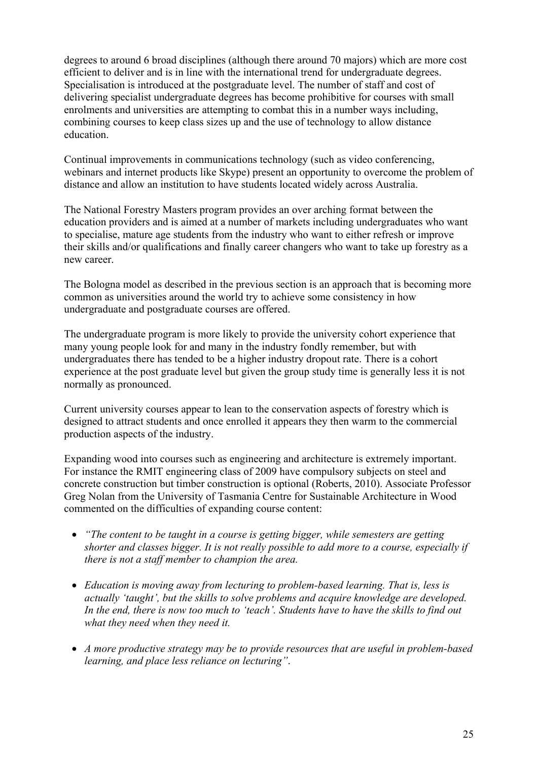degrees to around 6 broad disciplines (although there around 70 majors) which are more cost efficient to deliver and is in line with the international trend for undergraduate degrees. Specialisation is introduced at the postgraduate level. The number of staff and cost of delivering specialist undergraduate degrees has become prohibitive for courses with small enrolments and universities are attempting to combat this in a number ways including, combining courses to keep class sizes up and the use of technology to allow distance education.

Continual improvements in communications technology (such as video conferencing, webinars and internet products like Skype) present an opportunity to overcome the problem of distance and allow an institution to have students located widely across Australia.

The National Forestry Masters program provides an over arching format between the education providers and is aimed at a number of markets including undergraduates who want to specialise, mature age students from the industry who want to either refresh or improve their skills and/or qualifications and finally career changers who want to take up forestry as a new career.

The Bologna model as described in the previous section is an approach that is becoming more common as universities around the world try to achieve some consistency in how undergraduate and postgraduate courses are offered.

The undergraduate program is more likely to provide the university cohort experience that many young people look for and many in the industry fondly remember, but with undergraduates there has tended to be a higher industry dropout rate. There is a cohort experience at the post graduate level but given the group study time is generally less it is not normally as pronounced.

Current university courses appear to lean to the conservation aspects of forestry which is designed to attract students and once enrolled it appears they then warm to the commercial production aspects of the industry.

Expanding wood into courses such as engineering and architecture is extremely important. For instance the RMIT engineering class of 2009 have compulsory subjects on steel and concrete construction but timber construction is optional (Roberts, 2010). Associate Professor Greg Nolan from the University of Tasmania Centre for Sustainable Architecture in Wood commented on the difficulties of expanding course content:

- *"The content to be taught in a course is getting bigger, while semesters are getting shorter and classes bigger. It is not really possible to add more to a course, especially if there is not a staff member to champion the area.*
- *Education is moving away from lecturing to problem-based learning. That is, less is actually 'taught', but the skills to solve problems and acquire knowledge are developed. In the end, there is now too much to 'teach'. Students have to have the skills to find out what they need when they need it.*
- *A more productive strategy may be to provide resources that are useful in problem-based learning, and place less reliance on lecturing"*.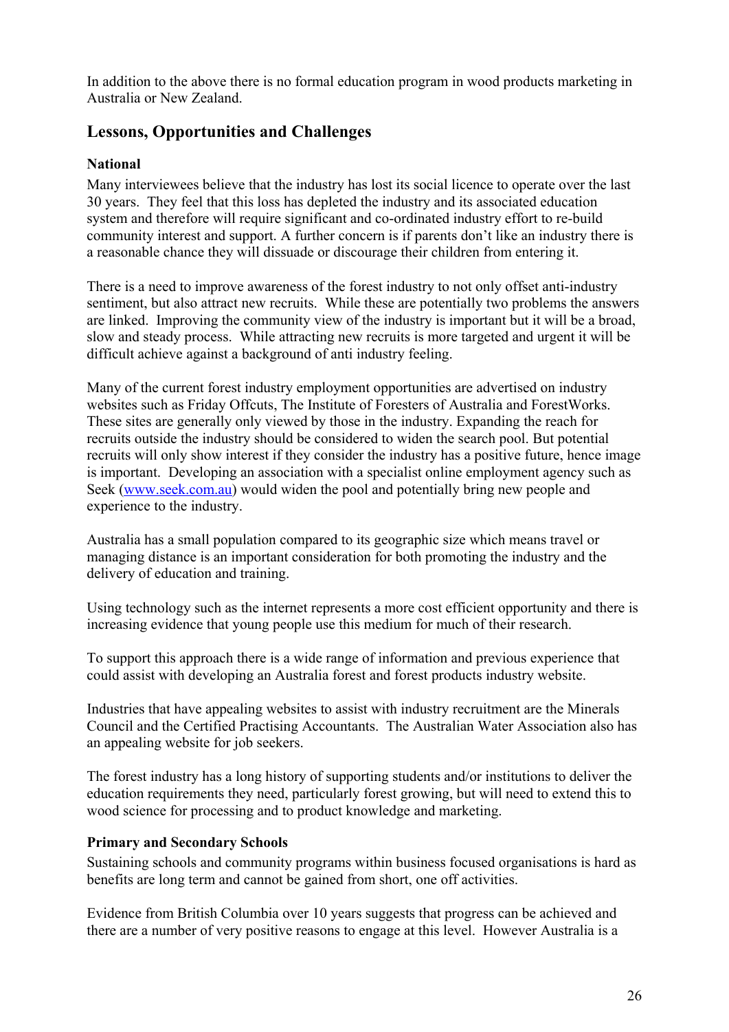In addition to the above there is no formal education program in wood products marketing in Australia or New Zealand.

## Lessons, Opportunities and Challenges

### National

Many interviewees believe that the industry has lost its social licence to operate over the last 30 years. They feel that this loss has depleted the industry and its associated education system and therefore will require significant and co-ordinated industry effort to re-build community interest and support. A further concern is if parents don't like an industry there is a reasonable chance they will dissuade or discourage their children from entering it.

There is a need to improve awareness of the forest industry to not only offset anti-industry sentiment, but also attract new recruits. While these are potentially two problems the answers are linked. Improving the community view of the industry is important but it will be a broad, slow and steady process. While attracting new recruits is more targeted and urgent it will be difficult achieve against a background of anti industry feeling.

Many of the current forest industry employment opportunities are advertised on industry websites such as Friday Offcuts, The Institute of Foresters of Australia and ForestWorks. These sites are generally only viewed by those in the industry. Expanding the reach for recruits outside the industry should be considered to widen the search pool. But potential recruits will only show interest if they consider the industry has a positive future, hence image is important. Developing an association with a specialist online employment agency such as Seek (www.seek.com.au) would widen the pool and potentially bring new people and experience to the industry.

Australia has a small population compared to its geographic size which means travel or managing distance is an important consideration for both promoting the industry and the delivery of education and training.

Using technology such as the internet represents a more cost efficient opportunity and there is increasing evidence that young people use this medium for much of their research.

To support this approach there is a wide range of information and previous experience that could assist with developing an Australia forest and forest products industry website.

Industries that have appealing websites to assist with industry recruitment are the Minerals Council and the Certified Practising Accountants. The Australian Water Association also has an appealing website for job seekers.

The forest industry has a long history of supporting students and/or institutions to deliver the education requirements they need, particularly forest growing, but will need to extend this to wood science for processing and to product knowledge and marketing.

### Primary and Secondary Schools

Sustaining schools and community programs within business focused organisations is hard as benefits are long term and cannot be gained from short, one off activities.

Evidence from British Columbia over 10 years suggests that progress can be achieved and there are a number of very positive reasons to engage at this level. However Australia is a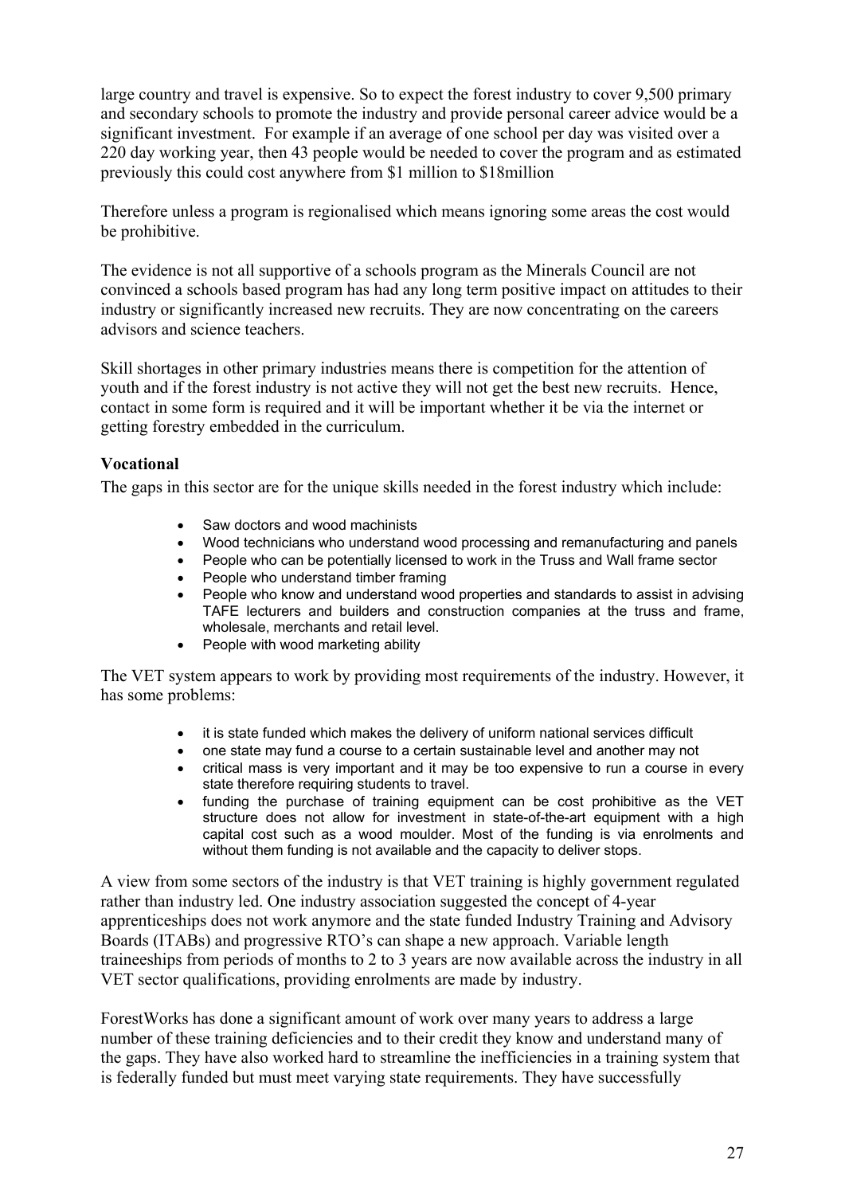large country and travel is expensive. So to expect the forest industry to cover 9,500 primary and secondary schools to promote the industry and provide personal career advice would be a significant investment. For example if an average of one school per day was visited over a 220 day working year, then 43 people would be needed to cover the program and as estimated previously this could cost anywhere from $1 million to $18million

Therefore unless a program is regionalised which means ignoring some areas the cost would be prohibitive.

The evidence is not all supportive of a schools program as the Minerals Council are not convinced a schools based program has had any long term positive impact on attitudes to their industry or significantly increased new recruits. They are now concentrating on the careers advisors and science teachers.

Skill shortages in other primary industries means there is competition for the attention of youth and if the forest industry is not active they will not get the best new recruits. Hence, contact in some form is required and it will be important whether it be via the internet or getting forestry embedded in the curriculum.

**Vocational**

The gaps in this sector are for the unique skills needed in the forest industry which include:

- Saw doctors and wood machinists
- Wood technicians who understand wood processing and remanufacturing and panels
- People who can be potentially licensed to work in the Truss and Wall frame sector
- People who understand timber framing
- People who know and understand wood properties and standards to assist in advising TAFE lecturers and builders and construction companies at the truss and frame, wholesale, merchants and retail level.
- People with wood marketing ability

The VET system appears to work by providing most requirements of the industry. However, it has some problems:

- it is state funded which makes the delivery of uniform national services difficult
- one state may fund a course to a certain sustainable level and another may not
- critical mass is very important and it may be too expensive to run a course in every state therefore requiring students to travel.
- funding the purchase of training equipment can be cost prohibitive as the VET structure does not allow for investment in state-of-the-art equipment with a high capital cost such as a wood moulder. Most of the funding is via enrolments and without them funding is not available and the capacity to deliver stops.

A view from some sectors of the industry is that VET training is highly government regulated rather than industry led. One industry association suggested the concept of 4-year apprenticeships does not work anymore and the state funded Industry Training and Advisory Boards (ITABs) and progressive RTO's can shape a new approach. Variable length traineeships from periods of months to 2 to 3 years are now available across the industry in all VET sector qualifications, providing enrolments are made by industry.

ForestWorks has done a significant amount of work over many years to address a large number of these training deficiencies and to their credit they know and understand many of the gaps. They have also worked hard to streamline the inefficiencies in a training system that is federally funded but must meet varying state requirements. They have successfully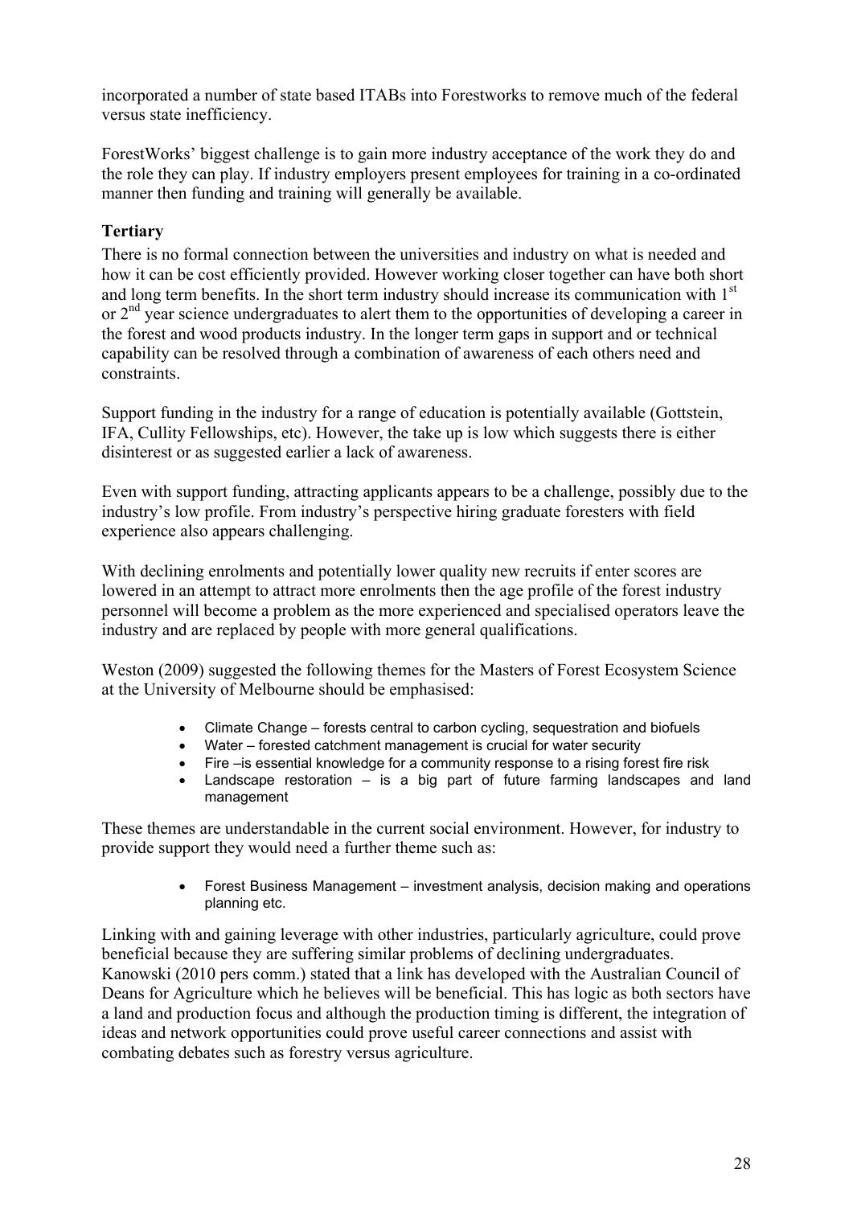incorporated a number of state based ITABs into Forestworks to remove much of the federal versus state inefficiency.

ForestWorks' biggest challenge is to gain more industry acceptance of the work they do and the role they can play. If industry employers present employees for training in a co-ordinated manner then funding and training will generally be available.

### Tertiary

There is no formal connection between the universities and industry on what is needed and how it can be cost efficiently provided. However working closer together can have both short and long term benefits. In the short term industry should increase its communication with 1st or 2nd year science undergraduates to alert them to the opportunities of developing a career in the forest and wood products industry. In the longer term gaps in support and or technical capability can be resolved through a combination of awareness of each others need and constraints.

Support funding in the industry for a range of education is potentially available (Gottstein, IFA, Cullity Fellowships, etc). However, the take up is low which suggests there is either disinterest or as suggested earlier a lack of awareness.

Even with support funding, attracting applicants appears to be a challenge, possibly due to the industry's low profile. From industry's perspective hiring graduate foresters with field experience also appears challenging.

With declining enrolments and potentially lower quality new recruits if enter scores are lowered in an attempt to attract more enrolments then the age profile of the forest industry personnel will become a problem as the more experienced and specialised operators leave the industry and are replaced by people with more general qualifications.

Weston (2009) suggested the following themes for the Masters of Forest Ecosystem Science at the University of Melbourne should be emphasised:

- Climate Change – forests central to carbon cycling, sequestration and biofuels
- Water – forested catchment management is crucial for water security
- Fire –is essential knowledge for a community response to a rising forest fire risk
- Landscape restoration – is a big part of future farming landscapes and land management

These themes are understandable in the current social environment. However, for industry to provide support they would need a further theme such as:

- Forest Business Management – investment analysis, decision making and operations planning etc.

Linking with and gaining leverage with other industries, particularly agriculture, could prove beneficial because they are suffering similar problems of declining undergraduates. Kanowski (2010 pers comm.) stated that a link has developed with the Australian Council of Deans for Agriculture which he believes will be beneficial. This has logic as both sectors have a land and production focus and although the production timing is different, the integration of ideas and network opportunities could prove useful career connections and assist with combating debates such as forestry versus agriculture.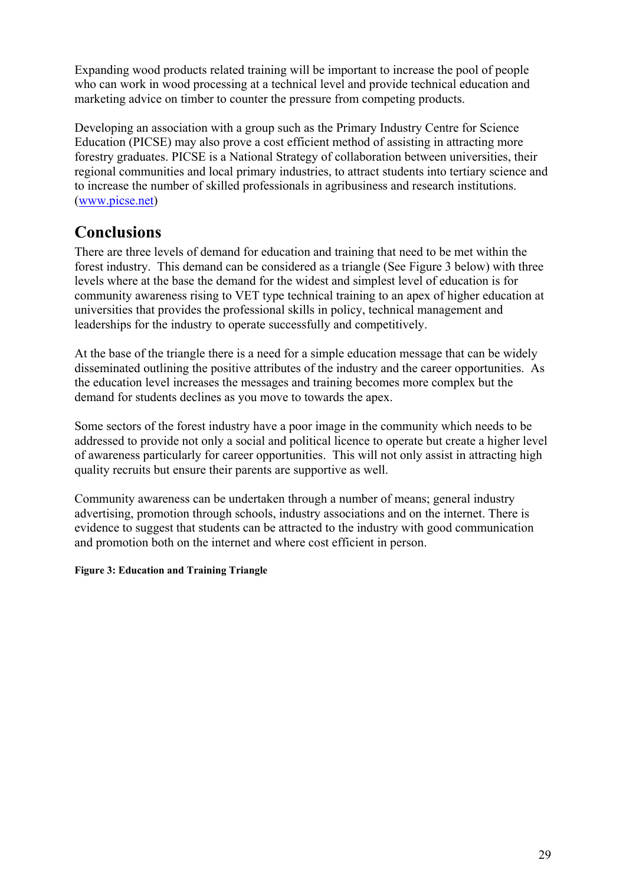Expanding wood products related training will be important to increase the pool of people who can work in wood processing at a technical level and provide technical education and marketing advice on timber to counter the pressure from competing products.

Developing an association with a group such as the Primary Industry Centre for Science Education (PICSE) may also prove a cost efficient method of assisting in attracting more forestry graduates. PICSE is a National Strategy of collaboration between universities, their regional communities and local primary industries, to attract students into tertiary science and to increase the number of skilled professionals in agribusiness and research institutions. (www.picse.net)

## Conclusions

There are three levels of demand for education and training that need to be met within the forest industry. This demand can be considered as a triangle (See Figure 3 below) with three levels where at the base the demand for the widest and simplest level of education is for community awareness rising to VET type technical training to an apex of higher education at universities that provides the professional skills in policy, technical management and leaderships for the industry to operate successfully and competitively.

At the base of the triangle there is a need for a simple education message that can be widely disseminated outlining the positive attributes of the industry and the career opportunities. As the education level increases the messages and training becomes more complex but the demand for students declines as you move to towards the apex.

Some sectors of the forest industry have a poor image in the community which needs to be addressed to provide not only a social and political licence to operate but create a higher level of awareness particularly for career opportunities. This will not only assist in attracting high quality recruits but ensure their parents are supportive as well.

Community awareness can be undertaken through a number of means; general industry advertising, promotion through schools, industry associations and on the internet. There is evidence to suggest that students can be attracted to the industry with good communication and promotion both on the internet and where cost efficient in person.

**Figure 3: Education and Training Triangle**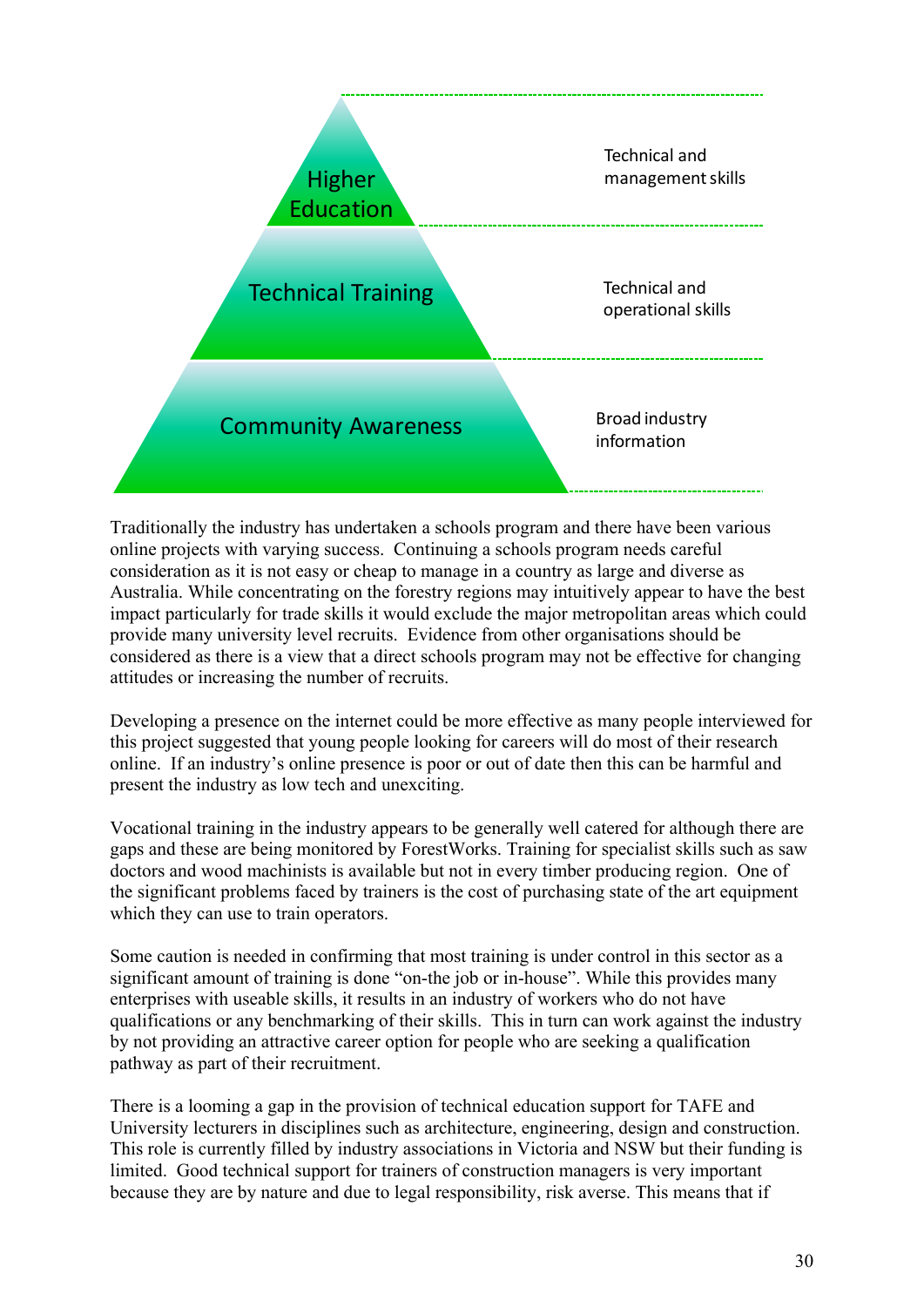| Level | Focus |
| --- | --- |
| Higher Education | Technical and management skills |
| Technical Training | Technical and operational skills |
| Community Awareness | Broad industry information |

Traditionally the industry has undertaken a schools program and there have been various online projects with varying success. Continuing a schools program needs careful consideration as it is not easy or cheap to manage in a country as large and diverse as Australia. While concentrating on the forestry regions may intuitively appear to have the best impact particularly for trade skills it would exclude the major metropolitan areas which could provide many university level recruits. Evidence from other organisations should be considered as there is a view that a direct schools program may not be effective for changing attitudes or increasing the number of recruits.

Developing a presence on the internet could be more effective as many people interviewed for this project suggested that young people looking for careers will do most of their research online. If an industry's online presence is poor or out of date then this can be harmful and present the industry as low tech and unexciting.

Vocational training in the industry appears to be generally well catered for although there are gaps and these are being monitored by ForestWorks. Training for specialist skills such as saw doctors and wood machinists is available but not in every timber producing region. One of the significant problems faced by trainers is the cost of purchasing state of the art equipment which they can use to train operators.

Some caution is needed in confirming that most training is under control in this sector as a significant amount of training is done "on-the job or in-house". While this provides many enterprises with useable skills, it results in an industry of workers who do not have qualifications or any benchmarking of their skills. This in turn can work against the industry by not providing an attractive career option for people who are seeking a qualification pathway as part of their recruitment.

There is a looming a gap in the provision of technical education support for TAFE and University lecturers in disciplines such as architecture, engineering, design and construction. This role is currently filled by industry associations in Victoria and NSW but their funding is limited. Good technical support for trainers of construction managers is very important because they are by nature and due to legal responsibility, risk averse. This means that if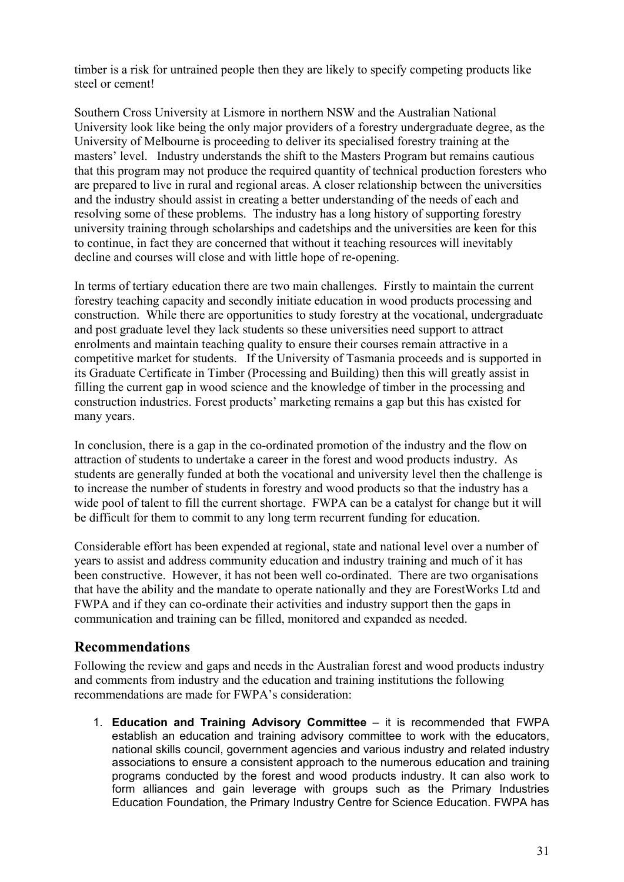timber is a risk for untrained people then they are likely to specify competing products like steel or cement!

Southern Cross University at Lismore in northern NSW and the Australian National University look like being the only major providers of a forestry undergraduate degree, as the University of Melbourne is proceeding to deliver its specialised forestry training at the masters' level. Industry understands the shift to the Masters Program but remains cautious that this program may not produce the required quantity of technical production foresters who are prepared to live in rural and regional areas. A closer relationship between the universities and the industry should assist in creating a better understanding of the needs of each and resolving some of these problems. The industry has a long history of supporting forestry university training through scholarships and cadetships and the universities are keen for this to continue, in fact they are concerned that without it teaching resources will inevitably decline and courses will close and with little hope of re-opening.

In terms of tertiary education there are two main challenges. Firstly to maintain the current forestry teaching capacity and secondly initiate education in wood products processing and construction. While there are opportunities to study forestry at the vocational, undergraduate and post graduate level they lack students so these universities need support to attract enrolments and maintain teaching quality to ensure their courses remain attractive in a competitive market for students. If the University of Tasmania proceeds and is supported in its Graduate Certificate in Timber (Processing and Building) then this will greatly assist in filling the current gap in wood science and the knowledge of timber in the processing and construction industries. Forest products' marketing remains a gap but this has existed for many years.

In conclusion, there is a gap in the co-ordinated promotion of the industry and the flow on attraction of students to undertake a career in the forest and wood products industry. As students are generally funded at both the vocational and university level then the challenge is to increase the number of students in forestry and wood products so that the industry has a wide pool of talent to fill the current shortage. FWPA can be a catalyst for change but it will be difficult for them to commit to any long term recurrent funding for education.

Considerable effort has been expended at regional, state and national level over a number of years to assist and address community education and industry training and much of it has been constructive. However, it has not been well co-ordinated. There are two organisations that have the ability and the mandate to operate nationally and they are ForestWorks Ltd and FWPA and if they can co-ordinate their activities and industry support then the gaps in communication and training can be filled, monitored and expanded as needed.

## Recommendations

Following the review and gaps and needs in the Australian forest and wood products industry and comments from industry and the education and training institutions the following recommendations are made for FWPA's consideration:

1. **Education and Training Advisory Committee** – it is recommended that FWPA establish an education and training advisory committee to work with the educators, national skills council, government agencies and various industry and related industry associations to ensure a consistent approach to the numerous education and training programs conducted by the forest and wood products industry. It can also work to form alliances and gain leverage with groups such as the Primary Industries Education Foundation, the Primary Industry Centre for Science Education. FWPA has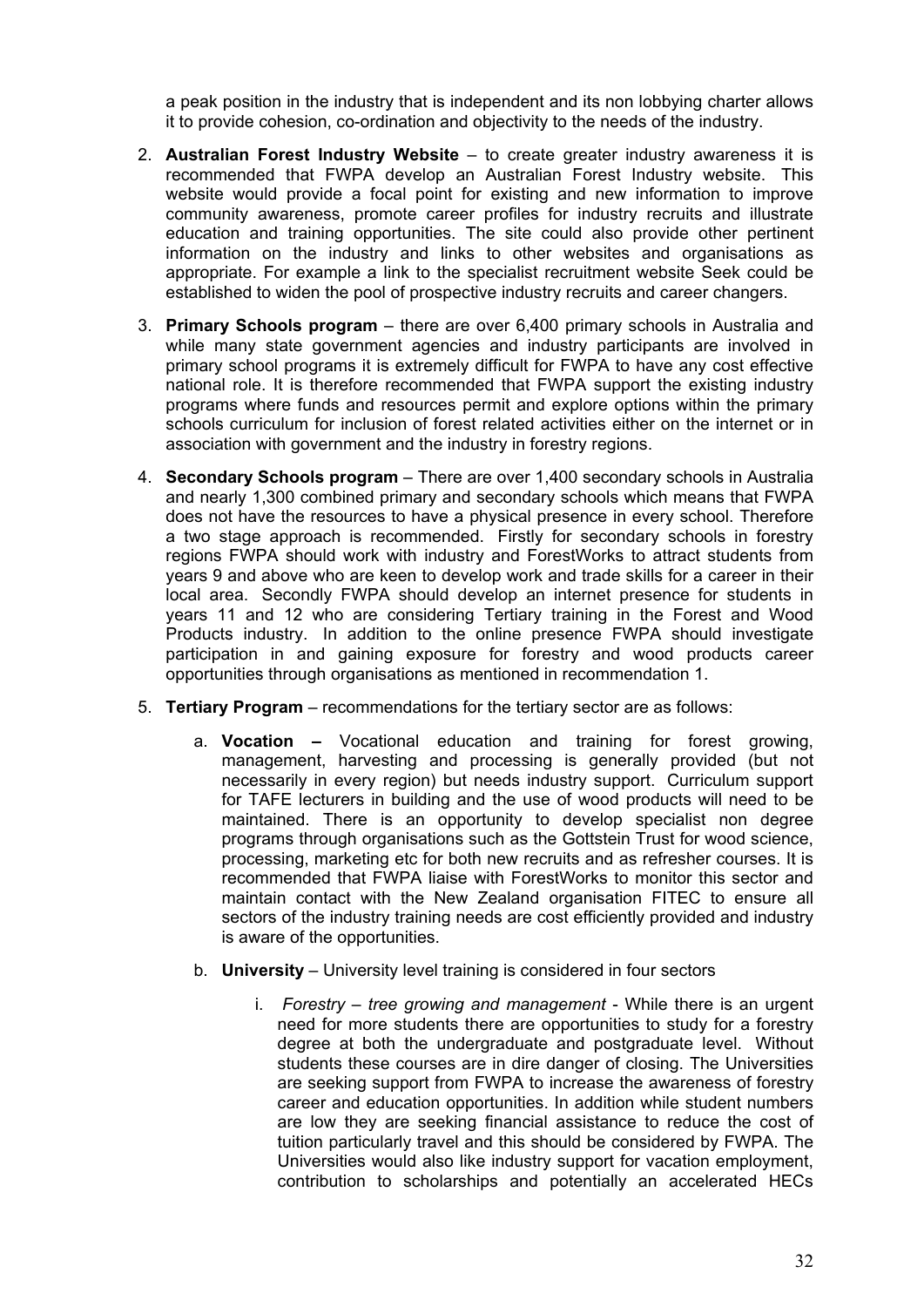a peak position in the industry that is independent and its non lobbying charter allows it to provide cohesion, co-ordination and objectivity to the needs of the industry.

2. **Australian Forest Industry Website** – to create greater industry awareness it is recommended that FWPA develop an Australian Forest Industry website. This website would provide a focal point for existing and new information to improve community awareness, promote career profiles for industry recruits and illustrate education and training opportunities. The site could also provide other pertinent information on the industry and links to other websites and organisations as appropriate. For example a link to the specialist recruitment website Seek could be established to widen the pool of prospective industry recruits and career changers.

3. **Primary Schools program** – there are over 6,400 primary schools in Australia and while many state government agencies and industry participants are involved in primary school programs it is extremely difficult for FWPA to have any cost effective national role. It is therefore recommended that FWPA support the existing industry programs where funds and resources permit and explore options within the primary schools curriculum for inclusion of forest related activities either on the internet or in association with government and the industry in forestry regions.

4. **Secondary Schools program** – There are over 1,400 secondary schools in Australia and nearly 1,300 combined primary and secondary schools which means that FWPA does not have the resources to have a physical presence in every school. Therefore a two stage approach is recommended. Firstly for secondary schools in forestry regions FWPA should work with industry and ForestWorks to attract students from years 9 and above who are keen to develop work and trade skills for a career in their local area. Secondly FWPA should develop an internet presence for students in years 11 and 12 who are considering Tertiary training in the Forest and Wood Products industry. In addition to the online presence FWPA should investigate participation in and gaining exposure for forestry and wood products career opportunities through organisations as mentioned in recommendation 1.

5. **Tertiary Program** – recommendations for the tertiary sector are as follows:

    a. **Vocation –** Vocational education and training for forest growing, management, harvesting and processing is generally provided (but not necessarily in every region) but needs industry support. Curriculum support for TAFE lecturers in building and the use of wood products will need to be maintained. There is an opportunity to develop specialist non degree programs through organisations such as the Gottstein Trust for wood science, processing, marketing etc for both new recruits and as refresher courses. It is recommended that FWPA liaise with ForestWorks to monitor this sector and maintain contact with the New Zealand organisation FITEC to ensure all sectors of the industry training needs are cost efficiently provided and industry is aware of the opportunities.

    b. **University** – University level training is considered in four sectors

        i. *Forestry – tree growing and management* - While there is an urgent need for more students there are opportunities to study for a forestry degree at both the undergraduate and postgraduate level. Without students these courses are in dire danger of closing. The Universities are seeking support from FWPA to increase the awareness of forestry career and education opportunities. In addition while student numbers are low they are seeking financial assistance to reduce the cost of tuition particularly travel and this should be considered by FWPA. The Universities would also like industry support for vacation employment, contribution to scholarships and potentially an accelerated HECs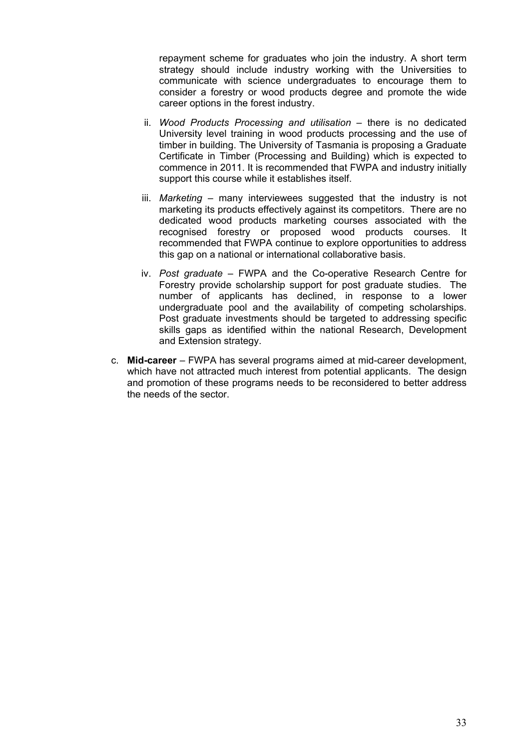repayment scheme for graduates who join the industry. A short term strategy should include industry working with the Universities to communicate with science undergraduates to encourage them to consider a forestry or wood products degree and promote the wide career options in the forest industry.

ii. *Wood Products Processing and utilisation* – there is no dedicated University level training in wood products processing and the use of timber in building. The University of Tasmania is proposing a Graduate Certificate in Timber (Processing and Building) which is expected to commence in 2011. It is recommended that FWPA and industry initially support this course while it establishes itself.

iii. *Marketing* – many interviewees suggested that the industry is not marketing its products effectively against its competitors. There are no dedicated wood products marketing courses associated with the recognised forestry or proposed wood products courses. It recommended that FWPA continue to explore opportunities to address this gap on a national or international collaborative basis.

iv. *Post graduate* – FWPA and the Co-operative Research Centre for Forestry provide scholarship support for post graduate studies. The number of applicants has declined, in response to a lower undergraduate pool and the availability of competing scholarships. Post graduate investments should be targeted to addressing specific skills gaps as identified within the national Research, Development and Extension strategy.

c. **Mid-career** – FWPA has several programs aimed at mid-career development, which have not attracted much interest from potential applicants. The design and promotion of these programs needs to be reconsidered to better address the needs of the sector.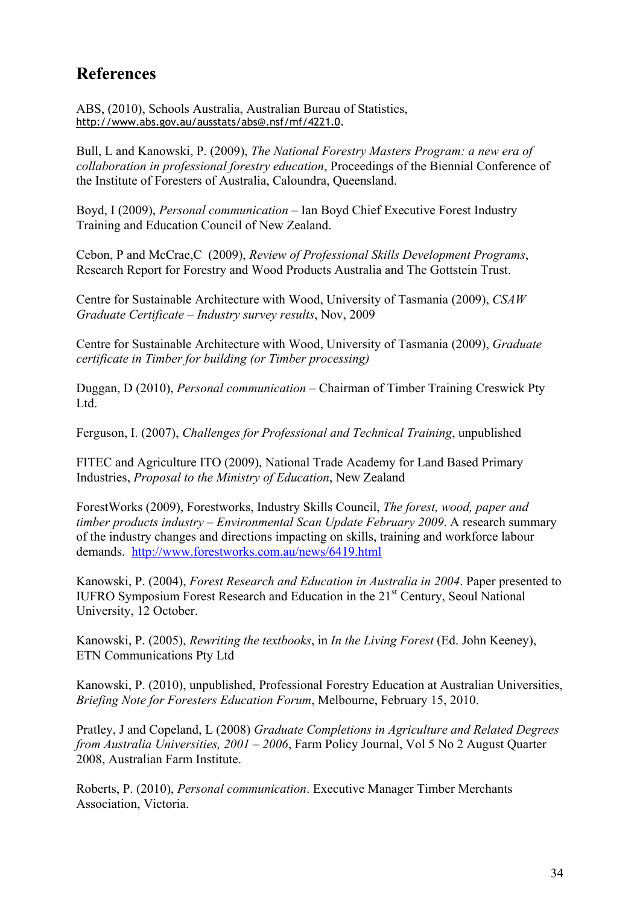## References

ABS, (2010), Schools Australia, Australian Bureau of Statistics, http://www.abs.gov.au/ausstats/abs@.nsf/mf/4221.0.

Bull, L and Kanowski, P. (2009), *The National Forestry Masters Program: a new era of collaboration in professional forestry education*, Proceedings of the Biennial Conference of the Institute of Foresters of Australia, Caloundra, Queensland.

Boyd, I (2009), *Personal communication* – Ian Boyd Chief Executive Forest Industry Training and Education Council of New Zealand.

Cebon, P and McCrae,C (2009), *Review of Professional Skills Development Programs*, Research Report for Forestry and Wood Products Australia and The Gottstein Trust.

Centre for Sustainable Architecture with Wood, University of Tasmania (2009), *CSAW Graduate Certificate – Industry survey results*, Nov, 2009

Centre for Sustainable Architecture with Wood, University of Tasmania (2009), *Graduate certificate in Timber for building (or Timber processing)*

Duggan, D (2010), *Personal communication* – Chairman of Timber Training Creswick Pty Ltd.

Ferguson, I. (2007), *Challenges for Professional and Technical Training*, unpublished

FITEC and Agriculture ITO (2009), National Trade Academy for Land Based Primary Industries, *Proposal to the Ministry of Education*, New Zealand

ForestWorks (2009), Forestworks, Industry Skills Council, *The forest, wood, paper and timber products industry – Environmental Scan Update February 2009*. A research summary of the industry changes and directions impacting on skills, training and workforce labour demands. http://www.forestworks.com.au/news/6419.html

Kanowski, P. (2004), *Forest Research and Education in Australia in 2004*. Paper presented to IUFRO Symposium Forest Research and Education in the 21st Century, Seoul National University, 12 October.

Kanowski, P. (2005), *Rewriting the textbooks*, in *In the Living Forest* (Ed. John Keeney), ETN Communications Pty Ltd

Kanowski, P. (2010), unpublished, Professional Forestry Education at Australian Universities, *Briefing Note for Foresters Education Forum*, Melbourne, February 15, 2010.

Pratley, J and Copeland, L (2008) *Graduate Completions in Agriculture and Related Degrees from Australia Universities, 2001 – 2006*, Farm Policy Journal, Vol 5 No 2 August Quarter 2008, Australian Farm Institute.

Roberts, P. (2010), *Personal communication*. Executive Manager Timber Merchants Association, Victoria.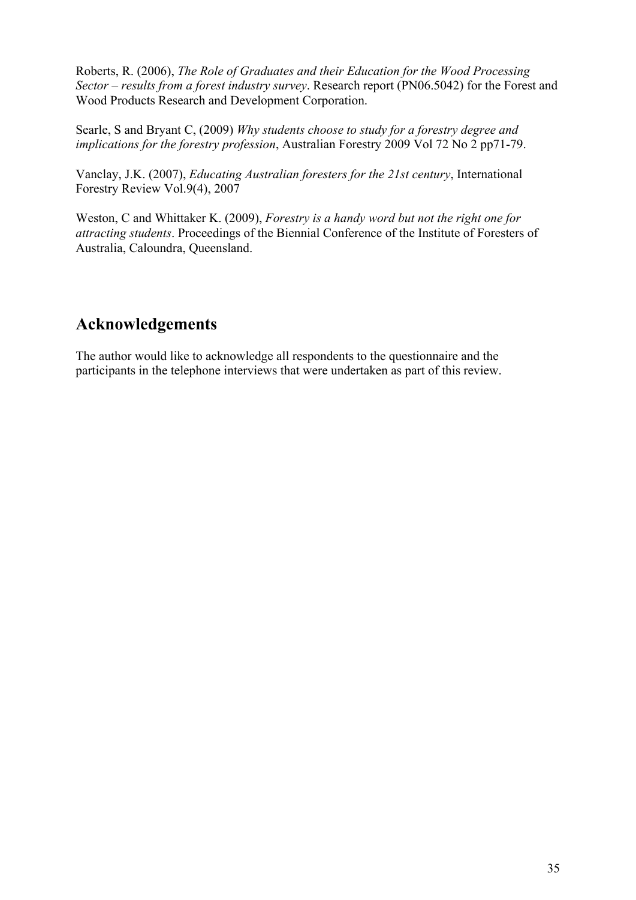Roberts, R. (2006), *The Role of Graduates and their Education for the Wood Processing Sector – results from a forest industry survey*. Research report (PN06.5042) for the Forest and Wood Products Research and Development Corporation.

Searle, S and Bryant C, (2009) *Why students choose to study for a forestry degree and implications for the forestry profession*, Australian Forestry 2009 Vol 72 No 2 pp71-79.

Vanclay, J.K. (2007), *Educating Australian foresters for the 21st century*, International Forestry Review Vol.9(4), 2007

Weston, C and Whittaker K. (2009), *Forestry is a handy word but not the right one for attracting students*. Proceedings of the Biennial Conference of the Institute of Foresters of Australia, Caloundra, Queensland.

## Acknowledgements

The author would like to acknowledge all respondents to the questionnaire and the participants in the telephone interviews that were undertaken as part of this review.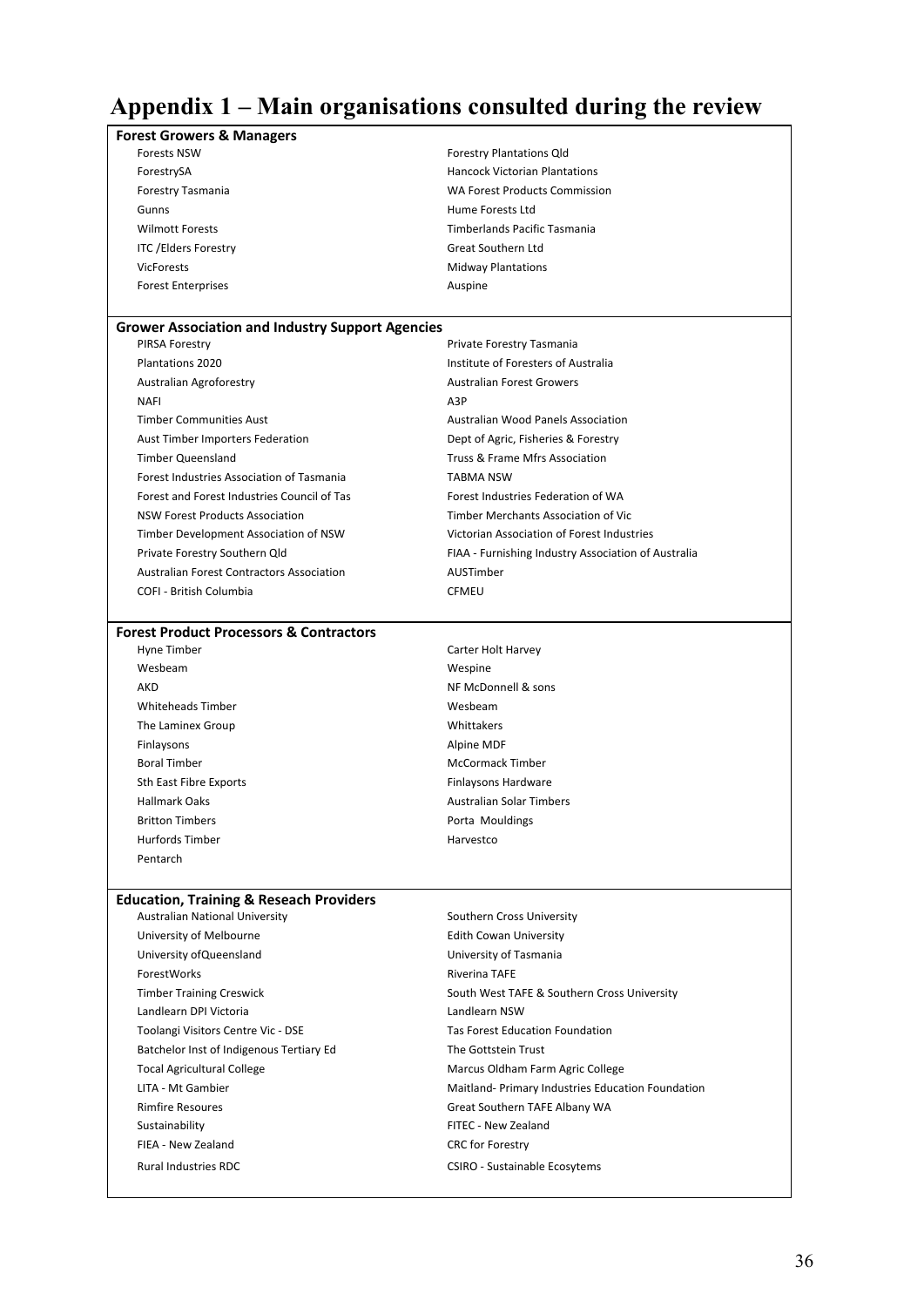# Appendix 1 – Main organisations consulted during the review

| **Forest Growers & Managers** | |
|---|---|
| Forests NSW | Forestry Plantations Qld |
| ForestrySA | Hancock Victorian Plantations |
| Forestry Tasmania | WA Forest Products Commission |
| Gunns | Hume Forests Ltd |
| Wilmott Forests | Timberlands Pacific Tasmania |
| ITC /Elders Forestry | Great Southern Ltd |
| VicForests | Midway Plantations |
| Forest Enterprises | Auspine |

| **Grower Association and Industry Support Agencies** | |
|---|---|
| PIRSA Forestry | Private Forestry Tasmania |
| Plantations 2020 | Institute of Foresters of Australia |
| Australian Agroforestry | Australian Forest Growers |
| NAFI | A3P |
| Timber Communities Aust | Australian Wood Panels Association |
| Aust Timber Importers Federation | Dept of Agric, Fisheries & Forestry |
| Timber Queensland | Truss & Frame Mfrs Association |
| Forest Industries Association of Tasmania | TABMA NSW |
| Forest and Forest Industries Council of Tas | Forest Industries Federation of WA |
| NSW Forest Products Association | Timber Merchants Association of Vic |
| Timber Development Association of NSW | Victorian Association of Forest Industries |
| Private Forestry Southern Qld | FIAA - Furnishing Industry Association of Australia |
| Australian Forest Contractors Association | AUSTimber |
| COFI - British Columbia | CFMEU |

| **Forest Product Processors & Contractors** | |
|---|---|
| Hyne Timber | Carter Holt Harvey |
| Wesbeam | Wespine |
| AKD | NF McDonnell & sons |
| Whiteheads Timber | Wesbeam |
| The Laminex Group | Whittakers |
| Finlaysons | Alpine MDF |
| Boral Timber | McCormack Timber |
| Sth East Fibre Exports | Finlaysons Hardware |
| Hallmark Oaks | Australian Solar Timbers |
| Britton Timbers | Porta Mouldings |
| Hurfords Timber | Harvestco |
| Pentarch | |

| **Education, Training & Reseach Providers** | |
|---|---|
| Australian National University | Southern Cross University |
| University of Melbourne | Edith Cowan University |
| University ofQueensland | University of Tasmania |
| ForestWorks | Riverina TAFE |
| Timber Training Creswick | South West TAFE & Southern Cross University |
| Landlearn DPI Victoria | Landlearn NSW |
| Toolangi Visitors Centre Vic - DSE | Tas Forest Education Foundation |
| Batchelor Inst of Indigenous Tertiary Ed | The Gottstein Trust |
| Tocal Agricultural College | Marcus Oldham Farm Agric College |
| LITA - Mt Gambier | Maitland- Primary Industries Education Foundation |
| Rimfire Resoures | Great Southern TAFE Albany WA |
| Sustainability | FITEC - New Zealand |
| FIEA - New Zealand | CRC for Forestry |
| Rural Industries RDC | CSIRO - Sustainable Ecosytems |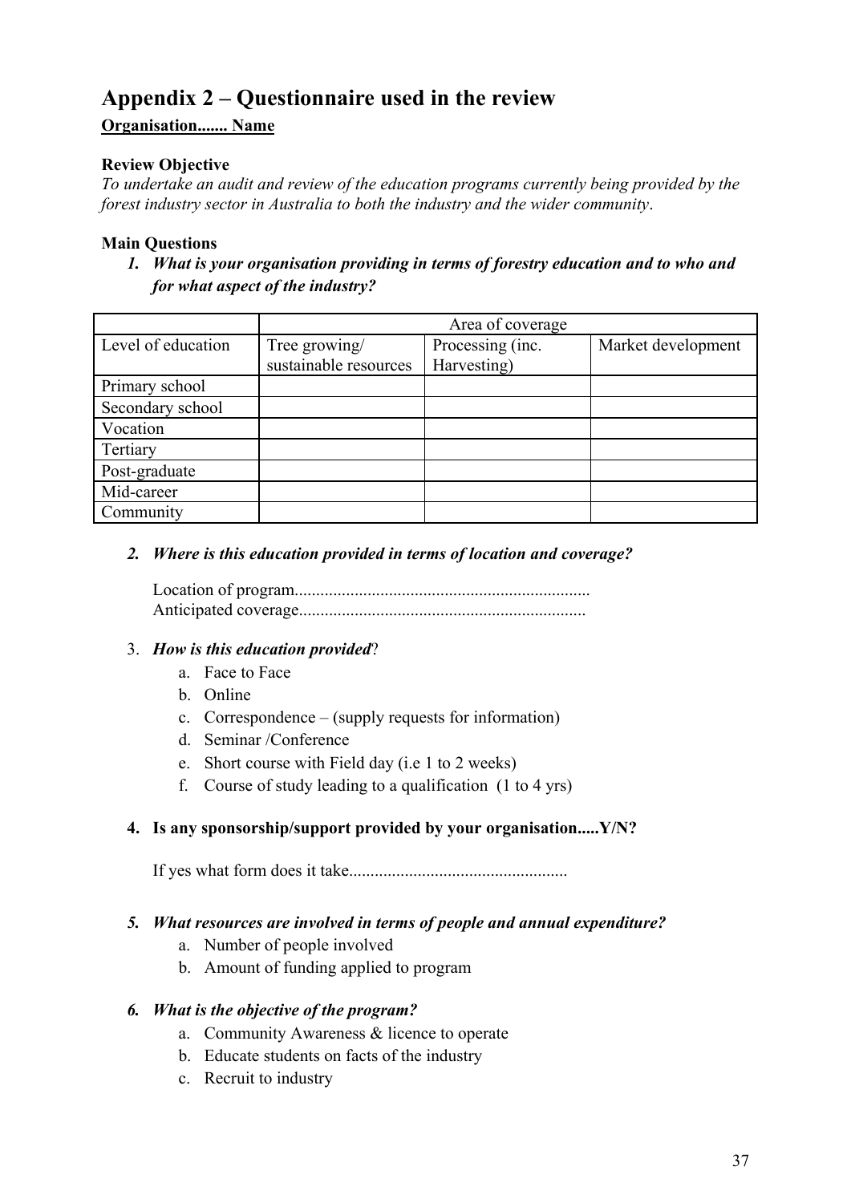# Appendix 2 – Questionnaire used in the review

**Organisation....... Name**

**Review Objective**

*To undertake an audit and review of the education programs currently being provided by the forest industry sector in Australia to both the industry and the wider community*.

**Main Questions**

1. ***What is your organisation providing in terms of forestry education and to who and for what aspect of the industry?***

| | Area of coverage | | |
|---|---|---|---|
| Level of education | Tree growing/ sustainable resources | Processing (inc. Harvesting) | Market development |
| Primary school | | | |
| Secondary school | | | |
| Vocation | | | |
| Tertiary | | | |
| Post-graduate | | | |
| Mid-career | | | |
| Community | | | |

2. ***Where is this education provided in terms of location and coverage?***

   Location of program....................................................................
   Anticipated coverage..................................................................

3. ***How is this education provided***?
   a. Face to Face
   b. Online
   c. Correspondence – (supply requests for information)
   d. Seminar /Conference
   e. Short course with Field day (i.e 1 to 2 weeks)
   f. Course of study leading to a qualification (1 to 4 yrs)

4. **Is any sponsorship/support provided by your organisation.....Y/N?**

   If yes what form does it take..................................................

5. ***What resources are involved in terms of people and annual expenditure?***
   a. Number of people involved
   b. Amount of funding applied to program

6. ***What is the objective of the program?***
   a. Community Awareness & licence to operate
   b. Educate students on facts of the industry
   c. Recruit to industry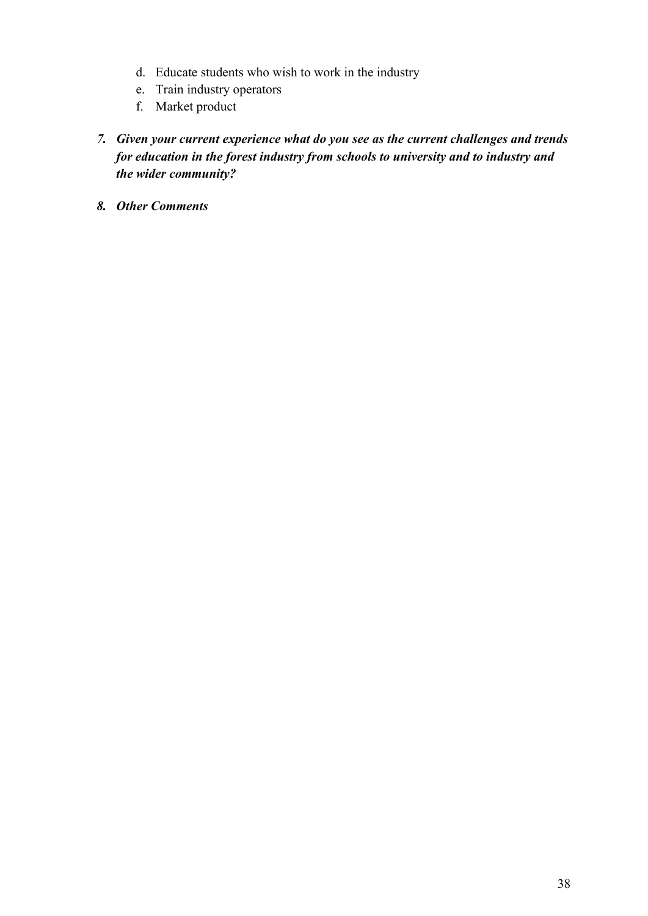d. Educate students who wish to work in the industry
e. Train industry operators
f. Market product

7. ***Given your current experience what do you see as the current challenges and trends for education in the forest industry from schools to university and to industry and the wider community?***

8. ***Other Comments***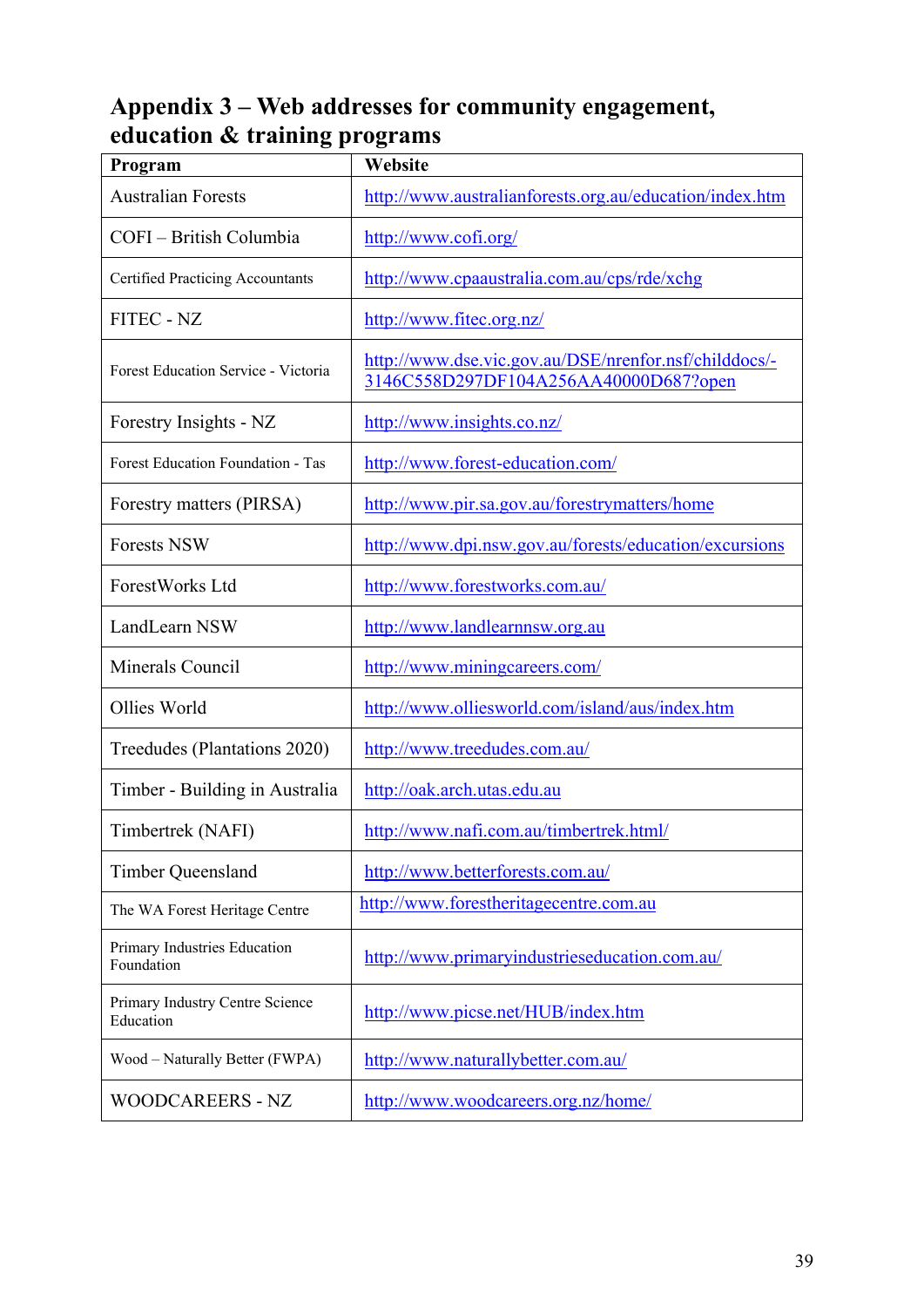## Appendix 3 – Web addresses for community engagement, education & training programs

| Program | Website |
| --- | --- |
| Australian Forests | http://www.australianforests.org.au/education/index.htm |
| COFI – British Columbia | http://www.cofi.org/ |
| Certified Practicing Accountants | http://www.cpaaustralia.com.au/cps/rde/xchg |
| FITEC - NZ | http://www.fitec.org.nz/ |
| Forest Education Service - Victoria | http://www.dse.vic.gov.au/DSE/nrenfor.nsf/childdocs/-3146C558D297DF104A256AA40000D687?open |
| Forestry Insights - NZ | http://www.insights.co.nz/ |
| Forest Education Foundation - Tas | http://www.forest-education.com/ |
| Forestry matters (PIRSA) | http://www.pir.sa.gov.au/forestrymatters/home |
| Forests NSW | http://www.dpi.nsw.gov.au/forests/education/excursions |
| ForestWorks Ltd | http://www.forestworks.com.au/ |
| LandLearn NSW | http://www.landlearnnsw.org.au |
| Minerals Council | http://www.miningcareers.com/ |
| Ollies World | http://www.olliesworld.com/island/aus/index.htm |
| Treedudes (Plantations 2020) | http://www.treedudes.com.au/ |
| Timber - Building in Australia | http://oak.arch.utas.edu.au |
| Timbertrek (NAFI) | http://www.nafi.com.au/timbertrek.html/ |
| Timber Queensland | http://www.betterforests.com.au/ |
| The WA Forest Heritage Centre | http://www.forestheritagecentre.com.au |
| Primary Industries Education Foundation | http://www.primaryindustrieseducation.com.au/ |
| Primary Industry Centre Science Education | http://www.picse.net/HUB/index.htm |
| Wood – Naturally Better (FWPA) | http://www.naturallybetter.com.au/ |
| WOODCAREERS - NZ | http://www.woodcareers.org.nz/home/ |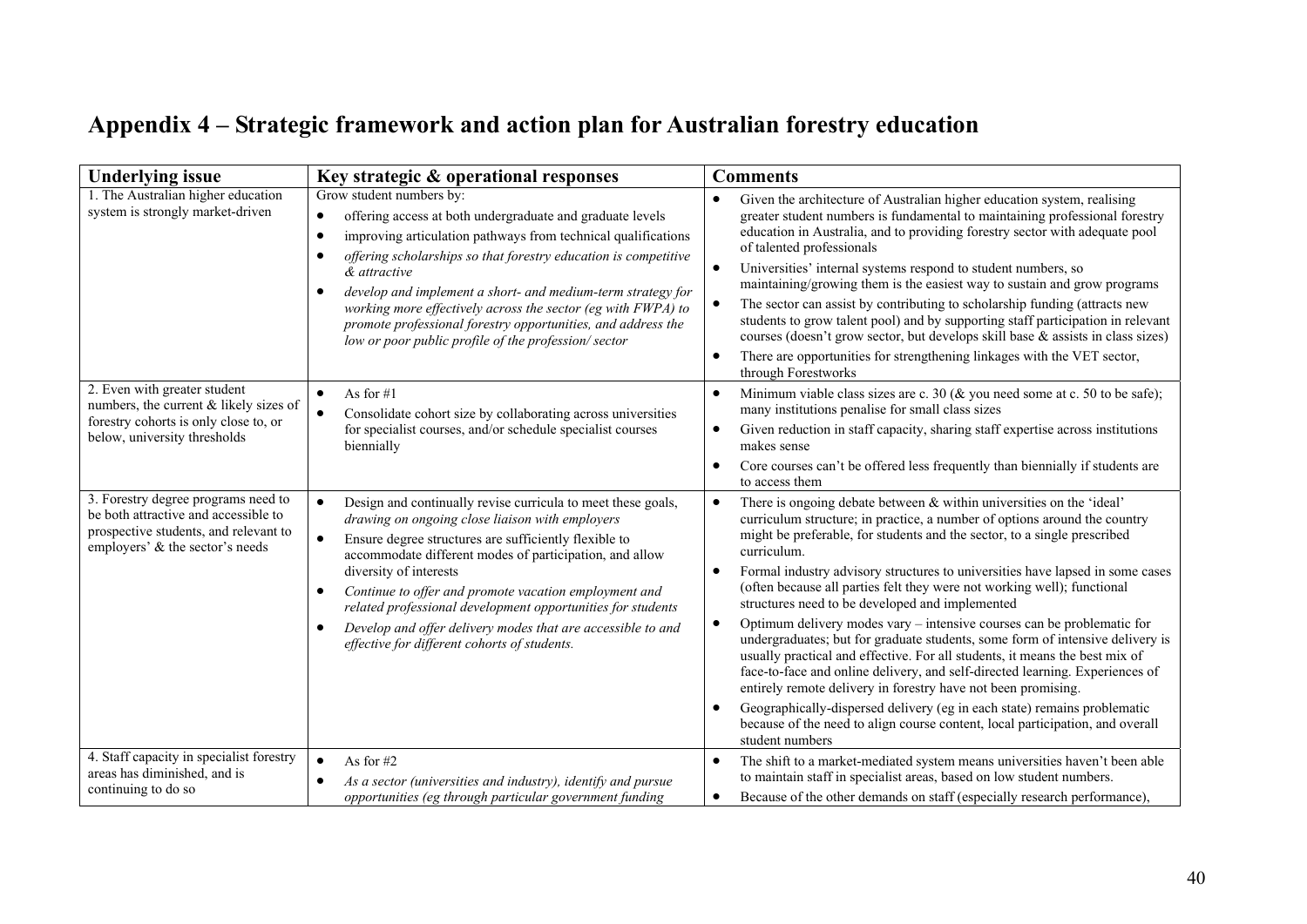# Appendix 4 – Strategic framework and action plan for Australian forestry education

| Underlying issue | Key strategic & operational responses | Comments |
|---|---|---|
| 1. The Australian higher education system is strongly market-driven | Grow student numbers by: <br>• offering access at both undergraduate and graduate levels <br>• improving articulation pathways from technical qualifications <br>• *offering scholarships so that forestry education is competitive & attractive* <br>• *develop and implement a short- and medium-term strategy for working more effectively across the sector (eg with FWPA) to promote professional forestry opportunities, and address the low or poor public profile of the profession/ sector* | • Given the architecture of Australian higher education system, realising greater student numbers is fundamental to maintaining professional forestry education in Australia, and to providing forestry sector with adequate pool of talented professionals <br>• Universities' internal systems respond to student numbers, so maintaining/growing them is the easiest way to sustain and grow programs <br>• The sector can assist by contributing to scholarship funding (attracts new students to grow talent pool) and by supporting staff participation in relevant courses (doesn't grow sector, but develops skill base & assists in class sizes) <br>• There are opportunities for strengthening linkages with the VET sector, through Forestworks |
| 2. Even with greater student numbers, the current & likely sizes of forestry cohorts is only close to, or below, university thresholds | • As for #1 <br>• Consolidate cohort size by collaborating across universities for specialist courses, and/or schedule specialist courses biennially | • Minimum viable class sizes are c. 30 (& you need some at c. 50 to be safe); many institutions penalise for small class sizes <br>• Given reduction in staff capacity, sharing staff expertise across institutions makes sense <br>• Core courses can't be offered less frequently than biennially if students are to access them |
| 3. Forestry degree programs need to be both attractive and accessible to prospective students, and relevant to employers' & the sector's needs | • Design and continually revise curricula to meet these goals, drawing on ongoing close liaison with employers <br>• Ensure degree structures are sufficiently flexible to accommodate different modes of participation, and allow diversity of interests <br>• *Continue to offer and promote vacation employment and related professional development opportunities for students* <br>• *Develop and offer delivery modes that are accessible to and effective for different cohorts of students.* | • There is ongoing debate between & within universities on the 'ideal' curriculum structure; in practice, a number of options around the country might be preferable, for students and the sector, to a single prescribed curriculum. <br>• Formal industry advisory structures to universities have lapsed in some cases (often because all parties felt they were not working well); functional structures need to be developed and implemented <br>• Optimum delivery modes vary – intensive courses can be problematic for undergraduates; but for graduate students, some form of intensive delivery is usually practical and effective. For all students, it means the best mix of face-to-face and online delivery, and self-directed learning. Experiences of entirely remote delivery in forestry have not been promising. <br>• Geographically-dispersed delivery (eg in each state) remains problematic because of the need to align course content, local participation, and overall student numbers |
| 4. Staff capacity in specialist forestry areas has diminished, and is continuing to do so | • As for #2 <br>• *As a sector (universities and industry), identify and pursue opportunities (eg through particular government funding* | • The shift to a market-mediated system means universities haven't been able to maintain staff in specialist areas, based on low student numbers. <br>• Because of the other demands on staff (especially research performance), |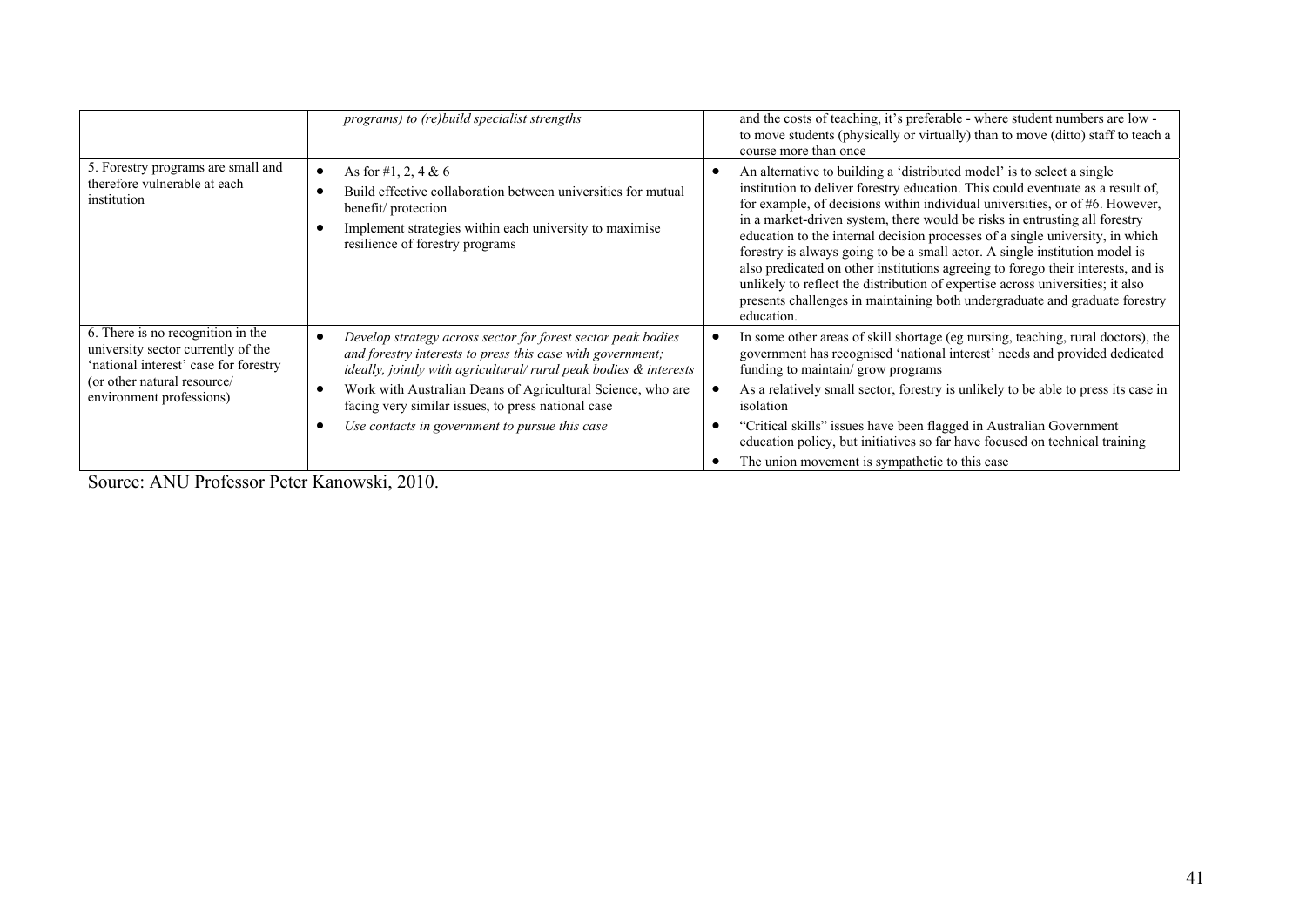| | | |
|---|---|---|
| | *programs) to (re)build specialist strengths* | and the costs of teaching, it's preferable - where student numbers are low - to move students (physically or virtually) than to move (ditto) staff to teach a course more than once |
| 5. Forestry programs are small and therefore vulnerable at each institution | • As for #1, 2, 4 & 6<br>• Build effective collaboration between universities for mutual benefit/ protection<br>• Implement strategies within each university to maximise resilience of forestry programs | • An alternative to building a 'distributed model' is to select a single institution to deliver forestry education. This could eventuate as a result of, for example, of decisions within individual universities, or of #6. However, in a market-driven system, there would be risks in entrusting all forestry education to the internal decision processes of a single university, in which forestry is always going to be a small actor. A single institution model is also predicated on other institutions agreeing to forego their interests, and is unlikely to reflect the distribution of expertise across universities; it also presents challenges in maintaining both undergraduate and graduate forestry education. |
| 6. There is no recognition in the university sector currently of the 'national interest' case for forestry (or other natural resource/ environment professions) | • *Develop strategy across sector for forest sector peak bodies and forestry interests to press this case with government; ideally, jointly with agricultural/ rural peak bodies & interests*<br>• Work with Australian Deans of Agricultural Science, who are facing very similar issues, to press national case<br>• *Use contacts in government to pursue this case* | • In some other areas of skill shortage (eg nursing, teaching, rural doctors), the government has recognised 'national interest' needs and provided dedicated funding to maintain/ grow programs<br>• As a relatively small sector, forestry is unlikely to be able to press its case in isolation<br>• "Critical skills" issues have been flagged in Australian Government education policy, but initiatives so far have focused on technical training<br>• The union movement is sympathetic to this case |

Source: ANU Professor Peter Kanowski, 2010.